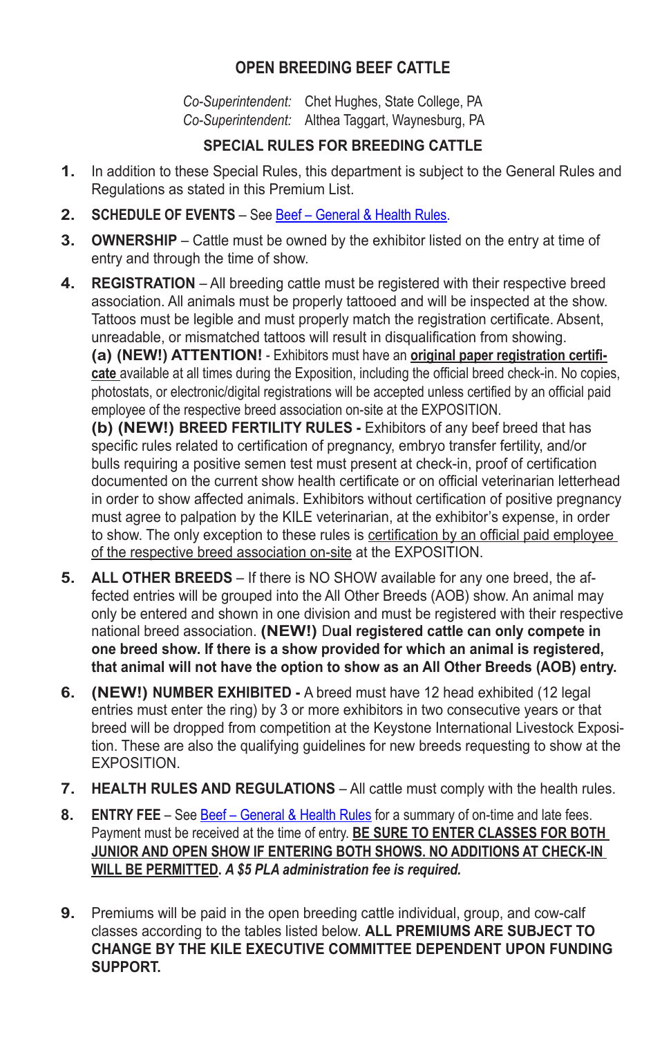# OPEN BREEDING BEEF CATTLE

*Co-Superintendent:* Chet Hughes, State College, PA
*Co-Superintendent:* Althea Taggart, Waynesburg, PA

## SPECIAL RULES FOR BREEDING CATTLE

1. In addition to these Special Rules, this department is subject to the General Rules and Regulations as stated in this Premium List.

2. **SCHEDULE OF EVENTS** – See Beef – General & Health Rules.

3. **OWNERSHIP** – Cattle must be owned by the exhibitor listed on the entry at time of entry and through the time of show.

4. **REGISTRATION** – All breeding cattle must be registered with their respective breed association. All animals must be properly tattooed and will be inspected at the show. Tattoos must be legible and must properly match the registration certificate. Absent, unreadable, or mismatched tattoos will result in disqualification from showing.
   **(a) (NEW!) ATTENTION!** - Exhibitors must have an **original paper registration certificate** available at all times during the Exposition, including the official breed check-in. No copies, photostats, or electronic/digital registrations will be accepted unless certified by an official paid employee of the respective breed association on-site at the EXPOSITION.
   **(b) (NEW!) BREED FERTILITY RULES -** Exhibitors of any beef breed that has specific rules related to certification of pregnancy, embryo transfer fertility, and/or bulls requiring a positive semen test must present at check-in, proof of certification documented on the current show health certificate or on official veterinarian letterhead in order to show affected animals. Exhibitors without certification of positive pregnancy must agree to palpation by the KILE veterinarian, at the exhibitor's expense, in order to show. The only exception to these rules is certification by an official paid employee of the respective breed association on-site at the EXPOSITION.

5. **ALL OTHER BREEDS** – If there is NO SHOW available for any one breed, the affected entries will be grouped into the All Other Breeds (AOB) show. An animal may only be entered and shown in one division and must be registered with their respective national breed association. **(NEW!) Dual registered cattle can only compete in one breed show. If there is a show provided for which an animal is registered, that animal will not have the option to show as an All Other Breeds (AOB) entry.**

6. **(NEW!) NUMBER EXHIBITED -** A breed must have 12 head exhibited (12 legal entries must enter the ring) by 3 or more exhibitors in two consecutive years or that breed will be dropped from competition at the Keystone International Livestock Exposition. These are also the qualifying guidelines for new breeds requesting to show at the EXPOSITION.

7. **HEALTH RULES AND REGULATIONS** – All cattle must comply with the health rules.

8. **ENTRY FEE** – See Beef – General & Health Rules for a summary of on-time and late fees. Payment must be received at the time of entry. **BE SURE TO ENTER CLASSES FOR BOTH JUNIOR AND OPEN SHOW IF ENTERING BOTH SHOWS. NO ADDITIONS AT CHECK-IN WILL BE PERMITTED.** ***A $5 PLA administration fee is required.***

9. Premiums will be paid in the open breeding cattle individual, group, and cow-calf classes according to the tables listed below. **ALL PREMIUMS ARE SUBJECT TO CHANGE BY THE KILE EXECUTIVE COMMITTEE DEPENDENT UPON FUNDING SUPPORT.**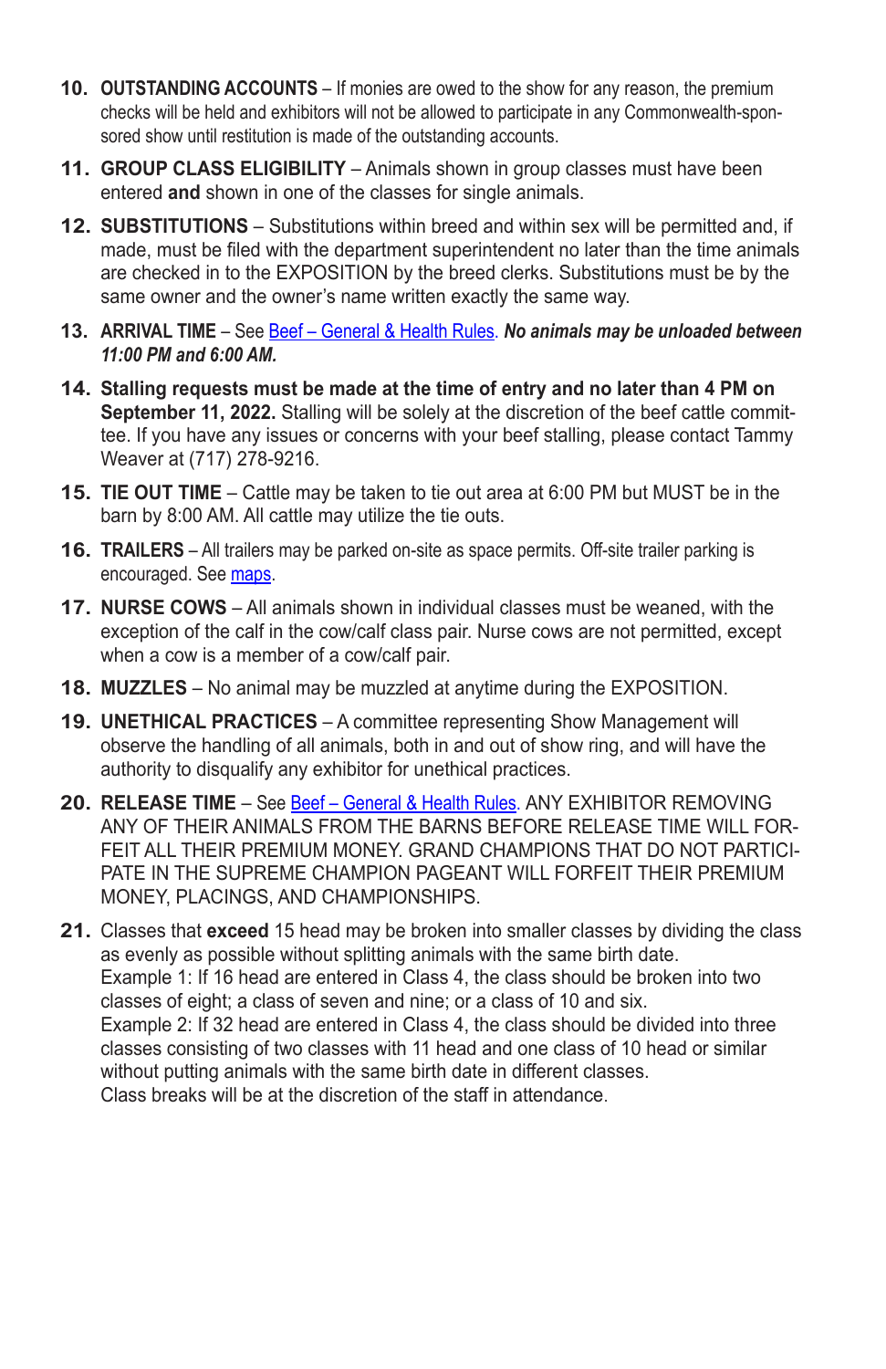10. **OUTSTANDING ACCOUNTS** – If monies are owed to the show for any reason, the premium checks will be held and exhibitors will not be allowed to participate in any Commonwealth-sponsored show until restitution is made of the outstanding accounts.

11. **GROUP CLASS ELIGIBILITY** – Animals shown in group classes must have been entered **and** shown in one of the classes for single animals.

12. **SUBSTITUTIONS** – Substitutions within breed and within sex will be permitted and, if made, must be filed with the department superintendent no later than the time animals are checked in to the EXPOSITION by the breed clerks. Substitutions must be by the same owner and the owner's name written exactly the same way.

13. **ARRIVAL TIME** – See Beef – General & Health Rules. ***No animals may be unloaded between 11:00 PM and 6:00 AM.***

14. **Stalling requests must be made at the time of entry and no later than 4 PM on September 11, 2022.** Stalling will be solely at the discretion of the beef cattle committee. If you have any issues or concerns with your beef stalling, please contact Tammy Weaver at (717) 278-9216.

15. **TIE OUT TIME** – Cattle may be taken to tie out area at 6:00 PM but MUST be in the barn by 8:00 AM. All cattle may utilize the tie outs.

16. **TRAILERS** – All trailers may be parked on-site as space permits. Off-site trailer parking is encouraged. See maps.

17. **NURSE COWS** – All animals shown in individual classes must be weaned, with the exception of the calf in the cow/calf class pair. Nurse cows are not permitted, except when a cow is a member of a cow/calf pair.

18. **MUZZLES** – No animal may be muzzled at anytime during the EXPOSITION.

19. **UNETHICAL PRACTICES** – A committee representing Show Management will observe the handling of all animals, both in and out of show ring, and will have the authority to disqualify any exhibitor for unethical practices.

20. **RELEASE TIME** – See Beef – General & Health Rules. ANY EXHIBITOR REMOVING ANY OF THEIR ANIMALS FROM THE BARNS BEFORE RELEASE TIME WILL FORFEIT ALL THEIR PREMIUM MONEY. GRAND CHAMPIONS THAT DO NOT PARTICIPATE IN THE SUPREME CHAMPION PAGEANT WILL FORFEIT THEIR PREMIUM MONEY, PLACINGS, AND CHAMPIONSHIPS.

21. Classes that **exceed** 15 head may be broken into smaller classes by dividing the class as evenly as possible without splitting animals with the same birth date.
Example 1: If 16 head are entered in Class 4, the class should be broken into two classes of eight; a class of seven and nine; or a class of 10 and six.
Example 2: If 32 head are entered in Class 4, the class should be divided into three classes consisting of two classes with 11 head and one class of 10 head or similar without putting animals with the same birth date in different classes.
Class breaks will be at the discretion of the staff in attendance.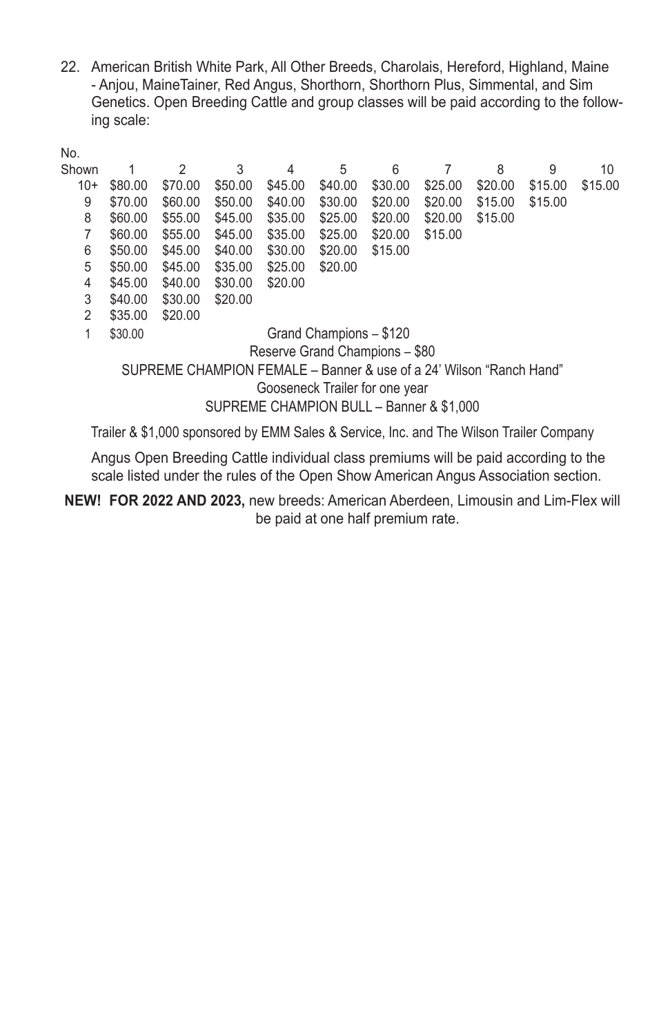22. American British White Park, All Other Breeds, Charolais, Hereford, Highland, Maine - Anjou, MaineTainer, Red Angus, Shorthorn, Shorthorn Plus, Simmental, and Sim Genetics. Open Breeding Cattle and group classes will be paid according to the following scale:

| No. Shown | 1 | 2 | 3 | 4 | 5 | 6 | 7 | 8 | 9 | 10 |
|---|---|---|---|---|---|---|---|---|---|---|
| 10+ | $80.00 | $70.00 | $50.00 | $45.00 | $40.00 | $30.00 | $25.00 | $20.00 | $15.00 | $15.00 |
| 9 | $70.00 | $60.00 | $50.00 | $40.00 | $30.00 | $20.00 | $20.00 | $15.00 | $15.00 | |
| 8 | $60.00 | $55.00 | $45.00 | $35.00 | $25.00 | $20.00 | $20.00 | $15.00 | | |
| 7 | $60.00 | $55.00 | $45.00 | $35.00 | $25.00 | $20.00 | $15.00 | | | |
| 6 | $50.00 | $45.00 | $40.00 | $30.00 | $20.00 | $15.00 | | | | |
| 5 | $50.00 | $45.00 | $35.00 | $25.00 | $20.00 | | | | | |
| 4 | $45.00 | $40.00 | $30.00 | $20.00 | | | | | | |
| 3 | $40.00 | $30.00 | $20.00 | | | | | | | |
| 2 | $35.00 | $20.00 | | | | | | | | |
| 1 | $30.00 | | | | | | | | | |

Grand Champions – $120

Reserve Grand Champions – $80

SUPREME CHAMPION FEMALE – Banner & use of a 24' Wilson "Ranch Hand" Gooseneck Trailer for one year

SUPREME CHAMPION BULL – Banner & $1,000

Trailer & $1,000 sponsored by EMM Sales & Service, Inc. and The Wilson Trailer Company

Angus Open Breeding Cattle individual class premiums will be paid according to the scale listed under the rules of the Open Show American Angus Association section.

**NEW! FOR 2022 AND 2023,** new breeds: American Aberdeen, Limousin and Lim-Flex will be paid at one half premium rate.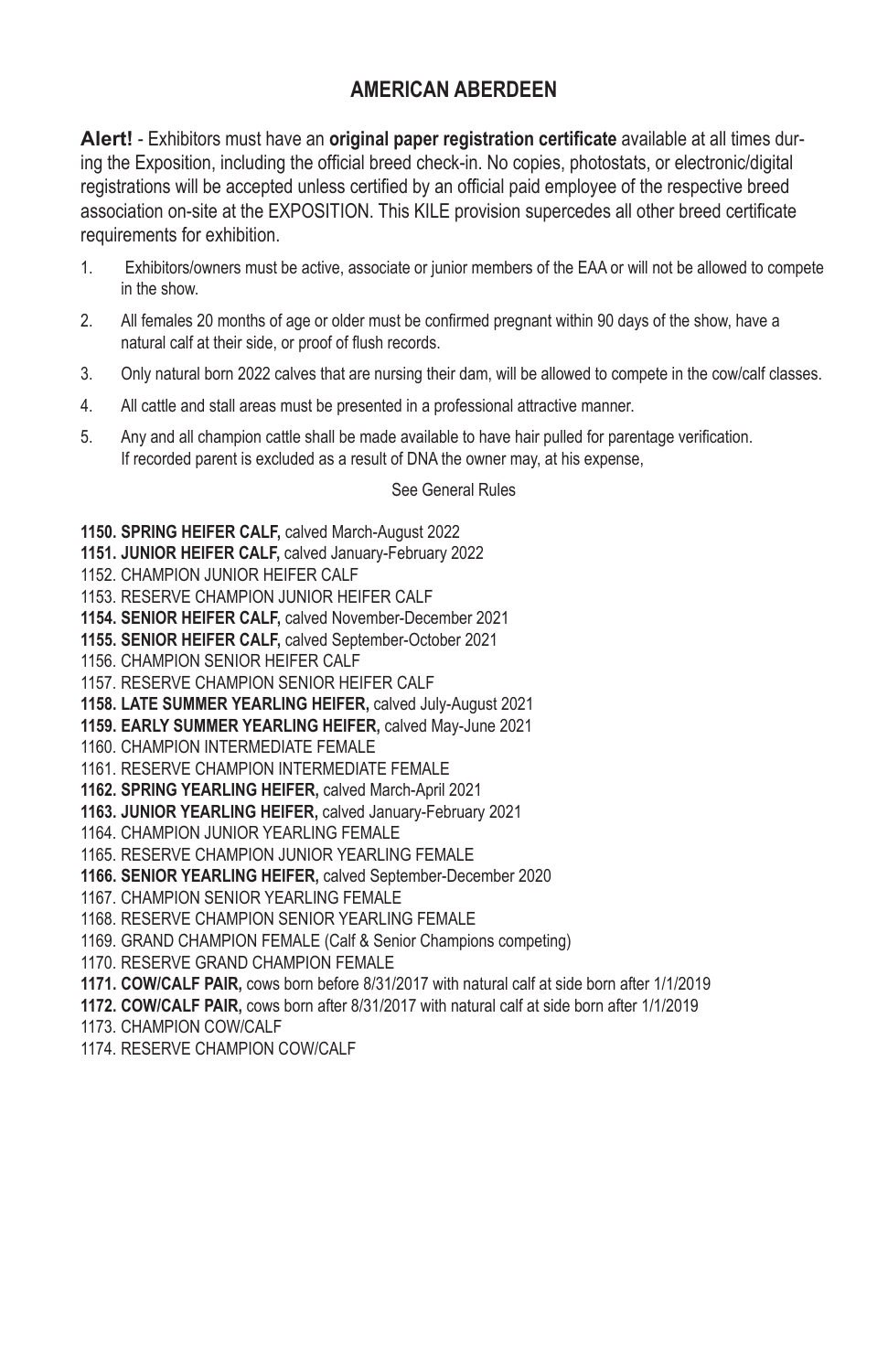## AMERICAN ABERDEEN

**Alert!** - Exhibitors must have an **original paper registration certificate** available at all times during the Exposition, including the official breed check-in. No copies, photostats, or electronic/digital registrations will be accepted unless certified by an official paid employee of the respective breed association on-site at the EXPOSITION. This KILE provision supercedes all other breed certificate requirements for exhibition.

1. Exhibitors/owners must be active, associate or junior members of the EAA or will not be allowed to compete in the show.
2. All females 20 months of age or older must be confirmed pregnant within 90 days of the show, have a natural calf at their side, or proof of flush records.
3. Only natural born 2022 calves that are nursing their dam, will be allowed to compete in the cow/calf classes.
4. All cattle and stall areas must be presented in a professional attractive manner.
5. Any and all champion cattle shall be made available to have hair pulled for parentage verification. If recorded parent is excluded as a result of DNA the owner may, at his expense,

See General Rules

**1150. SPRING HEIFER CALF,** calved March-August 2022
**1151. JUNIOR HEIFER CALF,** calved January-February 2022
1152. CHAMPION JUNIOR HEIFER CALF
1153. RESERVE CHAMPION JUNIOR HEIFER CALF
**1154. SENIOR HEIFER CALF,** calved November-December 2021
**1155. SENIOR HEIFER CALF,** calved September-October 2021
1156. CHAMPION SENIOR HEIFER CALF
1157. RESERVE CHAMPION SENIOR HEIFER CALF
**1158. LATE SUMMER YEARLING HEIFER,** calved July-August 2021
**1159. EARLY SUMMER YEARLING HEIFER,** calved May-June 2021
1160. CHAMPION INTERMEDIATE FEMALE
1161. RESERVE CHAMPION INTERMEDIATE FEMALE
**1162. SPRING YEARLING HEIFER,** calved March-April 2021
**1163. JUNIOR YEARLING HEIFER,** calved January-February 2021
1164. CHAMPION JUNIOR YEARLING FEMALE
1165. RESERVE CHAMPION JUNIOR YEARLING FEMALE
**1166. SENIOR YEARLING HEIFER,** calved September-December 2020
1167. CHAMPION SENIOR YEARLING FEMALE
1168. RESERVE CHAMPION SENIOR YEARLING FEMALE
1169. GRAND CHAMPION FEMALE (Calf & Senior Champions competing)
1170. RESERVE GRAND CHAMPION FEMALE
**1171. COW/CALF PAIR,** cows born before 8/31/2017 with natural calf at side born after 1/1/2019
**1172. COW/CALF PAIR,** cows born after 8/31/2017 with natural calf at side born after 1/1/2019
1173. CHAMPION COW/CALF
1174. RESERVE CHAMPION COW/CALF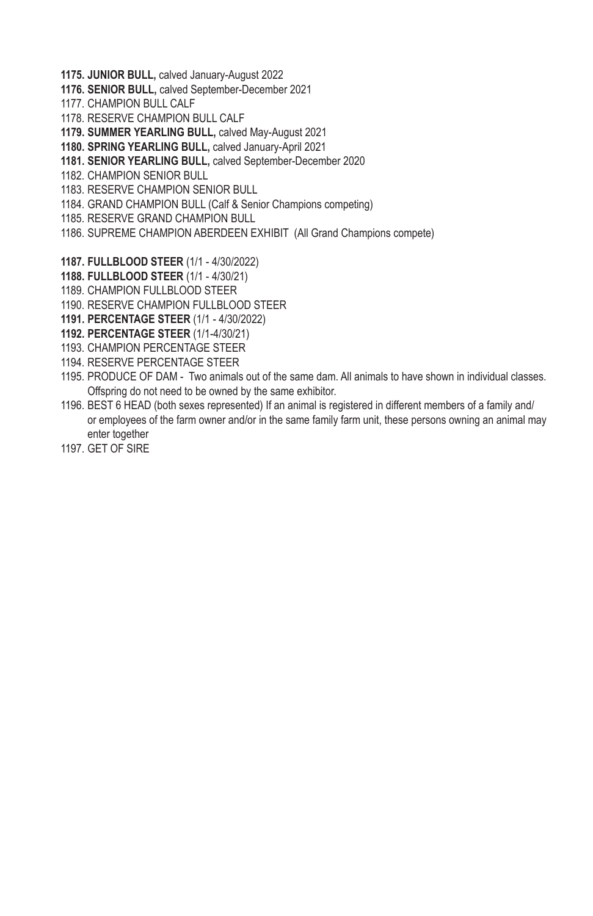**1175. JUNIOR BULL,** calved January-August 2022

**1176. SENIOR BULL,** calved September-December 2021

1177. CHAMPION BULL CALF

1178. RESERVE CHAMPION BULL CALF

**1179. SUMMER YEARLING BULL,** calved May-August 2021

**1180. SPRING YEARLING BULL,** calved January-April 2021

**1181. SENIOR YEARLING BULL,** calved September-December 2020

1182. CHAMPION SENIOR BULL

1183. RESERVE CHAMPION SENIOR BULL

1184. GRAND CHAMPION BULL (Calf & Senior Champions competing)

1185. RESERVE GRAND CHAMPION BULL

1186. SUPREME CHAMPION ABERDEEN EXHIBIT (All Grand Champions compete)

**1187. FULLBLOOD STEER** (1/1 - 4/30/2022)

**1188. FULLBLOOD STEER** (1/1 - 4/30/21)

1189. CHAMPION FULLBLOOD STEER

1190. RESERVE CHAMPION FULLBLOOD STEER

**1191. PERCENTAGE STEER** (1/1 - 4/30/2022)

**1192. PERCENTAGE STEER** (1/1-4/30/21)

1193. CHAMPION PERCENTAGE STEER

1194. RESERVE PERCENTAGE STEER

1195. PRODUCE OF DAM - Two animals out of the same dam. All animals to have shown in individual classes. Offspring do not need to be owned by the same exhibitor.

1196. BEST 6 HEAD (both sexes represented) If an animal is registered in different members of a family and/ or employees of the farm owner and/or in the same family farm unit, these persons owning an animal may enter together

1197. GET OF SIRE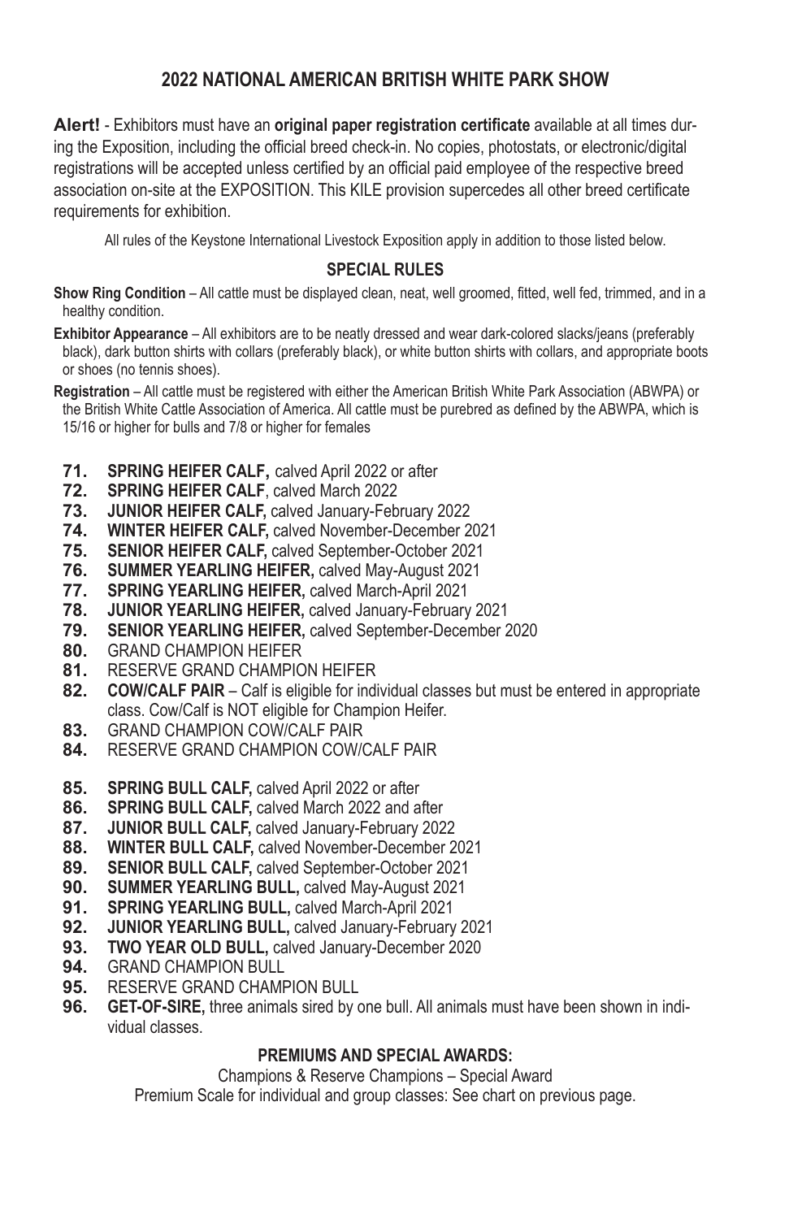## 2022 NATIONAL AMERICAN BRITISH WHITE PARK SHOW

**Alert!** - Exhibitors must have an **original paper registration certificate** available at all times during the Exposition, including the official breed check-in. No copies, photostats, or electronic/digital registrations will be accepted unless certified by an official paid employee of the respective breed association on-site at the EXPOSITION. This KILE provision supercedes all other breed certificate requirements for exhibition.

All rules of the Keystone International Livestock Exposition apply in addition to those listed below.

### SPECIAL RULES

**Show Ring Condition** – All cattle must be displayed clean, neat, well groomed, fitted, well fed, trimmed, and in a healthy condition.

**Exhibitor Appearance** – All exhibitors are to be neatly dressed and wear dark-colored slacks/jeans (preferably black), dark button shirts with collars (preferably black), or white button shirts with collars, and appropriate boots or shoes (no tennis shoes).

**Registration** – All cattle must be registered with either the American British White Park Association (ABWPA) or the British White Cattle Association of America. All cattle must be purebred as defined by the ABWPA, which is 15/16 or higher for bulls and 7/8 or higher for females

- **71. SPRING HEIFER CALF,** calved April 2022 or after
- **72. SPRING HEIFER CALF**, calved March 2022
- **73. JUNIOR HEIFER CALF,** calved January-February 2022
- **74. WINTER HEIFER CALF,** calved November-December 2021
- **75. SENIOR HEIFER CALF,** calved September-October 2021
- **76. SUMMER YEARLING HEIFER,** calved May-August 2021
- **77. SPRING YEARLING HEIFER,** calved March-April 2021
- **78. JUNIOR YEARLING HEIFER,** calved January-February 2021
- **79. SENIOR YEARLING HEIFER,** calved September-December 2020
- **80.** GRAND CHAMPION HEIFER
- **81.** RESERVE GRAND CHAMPION HEIFER
- **82. COW/CALF PAIR** – Calf is eligible for individual classes but must be entered in appropriate class. Cow/Calf is NOT eligible for Champion Heifer.
- **83.** GRAND CHAMPION COW/CALF PAIR
- **84.** RESERVE GRAND CHAMPION COW/CALF PAIR

- **85. SPRING BULL CALF,** calved April 2022 or after
- **86. SPRING BULL CALF,** calved March 2022 and after
- **87. JUNIOR BULL CALF,** calved January-February 2022
- **88. WINTER BULL CALF,** calved November-December 2021
- **89. SENIOR BULL CALF,** calved September-October 2021
- **90. SUMMER YEARLING BULL,** calved May-August 2021
- **91. SPRING YEARLING BULL,** calved March-April 2021
- **92. JUNIOR YEARLING BULL,** calved January-February 2021
- **93. TWO YEAR OLD BULL,** calved January-December 2020
- **94.** GRAND CHAMPION BULL
- **95.** RESERVE GRAND CHAMPION BULL
- **96. GET-OF-SIRE,** three animals sired by one bull. All animals must have been shown in individual classes.

### PREMIUMS AND SPECIAL AWARDS:

Champions & Reserve Champions – Special Award

Premium Scale for individual and group classes: See chart on previous page.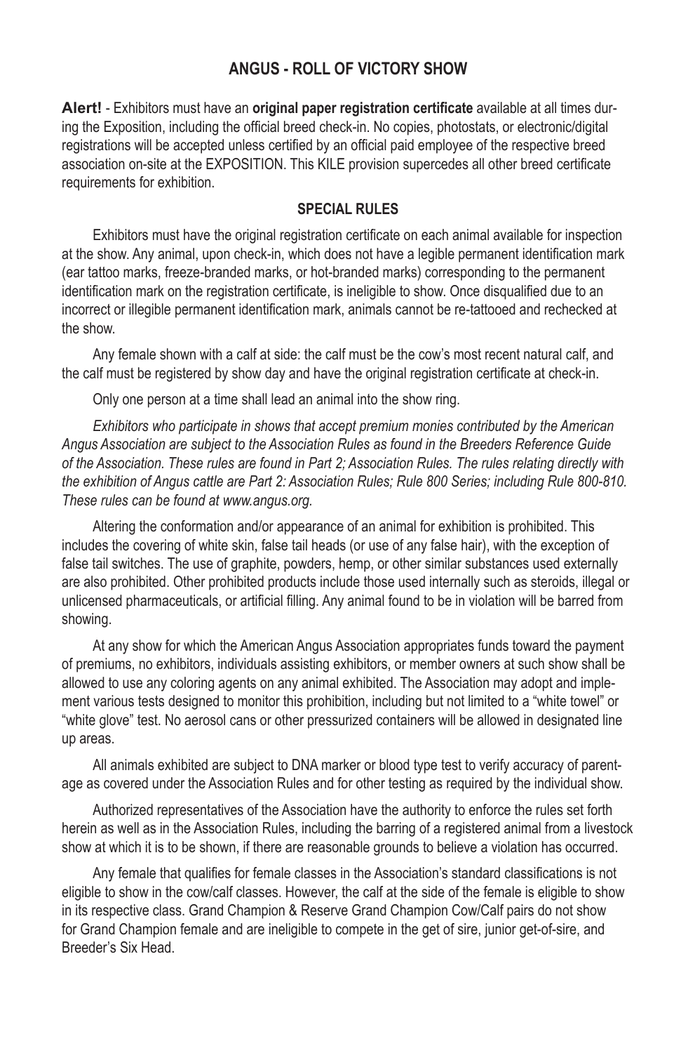## ANGUS - ROLL OF VICTORY SHOW

**Alert!** - Exhibitors must have an **original paper registration certificate** available at all times during the Exposition, including the official breed check-in. No copies, photostats, or electronic/digital registrations will be accepted unless certified by an official paid employee of the respective breed association on-site at the EXPOSITION. This KILE provision supercedes all other breed certificate requirements for exhibition.

### SPECIAL RULES

Exhibitors must have the original registration certificate on each animal available for inspection at the show. Any animal, upon check-in, which does not have a legible permanent identification mark (ear tattoo marks, freeze-branded marks, or hot-branded marks) corresponding to the permanent identification mark on the registration certificate, is ineligible to show. Once disqualified due to an incorrect or illegible permanent identification mark, animals cannot be re-tattooed and rechecked at the show.

Any female shown with a calf at side: the calf must be the cow's most recent natural calf, and the calf must be registered by show day and have the original registration certificate at check-in.

Only one person at a time shall lead an animal into the show ring.

*Exhibitors who participate in shows that accept premium monies contributed by the American Angus Association are subject to the Association Rules as found in the Breeders Reference Guide of the Association. These rules are found in Part 2; Association Rules. The rules relating directly with the exhibition of Angus cattle are Part 2: Association Rules; Rule 800 Series; including Rule 800-810. These rules can be found at www.angus.org.*

Altering the conformation and/or appearance of an animal for exhibition is prohibited. This includes the covering of white skin, false tail heads (or use of any false hair), with the exception of false tail switches. The use of graphite, powders, hemp, or other similar substances used externally are also prohibited. Other prohibited products include those used internally such as steroids, illegal or unlicensed pharmaceuticals, or artificial filling. Any animal found to be in violation will be barred from showing.

At any show for which the American Angus Association appropriates funds toward the payment of premiums, no exhibitors, individuals assisting exhibitors, or member owners at such show shall be allowed to use any coloring agents on any animal exhibited. The Association may adopt and implement various tests designed to monitor this prohibition, including but not limited to a "white towel" or "white glove" test. No aerosol cans or other pressurized containers will be allowed in designated line up areas.

All animals exhibited are subject to DNA marker or blood type test to verify accuracy of parentage as covered under the Association Rules and for other testing as required by the individual show.

Authorized representatives of the Association have the authority to enforce the rules set forth herein as well as in the Association Rules, including the barring of a registered animal from a livestock show at which it is to be shown, if there are reasonable grounds to believe a violation has occurred.

Any female that qualifies for female classes in the Association's standard classifications is not eligible to show in the cow/calf classes. However, the calf at the side of the female is eligible to show in its respective class. Grand Champion & Reserve Grand Champion Cow/Calf pairs do not show for Grand Champion female and are ineligible to compete in the get of sire, junior get-of-sire, and Breeder's Six Head.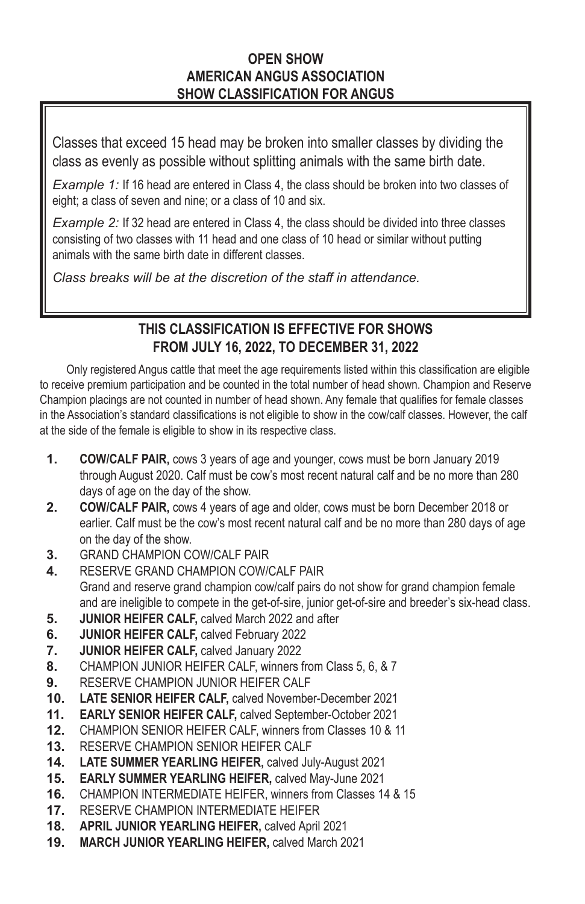**OPEN SHOW**
**AMERICAN ANGUS ASSOCIATION**
**SHOW CLASSIFICATION FOR ANGUS**

Classes that exceed 15 head may be broken into smaller classes by dividing the class as evenly as possible without splitting animals with the same birth date.

*Example 1:* If 16 head are entered in Class 4, the class should be broken into two classes of eight; a class of seven and nine; or a class of 10 and six.

*Example 2:* If 32 head are entered in Class 4, the class should be divided into three classes consisting of two classes with 11 head and one class of 10 head or similar without putting animals with the same birth date in different classes.

*Class breaks will be at the discretion of the staff in attendance.*

**THIS CLASSIFICATION IS EFFECTIVE FOR SHOWS FROM JULY 16, 2022, TO DECEMBER 31, 2022**

Only registered Angus cattle that meet the age requirements listed within this classification are eligible to receive premium participation and be counted in the total number of head shown. Champion and Reserve Champion placings are not counted in number of head shown. Any female that qualifies for female classes in the Association's standard classifications is not eligible to show in the cow/calf classes. However, the calf at the side of the female is eligible to show in its respective class.

1. **COW/CALF PAIR,** cows 3 years of age and younger, cows must be born January 2019 through August 2020. Calf must be cow's most recent natural calf and be no more than 280 days of age on the day of the show.
2. **COW/CALF PAIR,** cows 4 years of age and older, cows must be born December 2018 or earlier. Calf must be the cow's most recent natural calf and be no more than 280 days of age on the day of the show.
3. GRAND CHAMPION COW/CALF PAIR
4. RESERVE GRAND CHAMPION COW/CALF PAIR
   Grand and reserve grand champion cow/calf pairs do not show for grand champion female and are ineligible to compete in the get-of-sire, junior get-of-sire and breeder's six-head class.
5. **JUNIOR HEIFER CALF,** calved March 2022 and after
6. **JUNIOR HEIFER CALF,** calved February 2022
7. **JUNIOR HEIFER CALF,** calved January 2022
8. CHAMPION JUNIOR HEIFER CALF, winners from Class 5, 6, & 7
9. RESERVE CHAMPION JUNIOR HEIFER CALF
10. **LATE SENIOR HEIFER CALF,** calved November-December 2021
11. **EARLY SENIOR HEIFER CALF,** calved September-October 2021
12. CHAMPION SENIOR HEIFER CALF, winners from Classes 10 & 11
13. RESERVE CHAMPION SENIOR HEIFER CALF
14. **LATE SUMMER YEARLING HEIFER,** calved July-August 2021
15. **EARLY SUMMER YEARLING HEIFER,** calved May-June 2021
16. CHAMPION INTERMEDIATE HEIFER, winners from Classes 14 & 15
17. RESERVE CHAMPION INTERMEDIATE HEIFER
18. **APRIL JUNIOR YEARLING HEIFER,** calved April 2021
19. **MARCH JUNIOR YEARLING HEIFER,** calved March 2021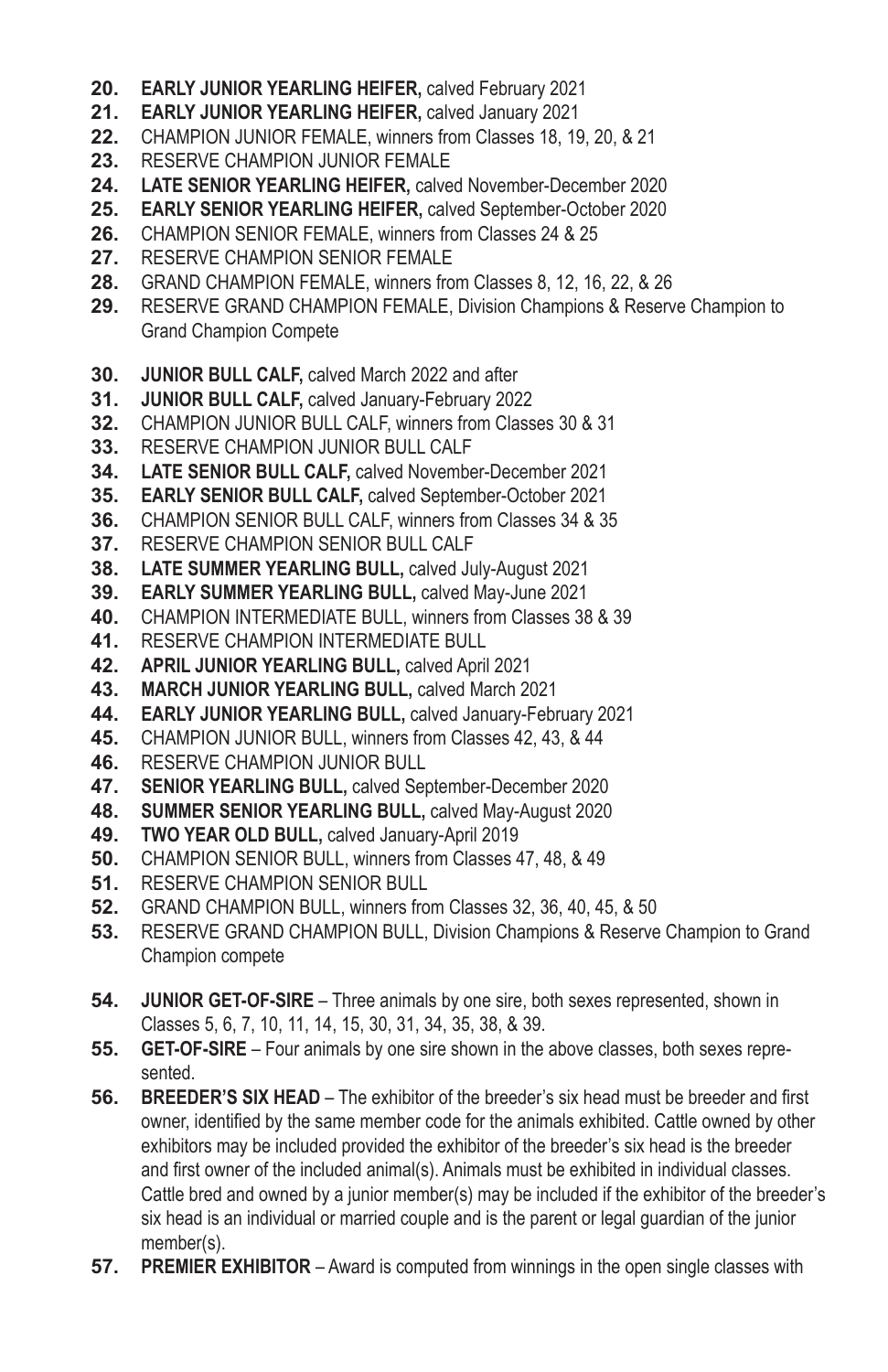20. **EARLY JUNIOR YEARLING HEIFER,** calved February 2021
21. **EARLY JUNIOR YEARLING HEIFER,** calved January 2021
22. CHAMPION JUNIOR FEMALE, winners from Classes 18, 19, 20, & 21
23. RESERVE CHAMPION JUNIOR FEMALE
24. **LATE SENIOR YEARLING HEIFER,** calved November-December 2020
25. **EARLY SENIOR YEARLING HEIFER,** calved September-October 2020
26. CHAMPION SENIOR FEMALE, winners from Classes 24 & 25
27. RESERVE CHAMPION SENIOR FEMALE
28. GRAND CHAMPION FEMALE, winners from Classes 8, 12, 16, 22, & 26
29. RESERVE GRAND CHAMPION FEMALE, Division Champions & Reserve Champion to Grand Champion Compete

30. **JUNIOR BULL CALF,** calved March 2022 and after
31. **JUNIOR BULL CALF,** calved January-February 2022
32. CHAMPION JUNIOR BULL CALF, winners from Classes 30 & 31
33. RESERVE CHAMPION JUNIOR BULL CALF
34. **LATE SENIOR BULL CALF,** calved November-December 2021
35. **EARLY SENIOR BULL CALF,** calved September-October 2021
36. CHAMPION SENIOR BULL CALF, winners from Classes 34 & 35
37. RESERVE CHAMPION SENIOR BULL CALF
38. **LATE SUMMER YEARLING BULL,** calved July-August 2021
39. **EARLY SUMMER YEARLING BULL,** calved May-June 2021
40. CHAMPION INTERMEDIATE BULL, winners from Classes 38 & 39
41. RESERVE CHAMPION INTERMEDIATE BULL
42. **APRIL JUNIOR YEARLING BULL,** calved April 2021
43. **MARCH JUNIOR YEARLING BULL,** calved March 2021
44. **EARLY JUNIOR YEARLING BULL,** calved January-February 2021
45. CHAMPION JUNIOR BULL, winners from Classes 42, 43, & 44
46. RESERVE CHAMPION JUNIOR BULL
47. **SENIOR YEARLING BULL,** calved September-December 2020
48. **SUMMER SENIOR YEARLING BULL,** calved May-August 2020
49. **TWO YEAR OLD BULL,** calved January-April 2019
50. CHAMPION SENIOR BULL, winners from Classes 47, 48, & 49
51. RESERVE CHAMPION SENIOR BULL
52. GRAND CHAMPION BULL, winners from Classes 32, 36, 40, 45, & 50
53. RESERVE GRAND CHAMPION BULL, Division Champions & Reserve Champion to Grand Champion compete

54. **JUNIOR GET-OF-SIRE** – Three animals by one sire, both sexes represented, shown in Classes 5, 6, 7, 10, 11, 14, 15, 30, 31, 34, 35, 38, & 39.
55. **GET-OF-SIRE** – Four animals by one sire shown in the above classes, both sexes represented.
56. **BREEDER'S SIX HEAD** – The exhibitor of the breeder's six head must be breeder and first owner, identified by the same member code for the animals exhibited. Cattle owned by other exhibitors may be included provided the exhibitor of the breeder's six head is the breeder and first owner of the included animal(s). Animals must be exhibited in individual classes. Cattle bred and owned by a junior member(s) may be included if the exhibitor of the breeder's six head is an individual or married couple and is the parent or legal guardian of the junior member(s).
57. **PREMIER EXHIBITOR** – Award is computed from winnings in the open single classes with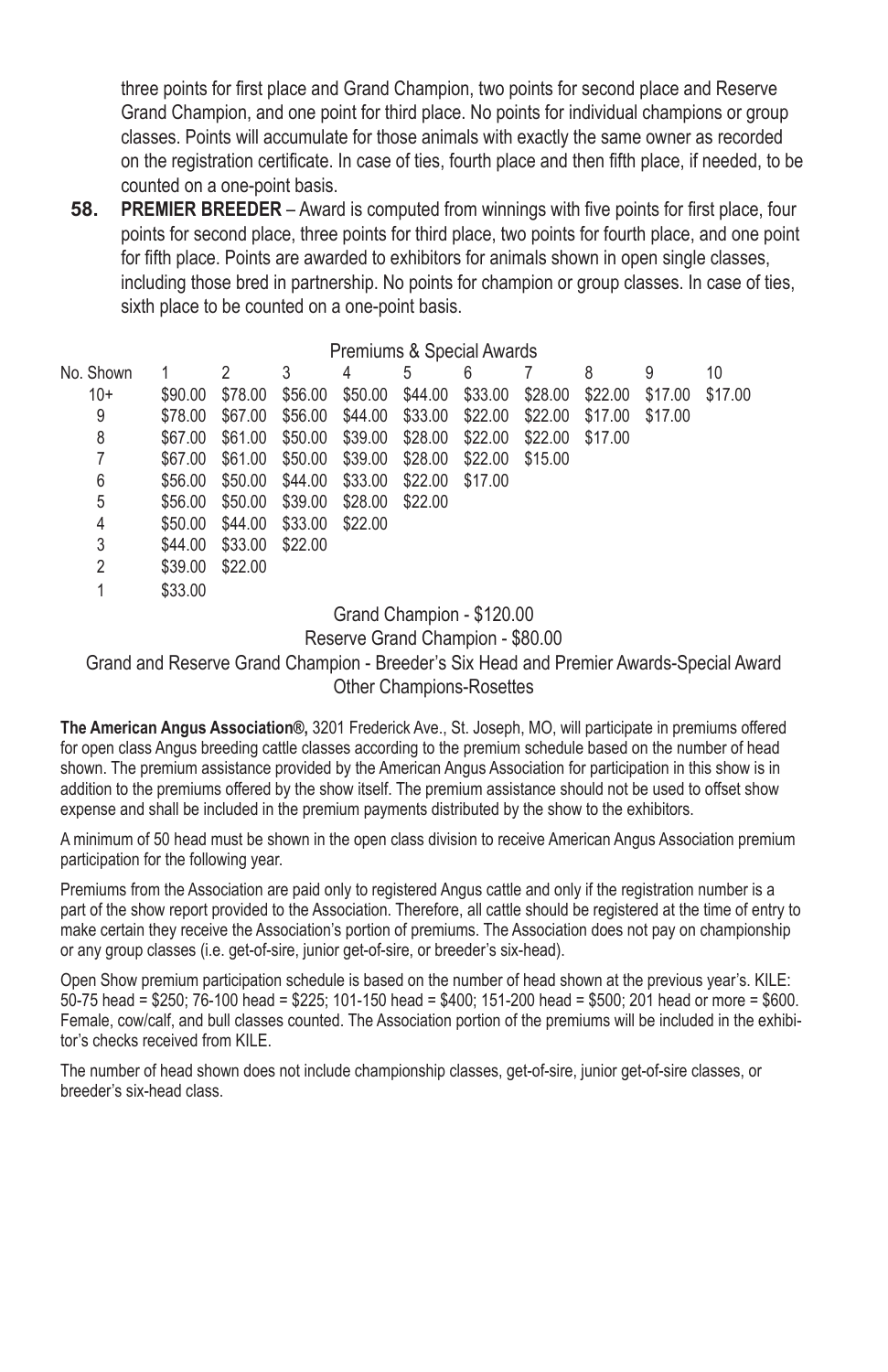three points for first place and Grand Champion, two points for second place and Reserve Grand Champion, and one point for third place. No points for individual champions or group classes. Points will accumulate for those animals with exactly the same owner as recorded on the registration certificate. In case of ties, fourth place and then fifth place, if needed, to be counted on a one-point basis.

**58. PREMIER BREEDER** – Award is computed from winnings with five points for first place, four points for second place, three points for third place, two points for fourth place, and one point for fifth place. Points are awarded to exhibitors for animals shown in open single classes, including those bred in partnership. No points for champion or group classes. In case of ties, sixth place to be counted on a one-point basis.

Premiums & Special Awards

| No. Shown | 1 | 2 | 3 | 4 | 5 | 6 | 7 | 8 | 9 | 10 |
|---|---|---|---|---|---|---|---|---|---|---|
| 10+ | $90.00 | $78.00 | $56.00 | $50.00 | $44.00 | $33.00 | $28.00 | $22.00 | $17.00 | $17.00 |
| 9 | $78.00 | $67.00 | $56.00 | $44.00 | $33.00 | $22.00 | $22.00 | $17.00 | $17.00 | |
| 8 | $67.00 | $61.00 | $50.00 | $39.00 | $28.00 | $22.00 | $22.00 | $17.00 | | |
| 7 | $67.00 | $61.00 | $50.00 | $39.00 | $28.00 | $22.00 | $15.00 | | | |
| 6 | $56.00 | $50.00 | $44.00 | $33.00 | $22.00 | $17.00 | | | | |
| 5 | $56.00 | $50.00 | $39.00 | $28.00 | $22.00 | | | | | |
| 4 | $50.00 | $44.00 | $33.00 | $22.00 | | | | | | |
| 3 | $44.00 | $33.00 | $22.00 | | | | | | | |
| 2 | $39.00 | $22.00 | | | | | | | | |
| 1 | $33.00 | | | | | | | | | |

Grand Champion - $120.00

Reserve Grand Champion - $80.00

Grand and Reserve Grand Champion - Breeder's Six Head and Premier Awards-Special Award

Other Champions-Rosettes

**The American Angus Association®,** 3201 Frederick Ave., St. Joseph, MO, will participate in premiums offered for open class Angus breeding cattle classes according to the premium schedule based on the number of head shown. The premium assistance provided by the American Angus Association for participation in this show is in addition to the premiums offered by the show itself. The premium assistance should not be used to offset show expense and shall be included in the premium payments distributed by the show to the exhibitors.

A minimum of 50 head must be shown in the open class division to receive American Angus Association premium participation for the following year.

Premiums from the Association are paid only to registered Angus cattle and only if the registration number is a part of the show report provided to the Association. Therefore, all cattle should be registered at the time of entry to make certain they receive the Association's portion of premiums. The Association does not pay on championship or any group classes (i.e. get-of-sire, junior get-of-sire, or breeder's six-head).

Open Show premium participation schedule is based on the number of head shown at the previous year's. KILE: 50-75 head = $250; 76-100 head = $225; 101-150 head = $400; 151-200 head = $500; 201 head or more = $600. Female, cow/calf, and bull classes counted. The Association portion of the premiums will be included in the exhibitor's checks received from KILE.

The number of head shown does not include championship classes, get-of-sire, junior get-of-sire classes, or breeder's six-head class.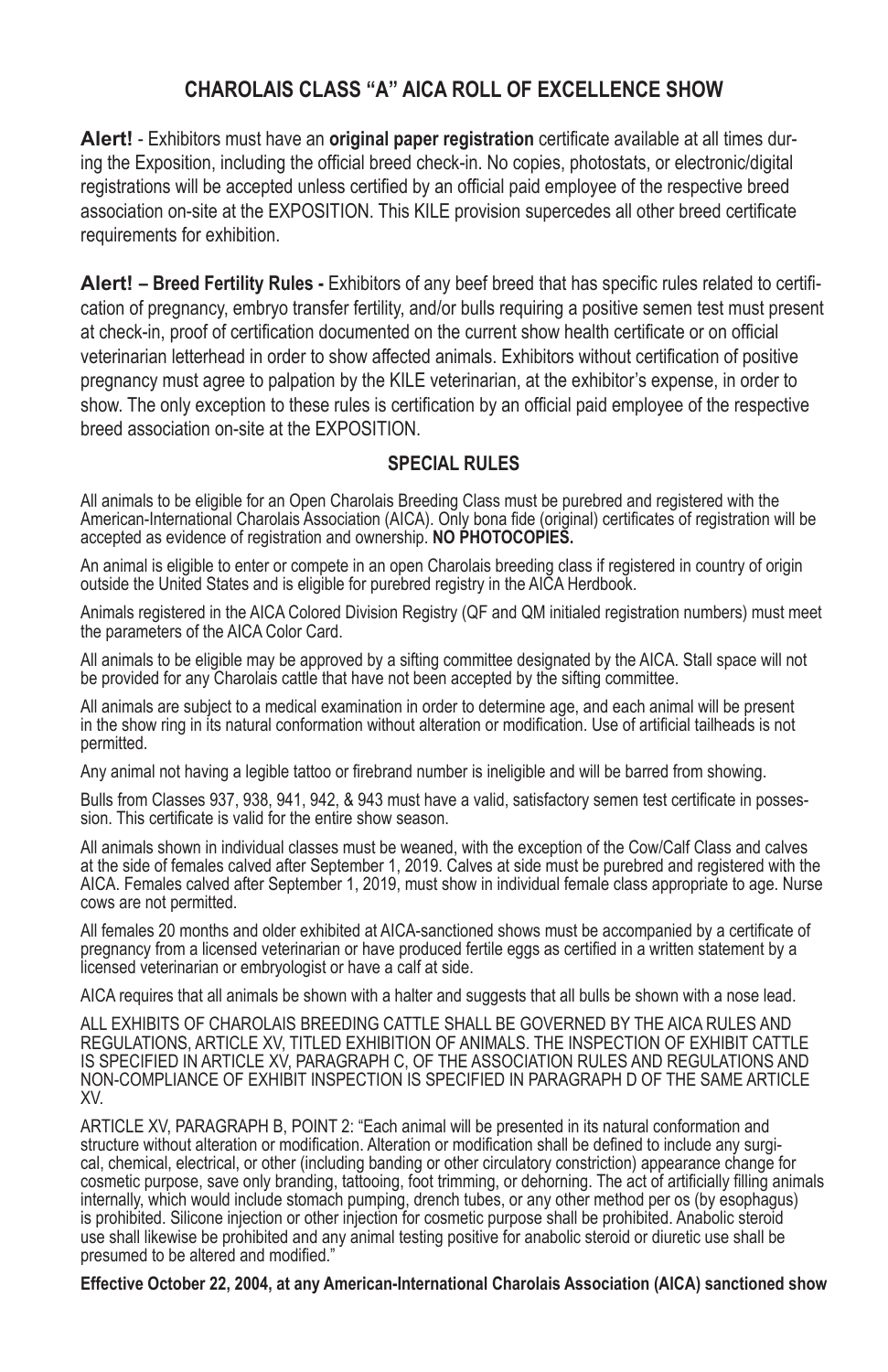## CHAROLAIS CLASS "A" AICA ROLL OF EXCELLENCE SHOW

**Alert!** - Exhibitors must have an **original paper registration** certificate available at all times during the Exposition, including the official breed check-in. No copies, photostats, or electronic/digital registrations will be accepted unless certified by an official paid employee of the respective breed association on-site at the EXPOSITION. This KILE provision supercedes all other breed certificate requirements for exhibition.

**Alert! – Breed Fertility Rules -** Exhibitors of any beef breed that has specific rules related to certification of pregnancy, embryo transfer fertility, and/or bulls requiring a positive semen test must present at check-in, proof of certification documented on the current show health certificate or on official veterinarian letterhead in order to show affected animals. Exhibitors without certification of positive pregnancy must agree to palpation by the KILE veterinarian, at the exhibitor's expense, in order to show. The only exception to these rules is certification by an official paid employee of the respective breed association on-site at the EXPOSITION.

### SPECIAL RULES

All animals to be eligible for an Open Charolais Breeding Class must be purebred and registered with the American-International Charolais Association (AICA). Only bona fide (original) certificates of registration will be accepted as evidence of registration and ownership. **NO PHOTOCOPIES.**

An animal is eligible to enter or compete in an open Charolais breeding class if registered in country of origin outside the United States and is eligible for purebred registry in the AICA Herdbook.

Animals registered in the AICA Colored Division Registry (QF and QM initialed registration numbers) must meet the parameters of the AICA Color Card.

All animals to be eligible may be approved by a sifting committee designated by the AICA. Stall space will not be provided for any Charolais cattle that have not been accepted by the sifting committee.

All animals are subject to a medical examination in order to determine age, and each animal will be present in the show ring in its natural conformation without alteration or modification. Use of artificial tailheads is not permitted.

Any animal not having a legible tattoo or firebrand number is ineligible and will be barred from showing.

Bulls from Classes 937, 938, 941, 942, & 943 must have a valid, satisfactory semen test certificate in possession. This certificate is valid for the entire show season.

All animals shown in individual classes must be weaned, with the exception of the Cow/Calf Class and calves at the side of females calved after September 1, 2019. Calves at side must be purebred and registered with the AICA. Females calved after September 1, 2019, must show in individual female class appropriate to age. Nurse cows are not permitted.

All females 20 months and older exhibited at AICA-sanctioned shows must be accompanied by a certificate of pregnancy from a licensed veterinarian or have produced fertile eggs as certified in a written statement by a licensed veterinarian or embryologist or have a calf at side.

AICA requires that all animals be shown with a halter and suggests that all bulls be shown with a nose lead.

ALL EXHIBITS OF CHAROLAIS BREEDING CATTLE SHALL BE GOVERNED BY THE AICA RULES AND REGULATIONS, ARTICLE XV, TITLED EXHIBITION OF ANIMALS. THE INSPECTION OF EXHIBIT CATTLE IS SPECIFIED IN ARTICLE XV, PARAGRAPH C, OF THE ASSOCIATION RULES AND REGULATIONS AND NON-COMPLIANCE OF EXHIBIT INSPECTION IS SPECIFIED IN PARAGRAPH D OF THE SAME ARTICLE XV.

ARTICLE XV, PARAGRAPH B, POINT 2: "Each animal will be presented in its natural conformation and structure without alteration or modification. Alteration or modification shall be defined to include any surgical, chemical, electrical, or other (including banding or other circulatory constriction) appearance change for cosmetic purpose, save only branding, tattooing, foot trimming, or dehorning. The act of artificially filling animals internally, which would include stomach pumping, drench tubes, or any other method per os (by esophagus) is prohibited. Silicone injection or other injection for cosmetic purpose shall be prohibited. Anabolic steroid use shall likewise be prohibited and any animal testing positive for anabolic steroid or diuretic use shall be presumed to be altered and modified."

**Effective October 22, 2004, at any American-International Charolais Association (AICA) sanctioned show**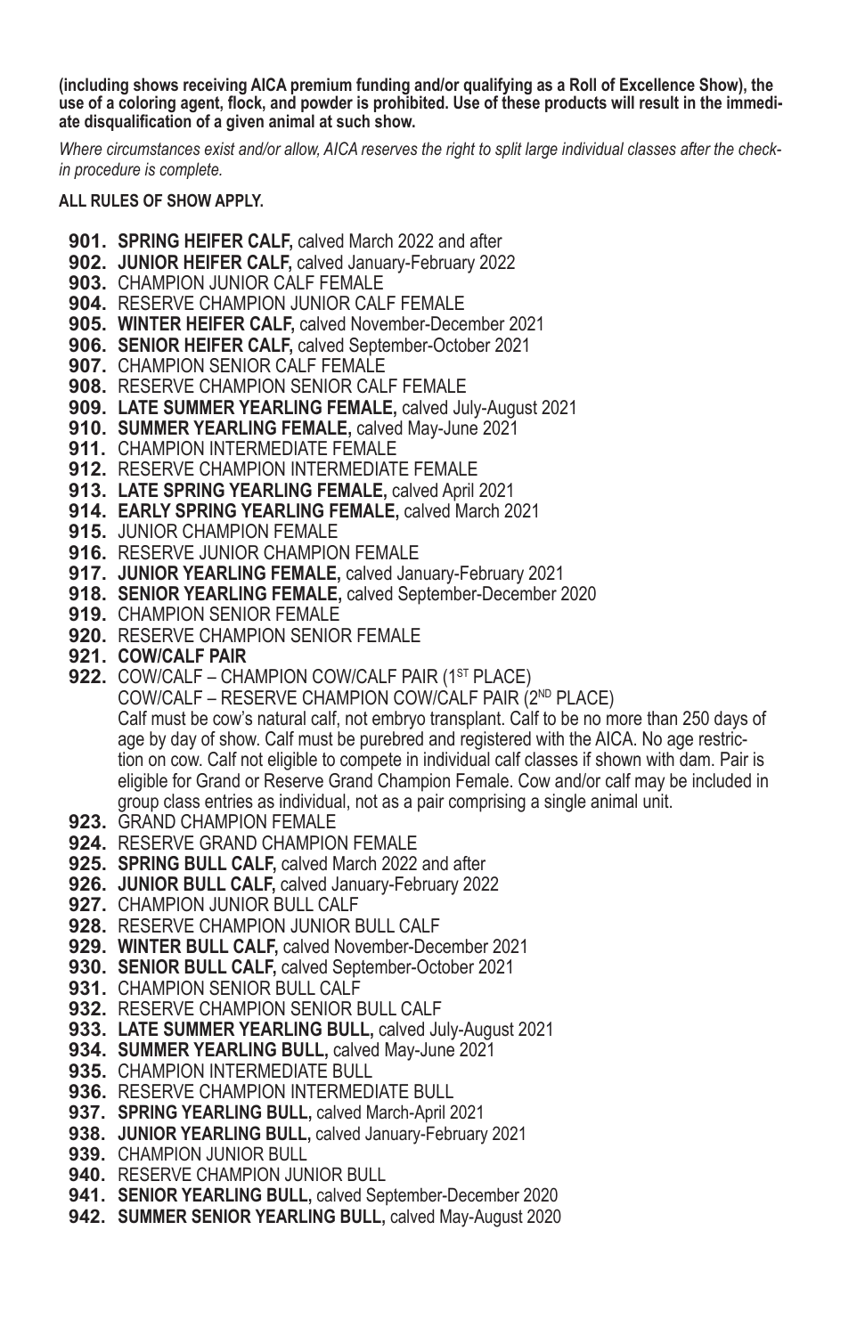**(including shows receiving AICA premium funding and/or qualifying as a Roll of Excellence Show), the use of a coloring agent, flock, and powder is prohibited. Use of these products will result in the immediate disqualification of a given animal at such show.**

*Where circumstances exist and/or allow, AICA reserves the right to split large individual classes after the check-in procedure is complete.*

**ALL RULES OF SHOW APPLY.**

**901. SPRING HEIFER CALF,** calved March 2022 and after
**902. JUNIOR HEIFER CALF,** calved January-February 2022
**903.** CHAMPION JUNIOR CALF FEMALE
**904.** RESERVE CHAMPION JUNIOR CALF FEMALE
**905. WINTER HEIFER CALF,** calved November-December 2021
**906. SENIOR HEIFER CALF,** calved September-October 2021
**907.** CHAMPION SENIOR CALF FEMALE
**908.** RESERVE CHAMPION SENIOR CALF FEMALE
**909. LATE SUMMER YEARLING FEMALE,** calved July-August 2021
**910. SUMMER YEARLING FEMALE,** calved May-June 2021
**911.** CHAMPION INTERMEDIATE FEMALE
**912.** RESERVE CHAMPION INTERMEDIATE FEMALE
**913. LATE SPRING YEARLING FEMALE,** calved April 2021
**914. EARLY SPRING YEARLING FEMALE,** calved March 2021
**915.** JUNIOR CHAMPION FEMALE
**916.** RESERVE JUNIOR CHAMPION FEMALE
**917. JUNIOR YEARLING FEMALE,** calved January-February 2021
**918. SENIOR YEARLING FEMALE,** calved September-December 2020
**919.** CHAMPION SENIOR FEMALE
**920.** RESERVE CHAMPION SENIOR FEMALE
**921. COW/CALF PAIR**
**922.** COW/CALF – CHAMPION COW/CALF PAIR (1ST PLACE)
COW/CALF – RESERVE CHAMPION COW/CALF PAIR (2ND PLACE)
Calf must be cow's natural calf, not embryo transplant. Calf to be no more than 250 days of age by day of show. Calf must be purebred and registered with the AICA. No age restriction on cow. Calf not eligible to compete in individual calf classes if shown with dam. Pair is eligible for Grand or Reserve Grand Champion Female. Cow and/or calf may be included in group class entries as individual, not as a pair comprising a single animal unit.
**923.** GRAND CHAMPION FEMALE
**924.** RESERVE GRAND CHAMPION FEMALE
**925. SPRING BULL CALF,** calved March 2022 and after
**926. JUNIOR BULL CALF,** calved January-February 2022
**927.** CHAMPION JUNIOR BULL CALF
**928.** RESERVE CHAMPION JUNIOR BULL CALF
**929. WINTER BULL CALF,** calved November-December 2021
**930. SENIOR BULL CALF,** calved September-October 2021
**931.** CHAMPION SENIOR BULL CALF
**932.** RESERVE CHAMPION SENIOR BULL CALF
**933. LATE SUMMER YEARLING BULL,** calved July-August 2021
**934. SUMMER YEARLING BULL,** calved May-June 2021
**935.** CHAMPION INTERMEDIATE BULL
**936.** RESERVE CHAMPION INTERMEDIATE BULL
**937. SPRING YEARLING BULL,** calved March-April 2021
**938. JUNIOR YEARLING BULL,** calved January-February 2021
**939.** CHAMPION JUNIOR BULL
**940.** RESERVE CHAMPION JUNIOR BULL
**941. SENIOR YEARLING BULL,** calved September-December 2020
**942. SUMMER SENIOR YEARLING BULL,** calved May-August 2020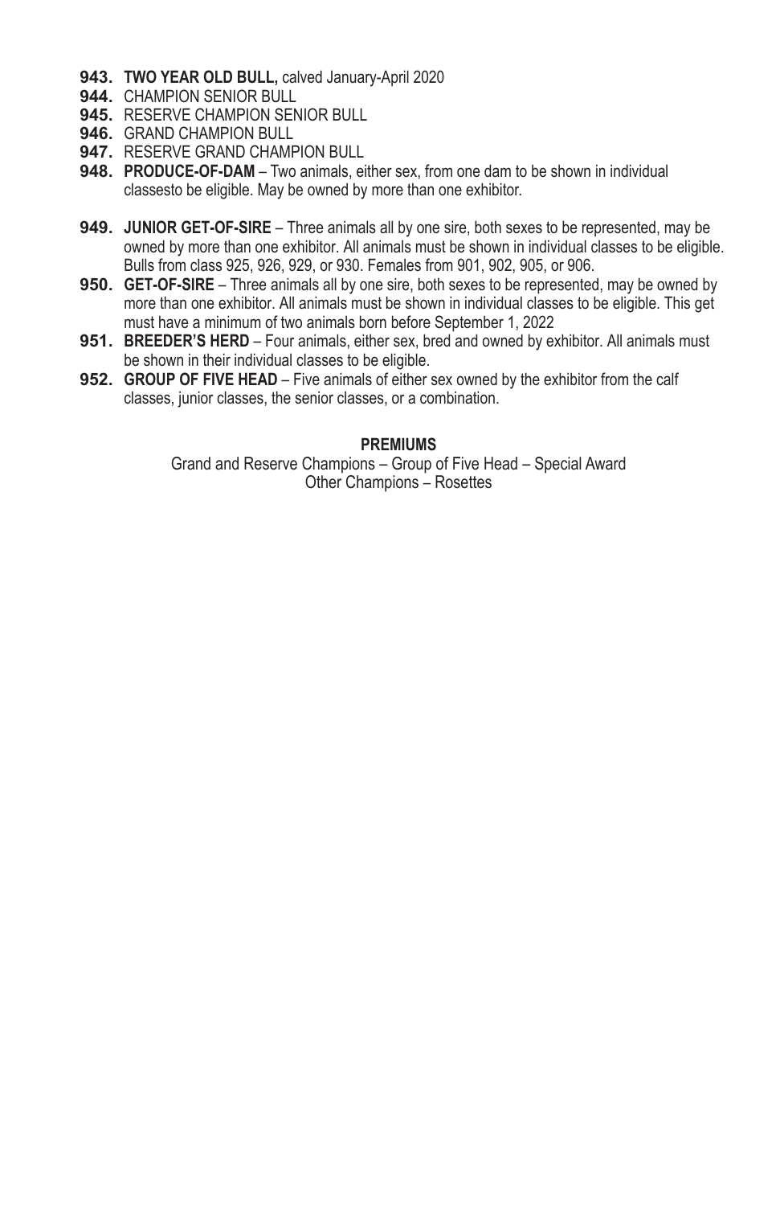**943.** **TWO YEAR OLD BULL,** calved January-April 2020

**944.** CHAMPION SENIOR BULL

**945.** RESERVE CHAMPION SENIOR BULL

**946.** GRAND CHAMPION BULL

**947.** RESERVE GRAND CHAMPION BULL

**948.** **PRODUCE-OF-DAM** – Two animals, either sex, from one dam to be shown in individual classesto be eligible. May be owned by more than one exhibitor.

**949.** **JUNIOR GET-OF-SIRE** – Three animals all by one sire, both sexes to be represented, may be owned by more than one exhibitor. All animals must be shown in individual classes to be eligible. Bulls from class 925, 926, 929, or 930. Females from 901, 902, 905, or 906.

**950.** **GET-OF-SIRE** – Three animals all by one sire, both sexes to be represented, may be owned by more than one exhibitor. All animals must be shown in individual classes to be eligible. This get must have a minimum of two animals born before September 1, 2022

**951.** **BREEDER'S HERD** – Four animals, either sex, bred and owned by exhibitor. All animals must be shown in their individual classes to be eligible.

**952.** **GROUP OF FIVE HEAD** – Five animals of either sex owned by the exhibitor from the calf classes, junior classes, the senior classes, or a combination.

**PREMIUMS**

Grand and Reserve Champions – Group of Five Head – Special Award
Other Champions – Rosettes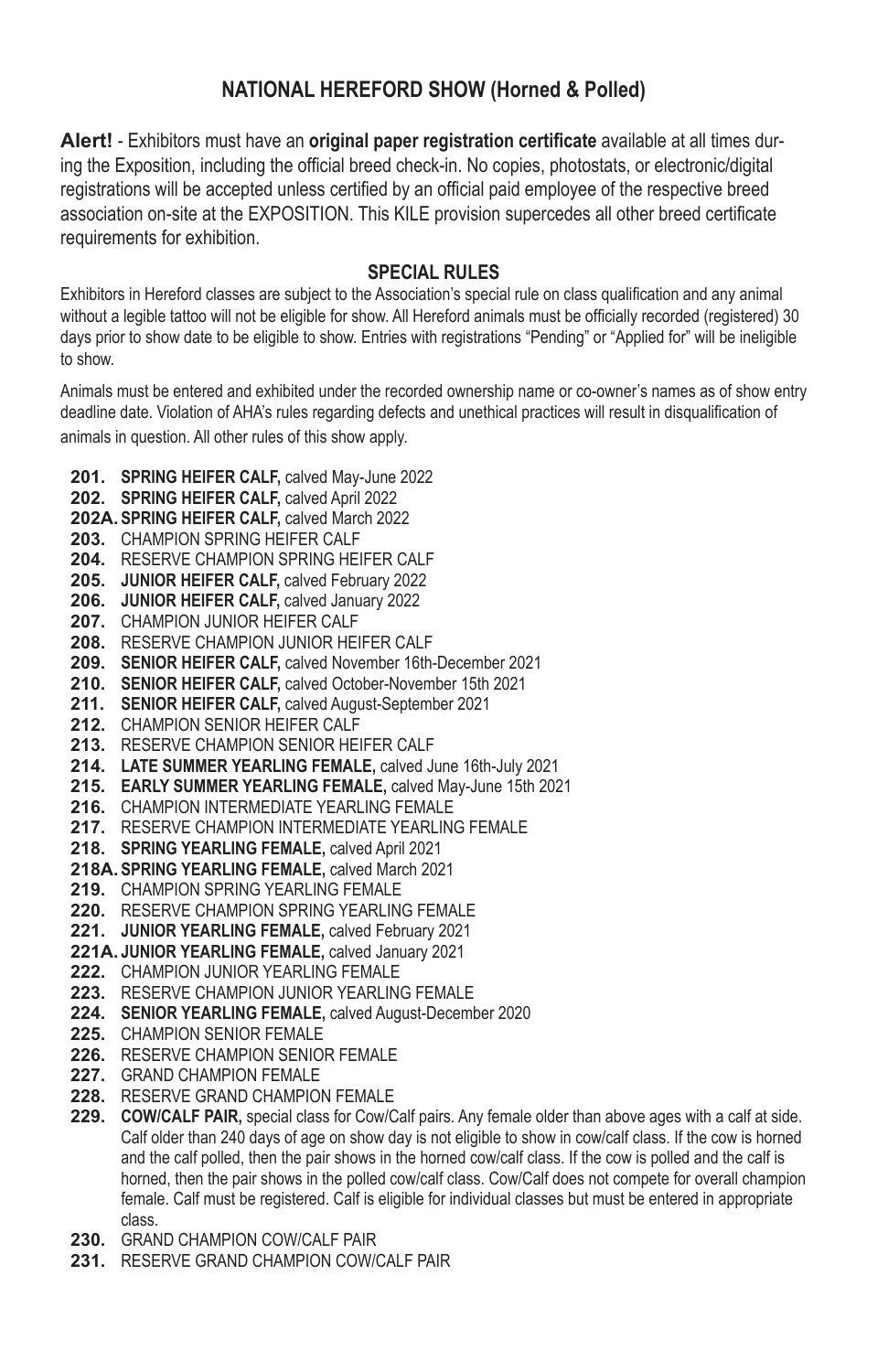## NATIONAL HEREFORD SHOW (Horned & Polled)

**Alert!** - Exhibitors must have an **original paper registration certificate** available at all times during the Exposition, including the official breed check-in. No copies, photostats, or electronic/digital registrations will be accepted unless certified by an official paid employee of the respective breed association on-site at the EXPOSITION. This KILE provision supercedes all other breed certificate requirements for exhibition.

### SPECIAL RULES

Exhibitors in Hereford classes are subject to the Association's special rule on class qualification and any animal without a legible tattoo will not be eligible for show. All Hereford animals must be officially recorded (registered) 30 days prior to show date to be eligible to show. Entries with registrations "Pending" or "Applied for" will be ineligible to show.

Animals must be entered and exhibited under the recorded ownership name or co-owner's names as of show entry deadline date. Violation of AHA's rules regarding defects and unethical practices will result in disqualification of animals in question. All other rules of this show apply.

- **201. SPRING HEIFER CALF,** calved May-June 2022
- **202. SPRING HEIFER CALF,** calved April 2022
- **202A. SPRING HEIFER CALF,** calved March 2022
- **203.** CHAMPION SPRING HEIFER CALF
- **204.** RESERVE CHAMPION SPRING HEIFER CALF
- **205. JUNIOR HEIFER CALF,** calved February 2022
- **206. JUNIOR HEIFER CALF,** calved January 2022
- **207.** CHAMPION JUNIOR HEIFER CALF
- **208.** RESERVE CHAMPION JUNIOR HEIFER CALF
- **209. SENIOR HEIFER CALF,** calved November 16th-December 2021
- **210. SENIOR HEIFER CALF,** calved October-November 15th 2021
- **211. SENIOR HEIFER CALF,** calved August-September 2021
- **212.** CHAMPION SENIOR HEIFER CALF
- **213.** RESERVE CHAMPION SENIOR HEIFER CALF
- **214. LATE SUMMER YEARLING FEMALE,** calved June 16th-July 2021
- **215. EARLY SUMMER YEARLING FEMALE,** calved May-June 15th 2021
- **216.** CHAMPION INTERMEDIATE YEARLING FEMALE
- **217.** RESERVE CHAMPION INTERMEDIATE YEARLING FEMALE
- **218. SPRING YEARLING FEMALE,** calved April 2021
- **218A. SPRING YEARLING FEMALE,** calved March 2021
- **219.** CHAMPION SPRING YEARLING FEMALE
- **220.** RESERVE CHAMPION SPRING YEARLING FEMALE
- **221. JUNIOR YEARLING FEMALE,** calved February 2021
- **221A. JUNIOR YEARLING FEMALE,** calved January 2021
- **222.** CHAMPION JUNIOR YEARLING FEMALE
- **223.** RESERVE CHAMPION JUNIOR YEARLING FEMALE
- **224. SENIOR YEARLING FEMALE,** calved August-December 2020
- **225.** CHAMPION SENIOR FEMALE
- **226.** RESERVE CHAMPION SENIOR FEMALE
- **227.** GRAND CHAMPION FEMALE
- **228.** RESERVE GRAND CHAMPION FEMALE
- **229. COW/CALF PAIR,** special class for Cow/Calf pairs. Any female older than above ages with a calf at side. Calf older than 240 days of age on show day is not eligible to show in cow/calf class. If the cow is horned and the calf polled, then the pair shows in the horned cow/calf class. If the cow is polled and the calf is horned, then the pair shows in the polled cow/calf class. Cow/Calf does not compete for overall champion female. Calf must be registered. Calf is eligible for individual classes but must be entered in appropriate class.
- **230.** GRAND CHAMPION COW/CALF PAIR
- **231.** RESERVE GRAND CHAMPION COW/CALF PAIR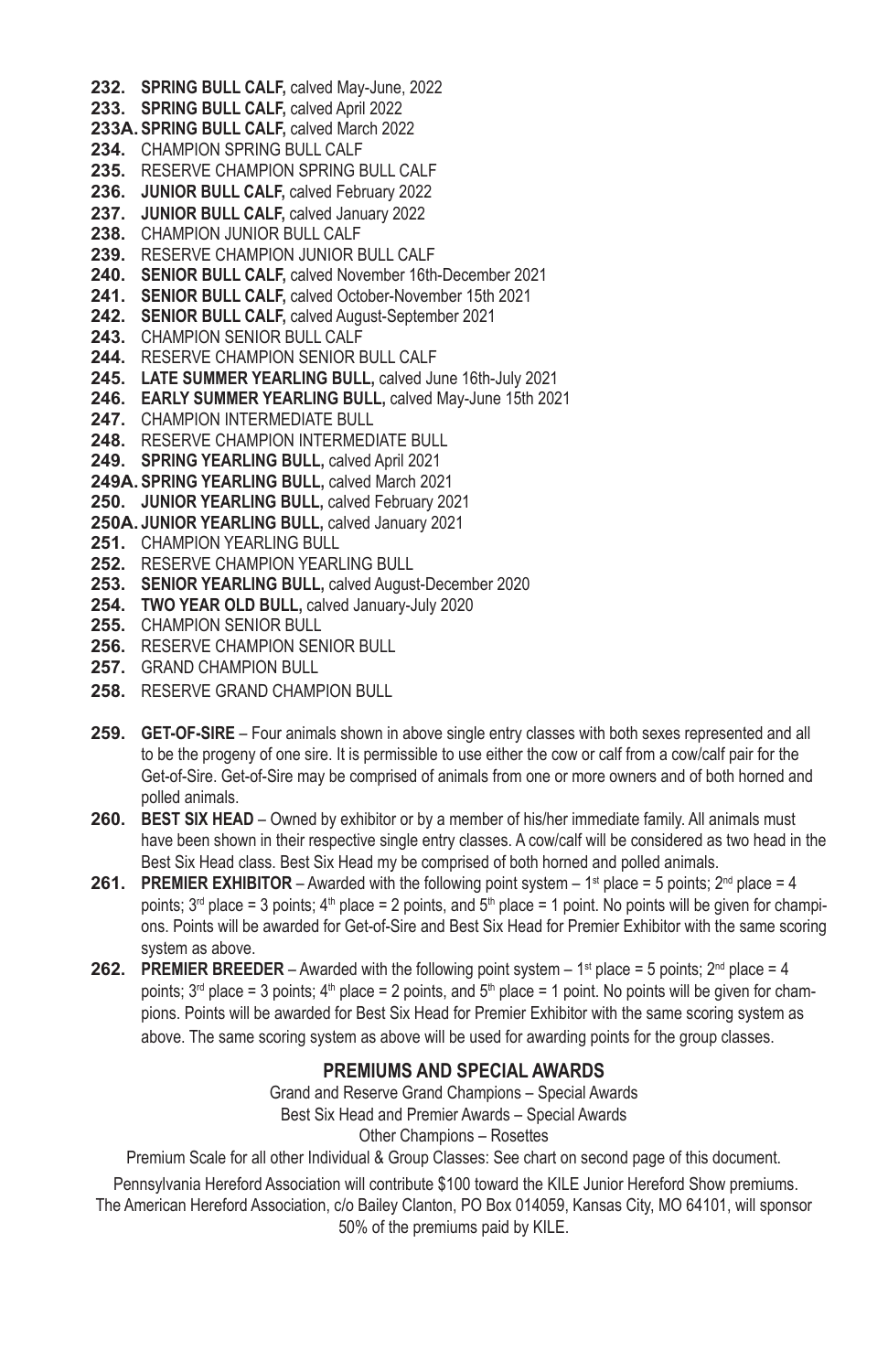**232. SPRING BULL CALF,** calved May-June, 2022
**233. SPRING BULL CALF,** calved April 2022
**233A. SPRING BULL CALF,** calved March 2022
**234.** CHAMPION SPRING BULL CALF
**235.** RESERVE CHAMPION SPRING BULL CALF
**236. JUNIOR BULL CALF,** calved February 2022
**237. JUNIOR BULL CALF,** calved January 2022
**238.** CHAMPION JUNIOR BULL CALF
**239.** RESERVE CHAMPION JUNIOR BULL CALF
**240. SENIOR BULL CALF,** calved November 16th-December 2021
**241. SENIOR BULL CALF,** calved October-November 15th 2021
**242. SENIOR BULL CALF,** calved August-September 2021
**243.** CHAMPION SENIOR BULL CALF
**244.** RESERVE CHAMPION SENIOR BULL CALF
**245. LATE SUMMER YEARLING BULL,** calved June 16th-July 2021
**246. EARLY SUMMER YEARLING BULL,** calved May-June 15th 2021
**247.** CHAMPION INTERMEDIATE BULL
**248.** RESERVE CHAMPION INTERMEDIATE BULL
**249. SPRING YEARLING BULL,** calved April 2021
**249A. SPRING YEARLING BULL,** calved March 2021
**250. JUNIOR YEARLING BULL,** calved February 2021
**250A. JUNIOR YEARLING BULL,** calved January 2021
**251.** CHAMPION YEARLING BULL
**252.** RESERVE CHAMPION YEARLING BULL
**253. SENIOR YEARLING BULL,** calved August-December 2020
**254. TWO YEAR OLD BULL,** calved January-July 2020
**255.** CHAMPION SENIOR BULL
**256.** RESERVE CHAMPION SENIOR BULL
**257.** GRAND CHAMPION BULL
**258.** RESERVE GRAND CHAMPION BULL

**259. GET-OF-SIRE** – Four animals shown in above single entry classes with both sexes represented and all to be the progeny of one sire. It is permissible to use either the cow or calf from a cow/calf pair for the Get-of-Sire. Get-of-Sire may be comprised of animals from one or more owners and of both horned and polled animals.

**260. BEST SIX HEAD** – Owned by exhibitor or by a member of his/her immediate family. All animals must have been shown in their respective single entry classes. A cow/calf will be considered as two head in the Best Six Head class. Best Six Head my be comprised of both horned and polled animals.

**261. PREMIER EXHIBITOR** – Awarded with the following point system – 1st place = 5 points; 2nd place = 4 points; 3rd place = 3 points; 4th place = 2 points, and 5th place = 1 point. No points will be given for champions. Points will be awarded for Get-of-Sire and Best Six Head for Premier Exhibitor with the same scoring system as above.

**262. PREMIER BREEDER** – Awarded with the following point system – 1st place = 5 points; 2nd place = 4 points; 3rd place = 3 points; 4th place = 2 points, and 5th place = 1 point. No points will be given for champions. Points will be awarded for Best Six Head for Premier Exhibitor with the same scoring system as above. The same scoring system as above will be used for awarding points for the group classes.

## PREMIUMS AND SPECIAL AWARDS

Grand and Reserve Grand Champions – Special Awards
Best Six Head and Premier Awards – Special Awards
Other Champions – Rosettes

Premium Scale for all other Individual & Group Classes: See chart on second page of this document.

Pennsylvania Hereford Association will contribute $100 toward the KILE Junior Hereford Show premiums.
The American Hereford Association, c/o Bailey Clanton, PO Box 014059, Kansas City, MO 64101, will sponsor 50% of the premiums paid by KILE.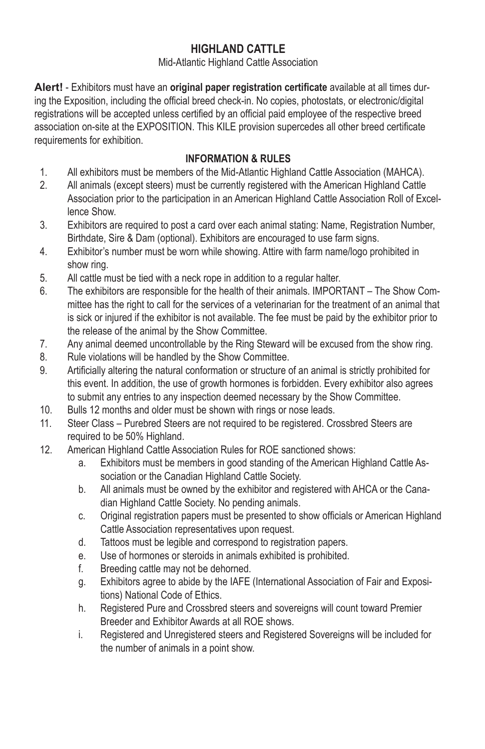# HIGHLAND CATTLE

Mid-Atlantic Highland Cattle Association

**Alert!** - Exhibitors must have an **original paper registration certificate** available at all times during the Exposition, including the official breed check-in. No copies, photostats, or electronic/digital registrations will be accepted unless certified by an official paid employee of the respective breed association on-site at the EXPOSITION. This KILE provision supercedes all other breed certificate requirements for exhibition.

## INFORMATION & RULES

1. All exhibitors must be members of the Mid-Atlantic Highland Cattle Association (MAHCA).
2. All animals (except steers) must be currently registered with the American Highland Cattle Association prior to the participation in an American Highland Cattle Association Roll of Excellence Show.
3. Exhibitors are required to post a card over each animal stating: Name, Registration Number, Birthdate, Sire & Dam (optional). Exhibitors are encouraged to use farm signs.
4. Exhibitor's number must be worn while showing. Attire with farm name/logo prohibited in show ring.
5. All cattle must be tied with a neck rope in addition to a regular halter.
6. The exhibitors are responsible for the health of their animals. IMPORTANT – The Show Committee has the right to call for the services of a veterinarian for the treatment of an animal that is sick or injured if the exhibitor is not available. The fee must be paid by the exhibitor prior to the release of the animal by the Show Committee.
7. Any animal deemed uncontrollable by the Ring Steward will be excused from the show ring.
8. Rule violations will be handled by the Show Committee.
9. Artificially altering the natural conformation or structure of an animal is strictly prohibited for this event. In addition, the use of growth hormones is forbidden. Every exhibitor also agrees to submit any entries to any inspection deemed necessary by the Show Committee.
10. Bulls 12 months and older must be shown with rings or nose leads.
11. Steer Class – Purebred Steers are not required to be registered. Crossbred Steers are required to be 50% Highland.
12. American Highland Cattle Association Rules for ROE sanctioned shows:
    a. Exhibitors must be members in good standing of the American Highland Cattle Association or the Canadian Highland Cattle Society.
    b. All animals must be owned by the exhibitor and registered with AHCA or the Canadian Highland Cattle Society. No pending animals.
    c. Original registration papers must be presented to show officials or American Highland Cattle Association representatives upon request.
    d. Tattoos must be legible and correspond to registration papers.
    e. Use of hormones or steroids in animals exhibited is prohibited.
    f. Breeding cattle may not be dehorned.
    g. Exhibitors agree to abide by the IAFE (International Association of Fair and Expositions) National Code of Ethics.
    h. Registered Pure and Crossbred steers and sovereigns will count toward Premier Breeder and Exhibitor Awards at all ROE shows.
    i. Registered and Unregistered steers and Registered Sovereigns will be included for the number of animals in a point show.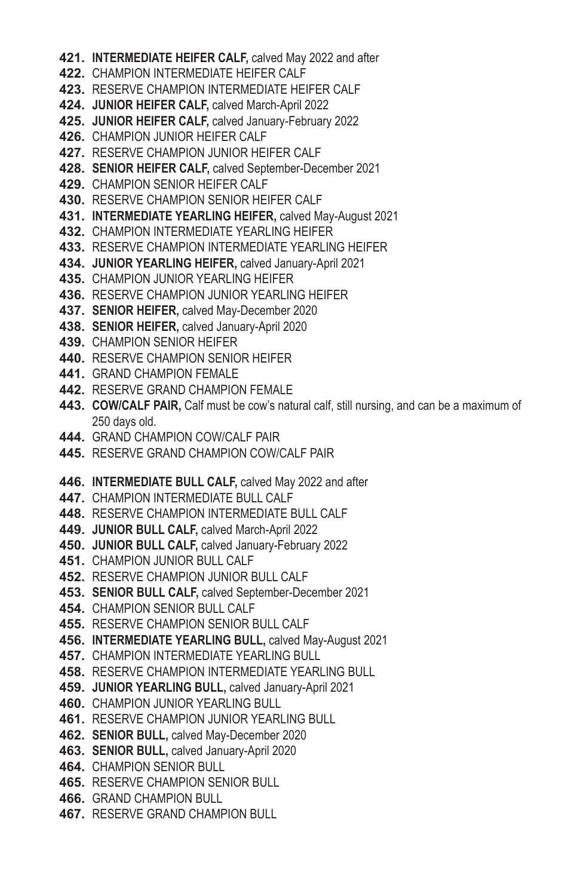**421.** **INTERMEDIATE HEIFER CALF,** calved May 2022 and after
**422.** CHAMPION INTERMEDIATE HEIFER CALF
**423.** RESERVE CHAMPION INTERMEDIATE HEIFER CALF
**424.** **JUNIOR HEIFER CALF,** calved March-April 2022
**425.** **JUNIOR HEIFER CALF,** calved January-February 2022
**426.** CHAMPION JUNIOR HEIFER CALF
**427.** RESERVE CHAMPION JUNIOR HEIFER CALF
**428.** **SENIOR HEIFER CALF,** calved September-December 2021
**429.** CHAMPION SENIOR HEIFER CALF
**430.** RESERVE CHAMPION SENIOR HEIFER CALF
**431.** **INTERMEDIATE YEARLING HEIFER,** calved May-August 2021
**432.** CHAMPION INTERMEDIATE YEARLING HEIFER
**433.** RESERVE CHAMPION INTERMEDIATE YEARLING HEIFER
**434.** **JUNIOR YEARLING HEIFER,** calved January-April 2021
**435.** CHAMPION JUNIOR YEARLING HEIFER
**436.** RESERVE CHAMPION JUNIOR YEARLING HEIFER
**437.** **SENIOR HEIFER,** calved May-December 2020
**438.** **SENIOR HEIFER,** calved January-April 2020
**439.** CHAMPION SENIOR HEIFER
**440.** RESERVE CHAMPION SENIOR HEIFER
**441.** GRAND CHAMPION FEMALE
**442.** RESERVE GRAND CHAMPION FEMALE
**443.** **COW/CALF PAIR,** Calf must be cow's natural calf, still nursing, and can be a maximum of 250 days old.
**444.** GRAND CHAMPION COW/CALF PAIR
**445.** RESERVE GRAND CHAMPION COW/CALF PAIR

**446.** **INTERMEDIATE BULL CALF,** calved May 2022 and after
**447.** CHAMPION INTERMEDIATE BULL CALF
**448.** RESERVE CHAMPION INTERMEDIATE BULL CALF
**449.** **JUNIOR BULL CALF,** calved March-April 2022
**450.** **JUNIOR BULL CALF,** calved January-February 2022
**451.** CHAMPION JUNIOR BULL CALF
**452.** RESERVE CHAMPION JUNIOR BULL CALF
**453.** **SENIOR BULL CALF,** calved September-December 2021
**454.** CHAMPION SENIOR BULL CALF
**455.** RESERVE CHAMPION SENIOR BULL CALF
**456.** **INTERMEDIATE YEARLING BULL,** calved May-August 2021
**457.** CHAMPION INTERMEDIATE YEARLING BULL
**458.** RESERVE CHAMPION INTERMEDIATE YEARLING BULL
**459.** **JUNIOR YEARLING BULL,** calved January-April 2021
**460.** CHAMPION JUNIOR YEARLING BULL
**461.** RESERVE CHAMPION JUNIOR YEARLING BULL
**462.** **SENIOR BULL,** calved May-December 2020
**463.** **SENIOR BULL,** calved January-April 2020
**464.** CHAMPION SENIOR BULL
**465.** RESERVE CHAMPION SENIOR BULL
**466.** GRAND CHAMPION BULL
**467.** RESERVE GRAND CHAMPION BULL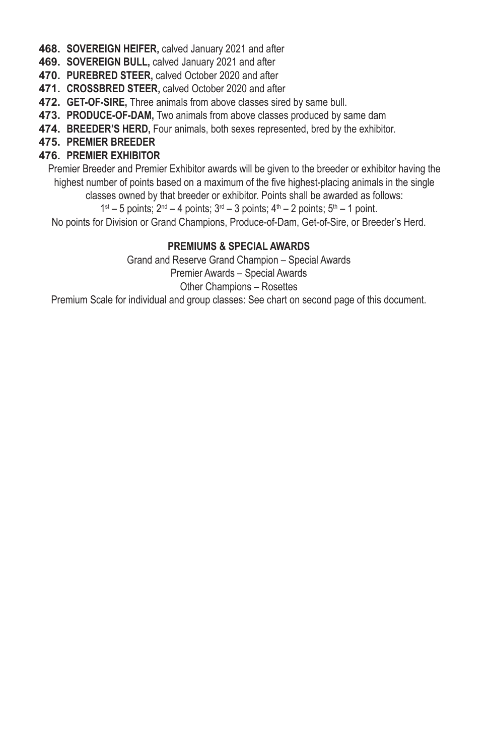**468. SOVEREIGN HEIFER,** calved January 2021 and after

**469. SOVEREIGN BULL,** calved January 2021 and after

**470. PUREBRED STEER,** calved October 2020 and after

**471. CROSSBRED STEER,** calved October 2020 and after

**472. GET-OF-SIRE,** Three animals from above classes sired by same bull.

**473. PRODUCE-OF-DAM,** Two animals from above classes produced by same dam

**474. BREEDER'S HERD,** Four animals, both sexes represented, bred by the exhibitor.

**475. PREMIER BREEDER**

**476. PREMIER EXHIBITOR**

Premier Breeder and Premier Exhibitor awards will be given to the breeder or exhibitor having the highest number of points based on a maximum of the five highest-placing animals in the single classes owned by that breeder or exhibitor. Points shall be awarded as follows:

1st – 5 points; 2nd – 4 points; 3rd – 3 points; 4th – 2 points; 5th – 1 point.

No points for Division or Grand Champions, Produce-of-Dam, Get-of-Sire, or Breeder's Herd.

**PREMIUMS & SPECIAL AWARDS**

Grand and Reserve Grand Champion – Special Awards

Premier Awards – Special Awards

Other Champions – Rosettes

Premium Scale for individual and group classes: See chart on second page of this document.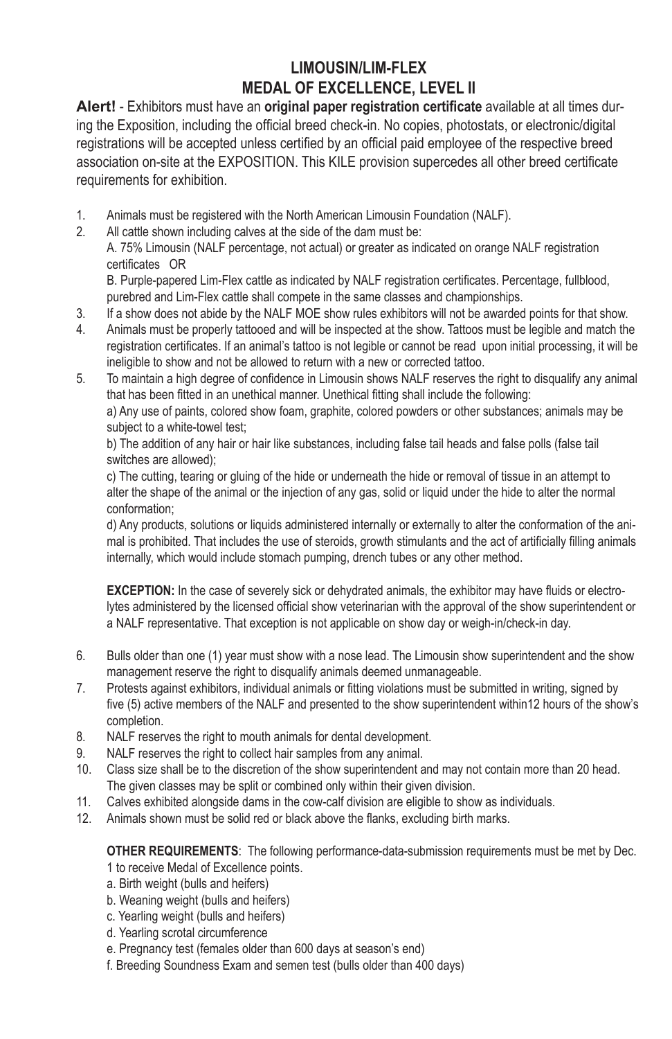# LIMOUSIN/LIM-FLEX
# MEDAL OF EXCELLENCE, LEVEL II

**Alert!** - Exhibitors must have an **original paper registration certificate** available at all times during the Exposition, including the official breed check-in. No copies, photostats, or electronic/digital registrations will be accepted unless certified by an official paid employee of the respective breed association on-site at the EXPOSITION. This KILE provision supercedes all other breed certificate requirements for exhibition.

1. Animals must be registered with the North American Limousin Foundation (NALF).
2. All cattle shown including calves at the side of the dam must be:
   A. 75% Limousin (NALF percentage, not actual) or greater as indicated on orange NALF registration certificates OR
   B. Purple-papered Lim-Flex cattle as indicated by NALF registration certificates. Percentage, fullblood, purebred and Lim-Flex cattle shall compete in the same classes and championships.
3. If a show does not abide by the NALF MOE show rules exhibitors will not be awarded points for that show.
4. Animals must be properly tattooed and will be inspected at the show. Tattoos must be legible and match the registration certificates. If an animal's tattoo is not legible or cannot be read upon initial processing, it will be ineligible to show and not be allowed to return with a new or corrected tattoo.
5. To maintain a high degree of confidence in Limousin shows NALF reserves the right to disqualify any animal that has been fitted in an unethical manner. Unethical fitting shall include the following:
   a) Any use of paints, colored show foam, graphite, colored powders or other substances; animals may be subject to a white-towel test;
   b) The addition of any hair or hair like substances, including false tail heads and false polls (false tail switches are allowed);
   c) The cutting, tearing or gluing of the hide or underneath the hide or removal of tissue in an attempt to alter the shape of the animal or the injection of any gas, solid or liquid under the hide to alter the normal conformation;
   d) Any products, solutions or liquids administered internally or externally to alter the conformation of the animal is prohibited. That includes the use of steroids, growth stimulants and the act of artificially filling animals internally, which would include stomach pumping, drench tubes or any other method.

   **EXCEPTION:** In the case of severely sick or dehydrated animals, the exhibitor may have fluids or electrolytes administered by the licensed official show veterinarian with the approval of the show superintendent or a NALF representative. That exception is not applicable on show day or weigh-in/check-in day.

6. Bulls older than one (1) year must show with a nose lead. The Limousin show superintendent and the show management reserve the right to disqualify animals deemed unmanageable.
7. Protests against exhibitors, individual animals or fitting violations must be submitted in writing, signed by five (5) active members of the NALF and presented to the show superintendent within12 hours of the show's completion.
8. NALF reserves the right to mouth animals for dental development.
9. NALF reserves the right to collect hair samples from any animal.
10. Class size shall be to the discretion of the show superintendent and may not contain more than 20 head. The given classes may be split or combined only within their given division.
11. Calves exhibited alongside dams in the cow-calf division are eligible to show as individuals.
12. Animals shown must be solid red or black above the flanks, excluding birth marks.

    **OTHER REQUIREMENTS**: The following performance-data-submission requirements must be met by Dec. 1 to receive Medal of Excellence points.
    a. Birth weight (bulls and heifers)
    b. Weaning weight (bulls and heifers)
    c. Yearling weight (bulls and heifers)
    d. Yearling scrotal circumference
    e. Pregnancy test (females older than 600 days at season's end)
    f. Breeding Soundness Exam and semen test (bulls older than 400 days)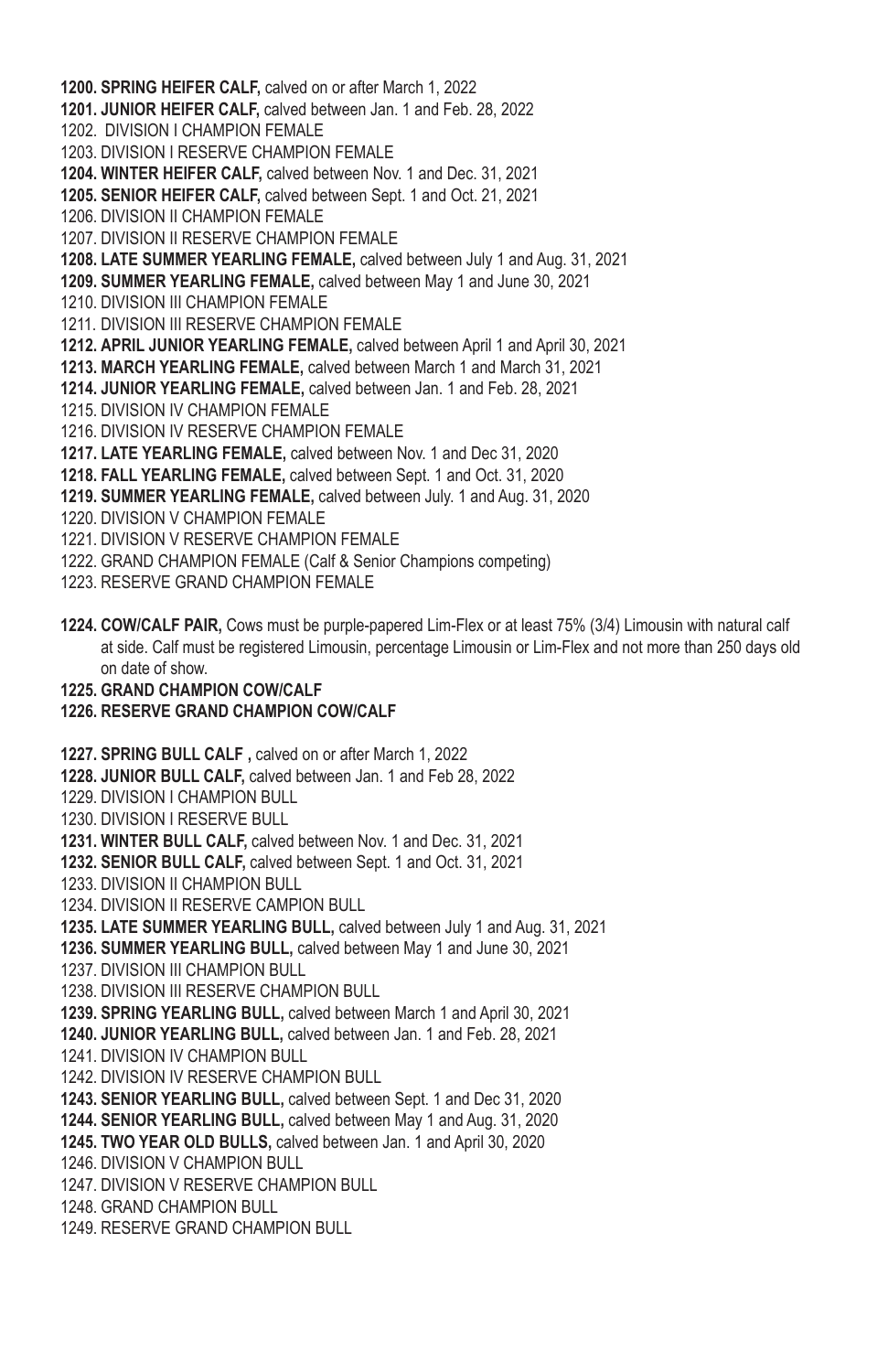**1200. SPRING HEIFER CALF,** calved on or after March 1, 2022

**1201. JUNIOR HEIFER CALF,** calved between Jan. 1 and Feb. 28, 2022

1202. DIVISION I CHAMPION FEMALE

1203. DIVISION I RESERVE CHAMPION FEMALE

**1204. WINTER HEIFER CALF,** calved between Nov. 1 and Dec. 31, 2021

**1205. SENIOR HEIFER CALF,** calved between Sept. 1 and Oct. 21, 2021

1206. DIVISION II CHAMPION FEMALE

1207. DIVISION II RESERVE CHAMPION FEMALE

**1208. LATE SUMMER YEARLING FEMALE,** calved between July 1 and Aug. 31, 2021

**1209. SUMMER YEARLING FEMALE,** calved between May 1 and June 30, 2021

1210. DIVISION III CHAMPION FEMALE

1211. DIVISION III RESERVE CHAMPION FEMALE

**1212. APRIL JUNIOR YEARLING FEMALE,** calved between April 1 and April 30, 2021

**1213. MARCH YEARLING FEMALE,** calved between March 1 and March 31, 2021

**1214. JUNIOR YEARLING FEMALE,** calved between Jan. 1 and Feb. 28, 2021

1215. DIVISION IV CHAMPION FEMALE

1216. DIVISION IV RESERVE CHAMPION FEMALE

**1217. LATE YEARLING FEMALE,** calved between Nov. 1 and Dec 31, 2020

**1218. FALL YEARLING FEMALE,** calved between Sept. 1 and Oct. 31, 2020

**1219. SUMMER YEARLING FEMALE,** calved between July. 1 and Aug. 31, 2020

1220. DIVISION V CHAMPION FEMALE

1221. DIVISION V RESERVE CHAMPION FEMALE

1222. GRAND CHAMPION FEMALE (Calf & Senior Champions competing)

1223. RESERVE GRAND CHAMPION FEMALE

**1224. COW/CALF PAIR,** Cows must be purple-papered Lim-Flex or at least 75% (3/4) Limousin with natural calf at side. Calf must be registered Limousin, percentage Limousin or Lim-Flex and not more than 250 days old on date of show.

**1225. GRAND CHAMPION COW/CALF**

**1226. RESERVE GRAND CHAMPION COW/CALF**

**1227. SPRING BULL CALF ,** calved on or after March 1, 2022

**1228. JUNIOR BULL CALF,** calved between Jan. 1 and Feb 28, 2022

1229. DIVISION I CHAMPION BULL

1230. DIVISION I RESERVE BULL

**1231. WINTER BULL CALF,** calved between Nov. 1 and Dec. 31, 2021

**1232. SENIOR BULL CALF,** calved between Sept. 1 and Oct. 31, 2021

1233. DIVISION II CHAMPION BULL

1234. DIVISION II RESERVE CAMPION BULL

**1235. LATE SUMMER YEARLING BULL,** calved between July 1 and Aug. 31, 2021

**1236. SUMMER YEARLING BULL,** calved between May 1 and June 30, 2021

1237. DIVISION III CHAMPION BULL

1238. DIVISION III RESERVE CHAMPION BULL

**1239. SPRING YEARLING BULL,** calved between March 1 and April 30, 2021

**1240. JUNIOR YEARLING BULL,** calved between Jan. 1 and Feb. 28, 2021

1241. DIVISION IV CHAMPION BULL

1242. DIVISION IV RESERVE CHAMPION BULL

**1243. SENIOR YEARLING BULL,** calved between Sept. 1 and Dec 31, 2020

**1244. SENIOR YEARLING BULL,** calved between May 1 and Aug. 31, 2020

**1245. TWO YEAR OLD BULLS,** calved between Jan. 1 and April 30, 2020

1246. DIVISION V CHAMPION BULL

1247. DIVISION V RESERVE CHAMPION BULL

1248. GRAND CHAMPION BULL

1249. RESERVE GRAND CHAMPION BULL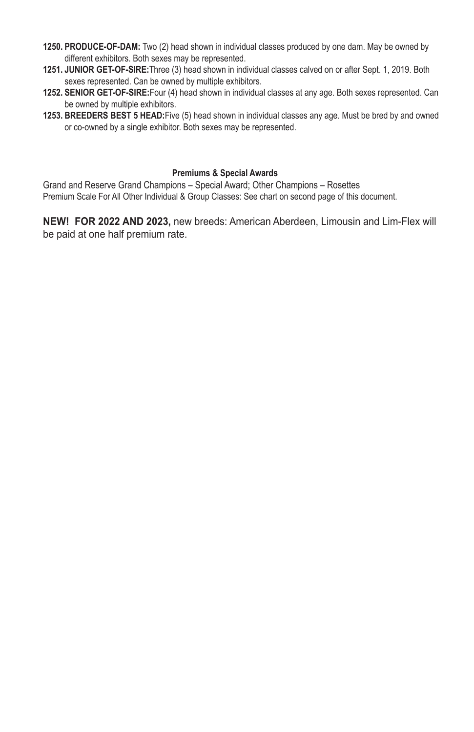**1250. PRODUCE-OF-DAM:** Two (2) head shown in individual classes produced by one dam. May be owned by different exhibitors. Both sexes may be represented.

**1251. JUNIOR GET-OF-SIRE:** Three (3) head shown in individual classes calved on or after Sept. 1, 2019. Both sexes represented. Can be owned by multiple exhibitors.

**1252. SENIOR GET-OF-SIRE:** Four (4) head shown in individual classes at any age. Both sexes represented. Can be owned by multiple exhibitors.

**1253. BREEDERS BEST 5 HEAD:** Five (5) head shown in individual classes any age. Must be bred by and owned or co-owned by a single exhibitor. Both sexes may be represented.

**Premiums & Special Awards**

Grand and Reserve Grand Champions – Special Award; Other Champions – Rosettes
Premium Scale For All Other Individual & Group Classes: See chart on second page of this document.

**NEW! FOR 2022 AND 2023,** new breeds: American Aberdeen, Limousin and Lim-Flex will be paid at one half premium rate.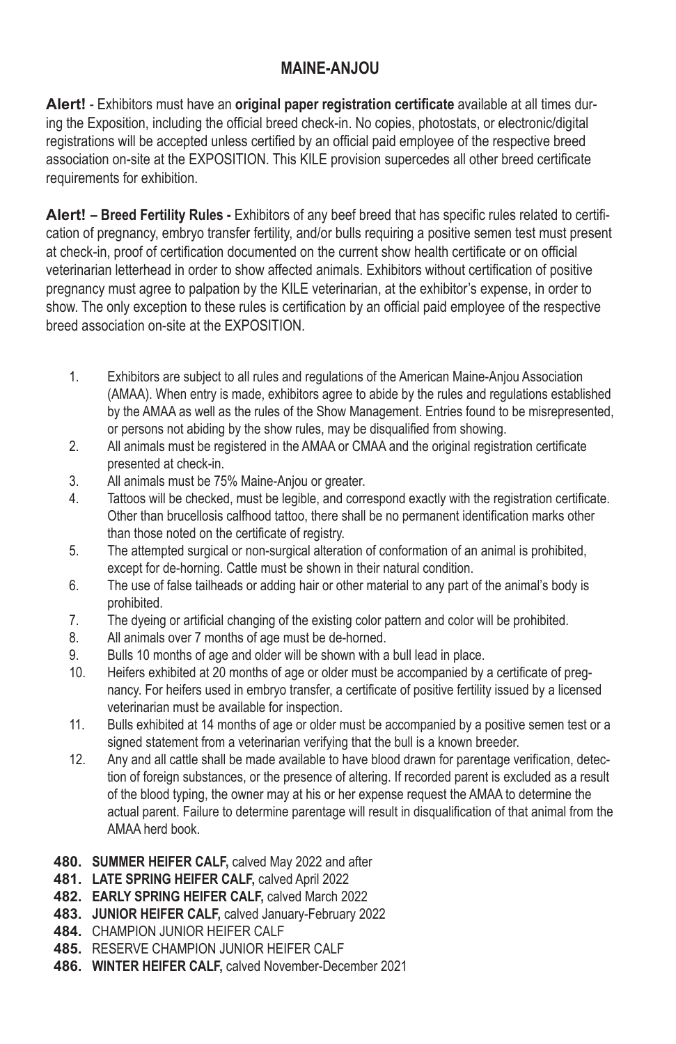## MAINE-ANJOU

**Alert!** - Exhibitors must have an **original paper registration certificate** available at all times during the Exposition, including the official breed check-in. No copies, photostats, or electronic/digital registrations will be accepted unless certified by an official paid employee of the respective breed association on-site at the EXPOSITION. This KILE provision supercedes all other breed certificate requirements for exhibition.

**Alert! – Breed Fertility Rules -** Exhibitors of any beef breed that has specific rules related to certification of pregnancy, embryo transfer fertility, and/or bulls requiring a positive semen test must present at check-in, proof of certification documented on the current show health certificate or on official veterinarian letterhead in order to show affected animals. Exhibitors without certification of positive pregnancy must agree to palpation by the KILE veterinarian, at the exhibitor's expense, in order to show. The only exception to these rules is certification by an official paid employee of the respective breed association on-site at the EXPOSITION.

1. Exhibitors are subject to all rules and regulations of the American Maine-Anjou Association (AMAA). When entry is made, exhibitors agree to abide by the rules and regulations established by the AMAA as well as the rules of the Show Management. Entries found to be misrepresented, or persons not abiding by the show rules, may be disqualified from showing.
2. All animals must be registered in the AMAA or CMAA and the original registration certificate presented at check-in.
3. All animals must be 75% Maine-Anjou or greater.
4. Tattoos will be checked, must be legible, and correspond exactly with the registration certificate. Other than brucellosis calfhood tattoo, there shall be no permanent identification marks other than those noted on the certificate of registry.
5. The attempted surgical or non-surgical alteration of conformation of an animal is prohibited, except for de-horning. Cattle must be shown in their natural condition.
6. The use of false tailheads or adding hair or other material to any part of the animal's body is prohibited.
7. The dyeing or artificial changing of the existing color pattern and color will be prohibited.
8. All animals over 7 months of age must be de-horned.
9. Bulls 10 months of age and older will be shown with a bull lead in place.
10. Heifers exhibited at 20 months of age or older must be accompanied by a certificate of pregnancy. For heifers used in embryo transfer, a certificate of positive fertility issued by a licensed veterinarian must be available for inspection.
11. Bulls exhibited at 14 months of age or older must be accompanied by a positive semen test or a signed statement from a veterinarian verifying that the bull is a known breeder.
12. Any and all cattle shall be made available to have blood drawn for parentage verification, detection of foreign substances, or the presence of altering. If recorded parent is excluded as a result of the blood typing, the owner may at his or her expense request the AMAA to determine the actual parent. Failure to determine parentage will result in disqualification of that animal from the AMAA herd book.

**480. SUMMER HEIFER CALF,** calved May 2022 and after
**481. LATE SPRING HEIFER CALF,** calved April 2022
**482. EARLY SPRING HEIFER CALF,** calved March 2022
**483. JUNIOR HEIFER CALF,** calved January-February 2022
**484.** CHAMPION JUNIOR HEIFER CALF
**485.** RESERVE CHAMPION JUNIOR HEIFER CALF
**486. WINTER HEIFER CALF,** calved November-December 2021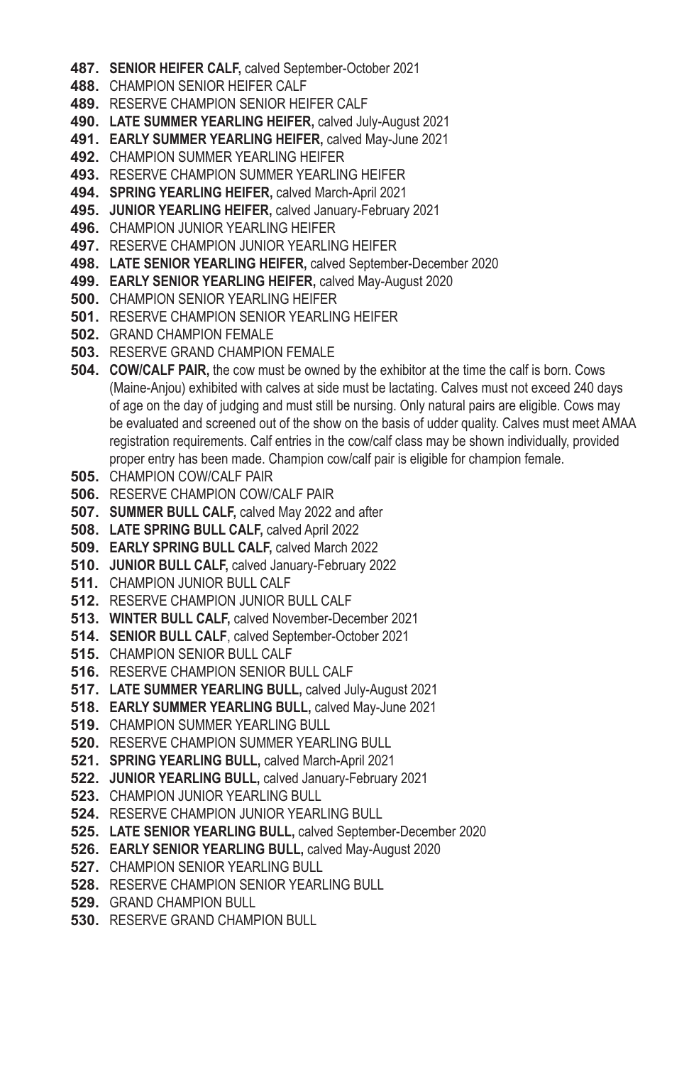**487.** **SENIOR HEIFER CALF,** calved September-October 2021
**488.** CHAMPION SENIOR HEIFER CALF
**489.** RESERVE CHAMPION SENIOR HEIFER CALF
**490.** **LATE SUMMER YEARLING HEIFER,** calved July-August 2021
**491.** **EARLY SUMMER YEARLING HEIFER,** calved May-June 2021
**492.** CHAMPION SUMMER YEARLING HEIFER
**493.** RESERVE CHAMPION SUMMER YEARLING HEIFER
**494.** **SPRING YEARLING HEIFER,** calved March-April 2021
**495.** **JUNIOR YEARLING HEIFER,** calved January-February 2021
**496.** CHAMPION JUNIOR YEARLING HEIFER
**497.** RESERVE CHAMPION JUNIOR YEARLING HEIFER
**498.** **LATE SENIOR YEARLING HEIFER,** calved September-December 2020
**499.** **EARLY SENIOR YEARLING HEIFER,** calved May-August 2020
**500.** CHAMPION SENIOR YEARLING HEIFER
**501.** RESERVE CHAMPION SENIOR YEARLING HEIFER
**502.** GRAND CHAMPION FEMALE
**503.** RESERVE GRAND CHAMPION FEMALE
**504.** **COW/CALF PAIR,** the cow must be owned by the exhibitor at the time the calf is born. Cows (Maine-Anjou) exhibited with calves at side must be lactating. Calves must not exceed 240 days of age on the day of judging and must still be nursing. Only natural pairs are eligible. Cows may be evaluated and screened out of the show on the basis of udder quality. Calves must meet AMAA registration requirements. Calf entries in the cow/calf class may be shown individually, provided proper entry has been made. Champion cow/calf pair is eligible for champion female.
**505.** CHAMPION COW/CALF PAIR
**506.** RESERVE CHAMPION COW/CALF PAIR
**507.** **SUMMER BULL CALF,** calved May 2022 and after
**508.** **LATE SPRING BULL CALF,** calved April 2022
**509.** **EARLY SPRING BULL CALF,** calved March 2022
**510.** **JUNIOR BULL CALF,** calved January-February 2022
**511.** CHAMPION JUNIOR BULL CALF
**512.** RESERVE CHAMPION JUNIOR BULL CALF
**513.** **WINTER BULL CALF,** calved November-December 2021
**514.** **SENIOR BULL CALF**, calved September-October 2021
**515.** CHAMPION SENIOR BULL CALF
**516.** RESERVE CHAMPION SENIOR BULL CALF
**517.** **LATE SUMMER YEARLING BULL,** calved July-August 2021
**518.** **EARLY SUMMER YEARLING BULL,** calved May-June 2021
**519.** CHAMPION SUMMER YEARLING BULL
**520.** RESERVE CHAMPION SUMMER YEARLING BULL
**521.** **SPRING YEARLING BULL,** calved March-April 2021
**522.** **JUNIOR YEARLING BULL,** calved January-February 2021
**523.** CHAMPION JUNIOR YEARLING BULL
**524.** RESERVE CHAMPION JUNIOR YEARLING BULL
**525.** **LATE SENIOR YEARLING BULL,** calved September-December 2020
**526.** **EARLY SENIOR YEARLING BULL,** calved May-August 2020
**527.** CHAMPION SENIOR YEARLING BULL
**528.** RESERVE CHAMPION SENIOR YEARLING BULL
**529.** GRAND CHAMPION BULL
**530.** RESERVE GRAND CHAMPION BULL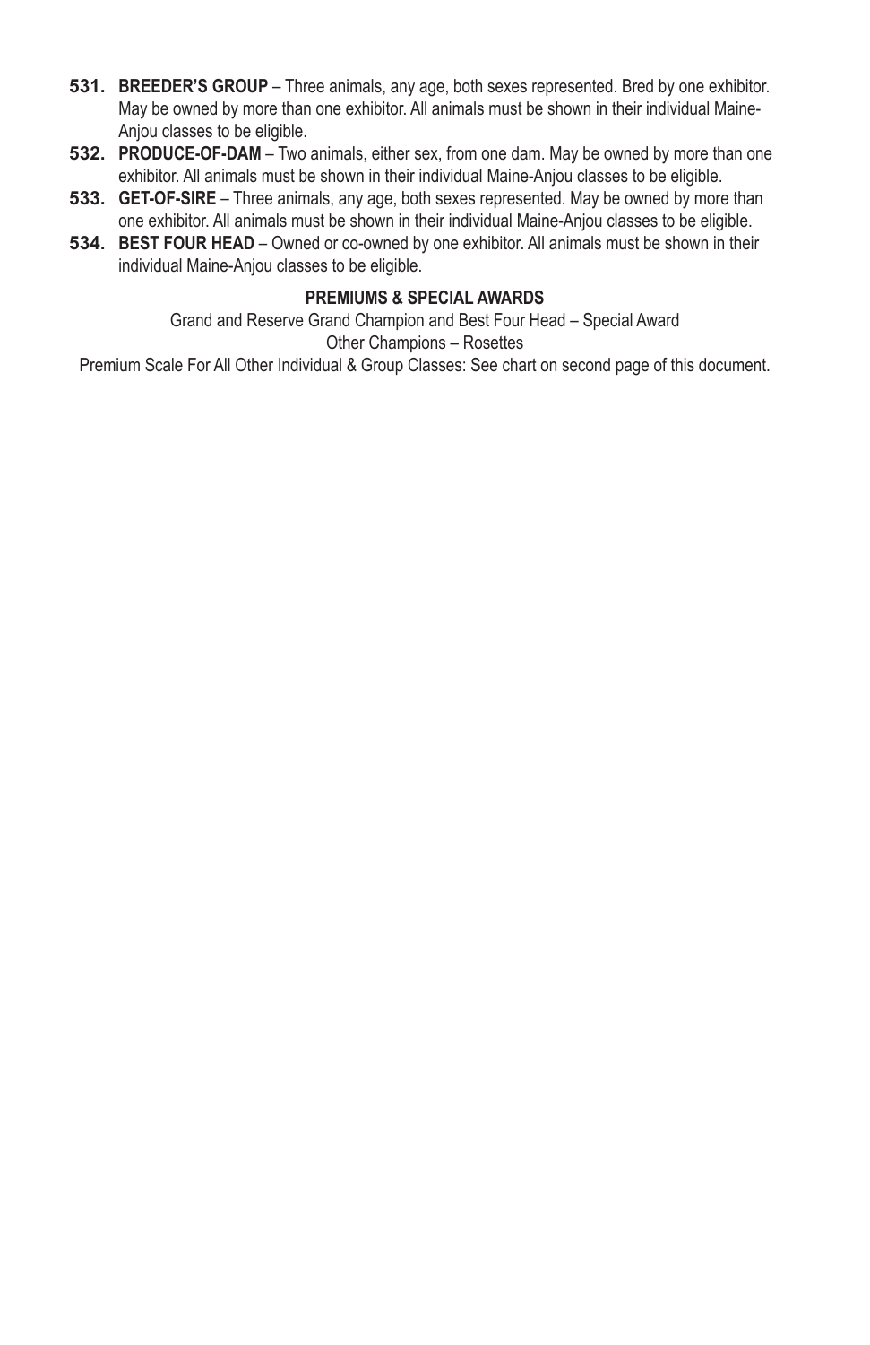531. **BREEDER'S GROUP** – Three animals, any age, both sexes represented. Bred by one exhibitor. May be owned by more than one exhibitor. All animals must be shown in their individual Maine-Anjou classes to be eligible.

532. **PRODUCE-OF-DAM** – Two animals, either sex, from one dam. May be owned by more than one exhibitor. All animals must be shown in their individual Maine-Anjou classes to be eligible.

533. **GET-OF-SIRE** – Three animals, any age, both sexes represented. May be owned by more than one exhibitor. All animals must be shown in their individual Maine-Anjou classes to be eligible.

534. **BEST FOUR HEAD** – Owned or co-owned by one exhibitor. All animals must be shown in their individual Maine-Anjou classes to be eligible.

**PREMIUMS & SPECIAL AWARDS**

Grand and Reserve Grand Champion and Best Four Head – Special Award

Other Champions – Rosettes

Premium Scale For All Other Individual & Group Classes: See chart on second page of this document.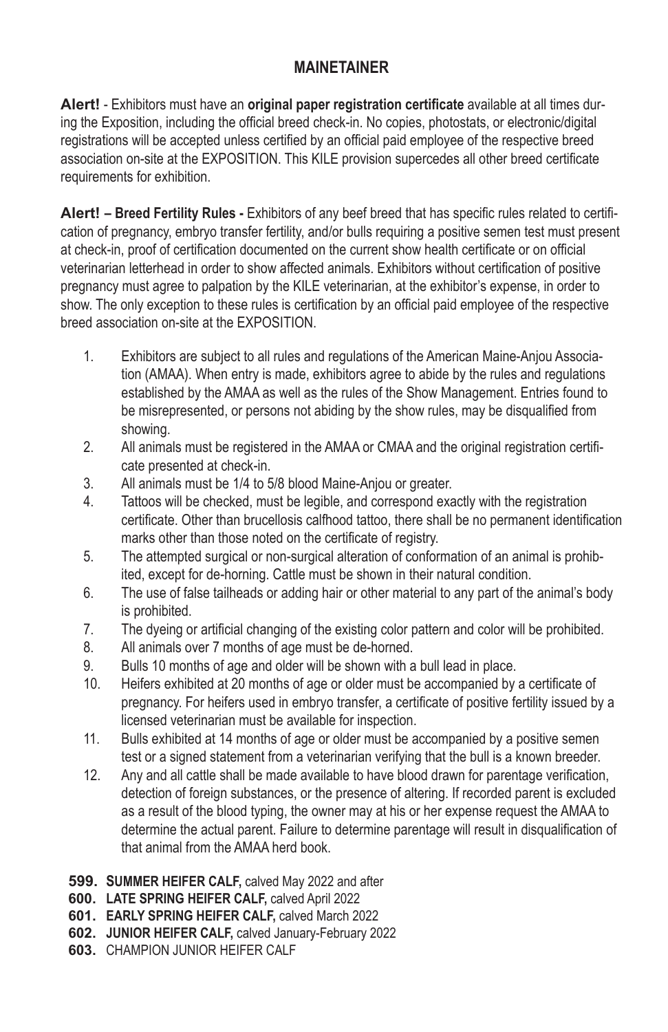## MAINETAINER

**Alert!** - Exhibitors must have an **original paper registration certificate** available at all times during the Exposition, including the official breed check-in. No copies, photostats, or electronic/digital registrations will be accepted unless certified by an official paid employee of the respective breed association on-site at the EXPOSITION. This KILE provision supercedes all other breed certificate requirements for exhibition.

**Alert! – Breed Fertility Rules -** Exhibitors of any beef breed that has specific rules related to certification of pregnancy, embryo transfer fertility, and/or bulls requiring a positive semen test must present at check-in, proof of certification documented on the current show health certificate or on official veterinarian letterhead in order to show affected animals. Exhibitors without certification of positive pregnancy must agree to palpation by the KILE veterinarian, at the exhibitor's expense, in order to show. The only exception to these rules is certification by an official paid employee of the respective breed association on-site at the EXPOSITION.

1. Exhibitors are subject to all rules and regulations of the American Maine-Anjou Association (AMAA). When entry is made, exhibitors agree to abide by the rules and regulations established by the AMAA as well as the rules of the Show Management. Entries found to be misrepresented, or persons not abiding by the show rules, may be disqualified from showing.
2. All animals must be registered in the AMAA or CMAA and the original registration certificate presented at check-in.
3. All animals must be 1/4 to 5/8 blood Maine-Anjou or greater.
4. Tattoos will be checked, must be legible, and correspond exactly with the registration certificate. Other than brucellosis calfhood tattoo, there shall be no permanent identification marks other than those noted on the certificate of registry.
5. The attempted surgical or non-surgical alteration of conformation of an animal is prohibited, except for de-horning. Cattle must be shown in their natural condition.
6. The use of false tailheads or adding hair or other material to any part of the animal's body is prohibited.
7. The dyeing or artificial changing of the existing color pattern and color will be prohibited.
8. All animals over 7 months of age must be de-horned.
9. Bulls 10 months of age and older will be shown with a bull lead in place.
10. Heifers exhibited at 20 months of age or older must be accompanied by a certificate of pregnancy. For heifers used in embryo transfer, a certificate of positive fertility issued by a licensed veterinarian must be available for inspection.
11. Bulls exhibited at 14 months of age or older must be accompanied by a positive semen test or a signed statement from a veterinarian verifying that the bull is a known breeder.
12. Any and all cattle shall be made available to have blood drawn for parentage verification, detection of foreign substances, or the presence of altering. If recorded parent is excluded as a result of the blood typing, the owner may at his or her expense request the AMAA to determine the actual parent. Failure to determine parentage will result in disqualification of that animal from the AMAA herd book.

**599. SUMMER HEIFER CALF,** calved May 2022 and after
**600. LATE SPRING HEIFER CALF,** calved April 2022
**601. EARLY SPRING HEIFER CALF,** calved March 2022
**602. JUNIOR HEIFER CALF,** calved January-February 2022
**603.** CHAMPION JUNIOR HEIFER CALF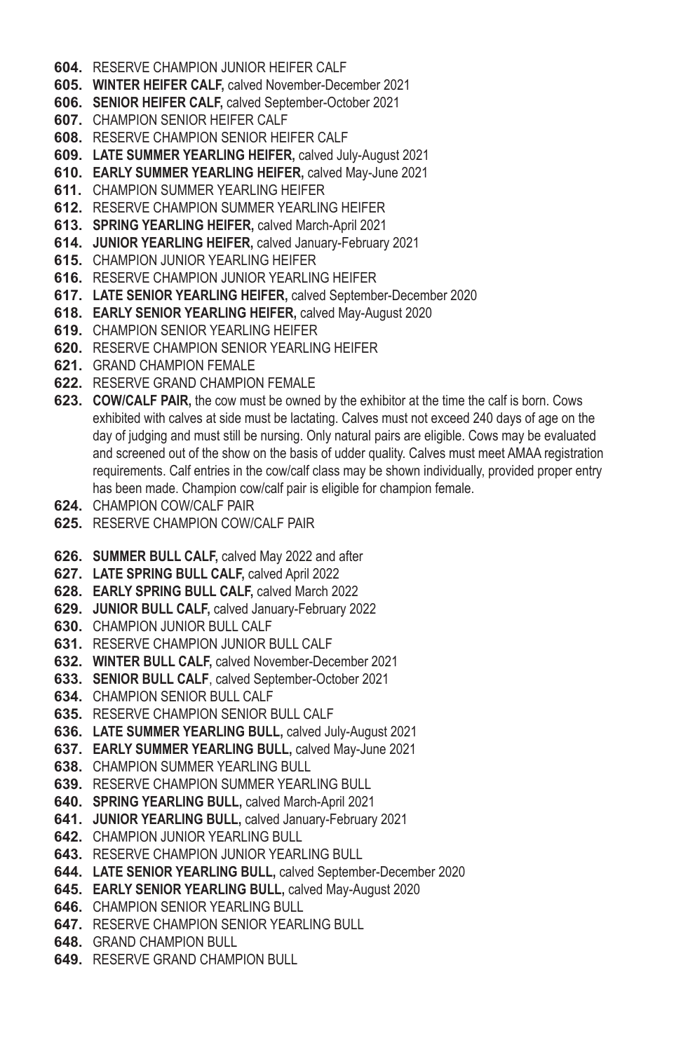**604.** RESERVE CHAMPION JUNIOR HEIFER CALF
**605. WINTER HEIFER CALF,** calved November-December 2021
**606. SENIOR HEIFER CALF,** calved September-October 2021
**607.** CHAMPION SENIOR HEIFER CALF
**608.** RESERVE CHAMPION SENIOR HEIFER CALF
**609. LATE SUMMER YEARLING HEIFER,** calved July-August 2021
**610. EARLY SUMMER YEARLING HEIFER,** calved May-June 2021
**611.** CHAMPION SUMMER YEARLING HEIFER
**612.** RESERVE CHAMPION SUMMER YEARLING HEIFER
**613. SPRING YEARLING HEIFER,** calved March-April 2021
**614. JUNIOR YEARLING HEIFER,** calved January-February 2021
**615.** CHAMPION JUNIOR YEARLING HEIFER
**616.** RESERVE CHAMPION JUNIOR YEARLING HEIFER
**617. LATE SENIOR YEARLING HEIFER,** calved September-December 2020
**618. EARLY SENIOR YEARLING HEIFER,** calved May-August 2020
**619.** CHAMPION SENIOR YEARLING HEIFER
**620.** RESERVE CHAMPION SENIOR YEARLING HEIFER
**621.** GRAND CHAMPION FEMALE
**622.** RESERVE GRAND CHAMPION FEMALE
**623. COW/CALF PAIR,** the cow must be owned by the exhibitor at the time the calf is born. Cows exhibited with calves at side must be lactating. Calves must not exceed 240 days of age on the day of judging and must still be nursing. Only natural pairs are eligible. Cows may be evaluated and screened out of the show on the basis of udder quality. Calves must meet AMAA registration requirements. Calf entries in the cow/calf class may be shown individually, provided proper entry has been made. Champion cow/calf pair is eligible for champion female.
**624.** CHAMPION COW/CALF PAIR
**625.** RESERVE CHAMPION COW/CALF PAIR

**626. SUMMER BULL CALF,** calved May 2022 and after
**627. LATE SPRING BULL CALF,** calved April 2022
**628. EARLY SPRING BULL CALF,** calved March 2022
**629. JUNIOR BULL CALF,** calved January-February 2022
**630.** CHAMPION JUNIOR BULL CALF
**631.** RESERVE CHAMPION JUNIOR BULL CALF
**632. WINTER BULL CALF,** calved November-December 2021
**633. SENIOR BULL CALF**, calved September-October 2021
**634.** CHAMPION SENIOR BULL CALF
**635.** RESERVE CHAMPION SENIOR BULL CALF
**636. LATE SUMMER YEARLING BULL,** calved July-August 2021
**637. EARLY SUMMER YEARLING BULL,** calved May-June 2021
**638.** CHAMPION SUMMER YEARLING BULL
**639.** RESERVE CHAMPION SUMMER YEARLING BULL
**640. SPRING YEARLING BULL,** calved March-April 2021
**641. JUNIOR YEARLING BULL,** calved January-February 2021
**642.** CHAMPION JUNIOR YEARLING BULL
**643.** RESERVE CHAMPION JUNIOR YEARLING BULL
**644. LATE SENIOR YEARLING BULL,** calved September-December 2020
**645. EARLY SENIOR YEARLING BULL,** calved May-August 2020
**646.** CHAMPION SENIOR YEARLING BULL
**647.** RESERVE CHAMPION SENIOR YEARLING BULL
**648.** GRAND CHAMPION BULL
**649.** RESERVE GRAND CHAMPION BULL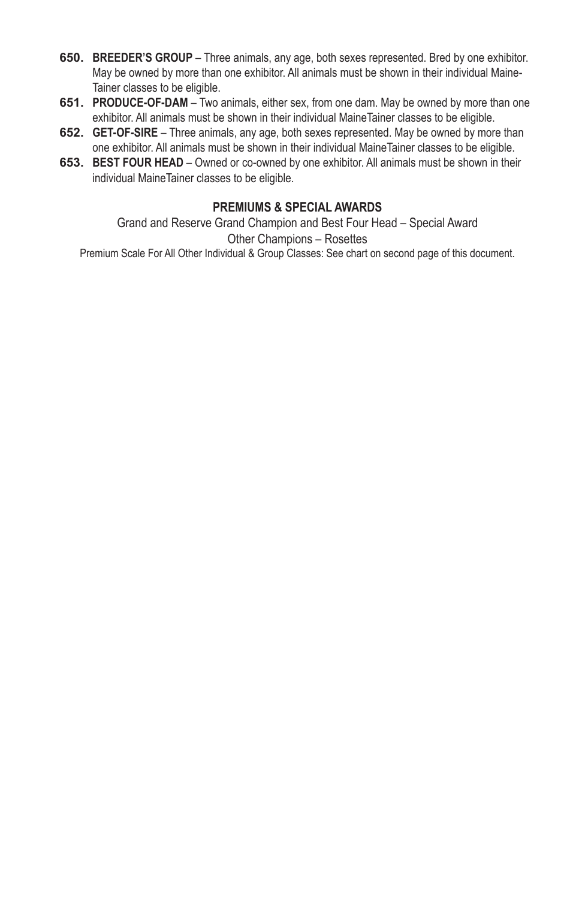**650. BREEDER'S GROUP** – Three animals, any age, both sexes represented. Bred by one exhibitor. May be owned by more than one exhibitor. All animals must be shown in their individual Maine-Tainer classes to be eligible.

**651. PRODUCE-OF-DAM** – Two animals, either sex, from one dam. May be owned by more than one exhibitor. All animals must be shown in their individual MaineTainer classes to be eligible.

**652. GET-OF-SIRE** – Three animals, any age, both sexes represented. May be owned by more than one exhibitor. All animals must be shown in their individual MaineTainer classes to be eligible.

**653. BEST FOUR HEAD** – Owned or co-owned by one exhibitor. All animals must be shown in their individual MaineTainer classes to be eligible.

**PREMIUMS & SPECIAL AWARDS**

Grand and Reserve Grand Champion and Best Four Head – Special Award

Other Champions – Rosettes

Premium Scale For All Other Individual & Group Classes: See chart on second page of this document.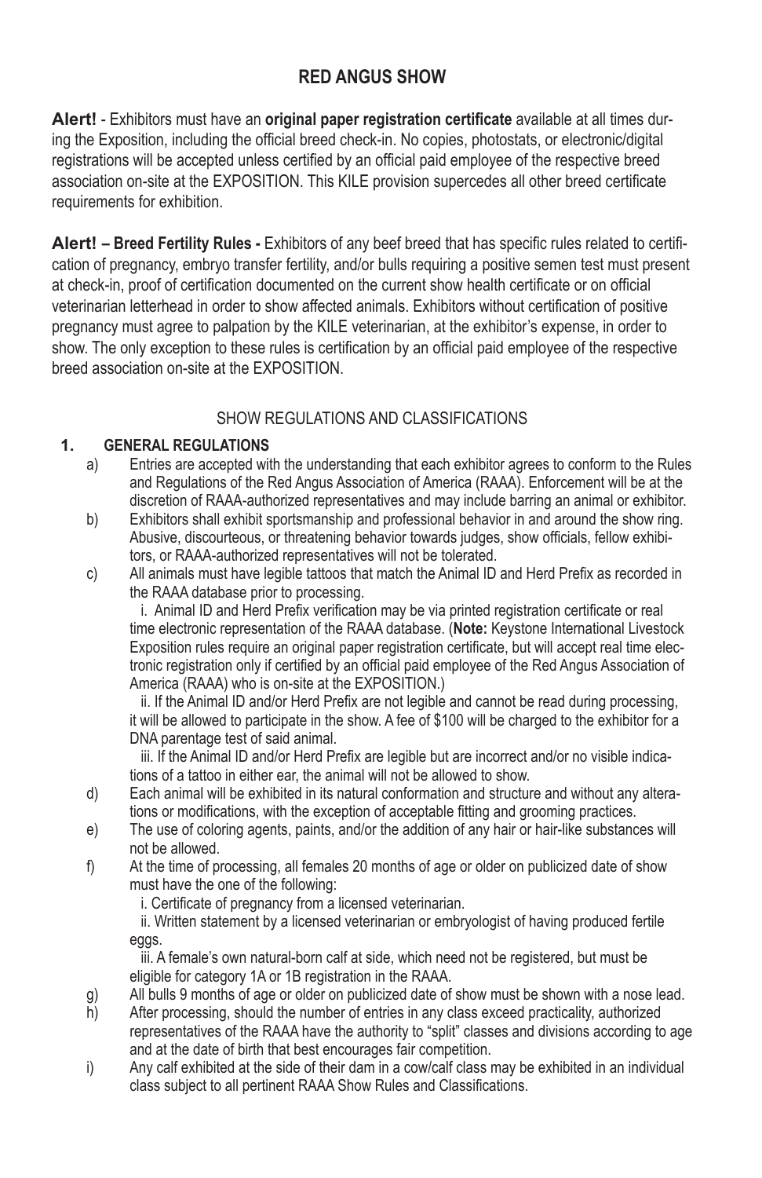# RED ANGUS SHOW

**Alert!** - Exhibitors must have an **original paper registration certificate** available at all times during the Exposition, including the official breed check-in. No copies, photostats, or electronic/digital registrations will be accepted unless certified by an official paid employee of the respective breed association on-site at the EXPOSITION. This KILE provision supercedes all other breed certificate requirements for exhibition.

**Alert! – Breed Fertility Rules -** Exhibitors of any beef breed that has specific rules related to certification of pregnancy, embryo transfer fertility, and/or bulls requiring a positive semen test must present at check-in, proof of certification documented on the current show health certificate or on official veterinarian letterhead in order to show affected animals. Exhibitors without certification of positive pregnancy must agree to palpation by the KILE veterinarian, at the exhibitor's expense, in order to show. The only exception to these rules is certification by an official paid employee of the respective breed association on-site at the EXPOSITION.

## SHOW REGULATIONS AND CLASSIFICATIONS

### 1. GENERAL REGULATIONS

a) Entries are accepted with the understanding that each exhibitor agrees to conform to the Rules and Regulations of the Red Angus Association of America (RAAA). Enforcement will be at the discretion of RAAA-authorized representatives and may include barring an animal or exhibitor.

b) Exhibitors shall exhibit sportsmanship and professional behavior in and around the show ring. Abusive, discourteous, or threatening behavior towards judges, show officials, fellow exhibitors, or RAAA-authorized representatives will not be tolerated.

c) All animals must have legible tattoos that match the Animal ID and Herd Prefix as recorded in the RAAA database prior to processing.

i. Animal ID and Herd Prefix verification may be via printed registration certificate or real time electronic representation of the RAAA database. (**Note:** Keystone International Livestock Exposition rules require an original paper registration certificate, but will accept real time electronic registration only if certified by an official paid employee of the Red Angus Association of America (RAAA) who is on-site at the EXPOSITION.)

ii. If the Animal ID and/or Herd Prefix are not legible and cannot be read during processing, it will be allowed to participate in the show. A fee of $100 will be charged to the exhibitor for a DNA parentage test of said animal.

iii. If the Animal ID and/or Herd Prefix are legible but are incorrect and/or no visible indications of a tattoo in either ear, the animal will not be allowed to show.

d) Each animal will be exhibited in its natural conformation and structure and without any alterations or modifications, with the exception of acceptable fitting and grooming practices.

e) The use of coloring agents, paints, and/or the addition of any hair or hair-like substances will not be allowed.

f) At the time of processing, all females 20 months of age or older on publicized date of show must have the one of the following:

i. Certificate of pregnancy from a licensed veterinarian.

ii. Written statement by a licensed veterinarian or embryologist of having produced fertile eggs.

iii. A female's own natural-born calf at side, which need not be registered, but must be eligible for category 1A or 1B registration in the RAAA.

g) All bulls 9 months of age or older on publicized date of show must be shown with a nose lead.

h) After processing, should the number of entries in any class exceed practicality, authorized representatives of the RAAA have the authority to "split" classes and divisions according to age and at the date of birth that best encourages fair competition.

i) Any calf exhibited at the side of their dam in a cow/calf class may be exhibited in an individual class subject to all pertinent RAAA Show Rules and Classifications.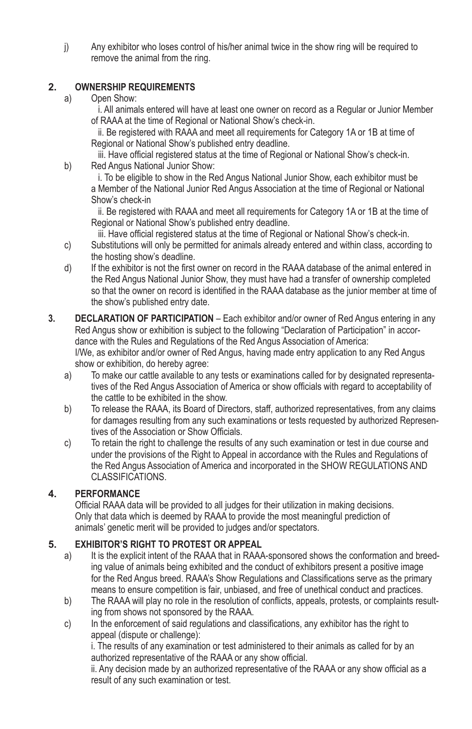j) Any exhibitor who loses control of his/her animal twice in the show ring will be required to remove the animal from the ring.

## 2. OWNERSHIP REQUIREMENTS

a) Open Show:

i. All animals entered will have at least one owner on record as a Regular or Junior Member of RAAA at the time of Regional or National Show's check-in.

ii. Be registered with RAAA and meet all requirements for Category 1A or 1B at time of Regional or National Show's published entry deadline.

iii. Have official registered status at the time of Regional or National Show's check-in.

b) Red Angus National Junior Show:

i. To be eligible to show in the Red Angus National Junior Show, each exhibitor must be a Member of the National Junior Red Angus Association at the time of Regional or National Show's check-in

ii. Be registered with RAAA and meet all requirements for Category 1A or 1B at the time of Regional or National Show's published entry deadline.

iii. Have official registered status at the time of Regional or National Show's check-in.

c) Substitutions will only be permitted for animals already entered and within class, according to the hosting show's deadline.

d) If the exhibitor is not the first owner on record in the RAAA database of the animal entered in the Red Angus National Junior Show, they must have had a transfer of ownership completed so that the owner on record is identified in the RAAA database as the junior member at time of the show's published entry date.

## 3. DECLARATION OF PARTICIPATION

**DECLARATION OF PARTICIPATION** – Each exhibitor and/or owner of Red Angus entering in any Red Angus show or exhibition is subject to the following "Declaration of Participation" in accordance with the Rules and Regulations of the Red Angus Association of America:

I/We, as exhibitor and/or owner of Red Angus, having made entry application to any Red Angus show or exhibition, do hereby agree:

a) To make our cattle available to any tests or examinations called for by designated representatives of the Red Angus Association of America or show officials with regard to acceptability of the cattle to be exhibited in the show.

b) To release the RAAA, its Board of Directors, staff, authorized representatives, from any claims for damages resulting from any such examinations or tests requested by authorized Representives of the Association or Show Officials.

c) To retain the right to challenge the results of any such examination or test in due course and under the provisions of the Right to Appeal in accordance with the Rules and Regulations of the Red Angus Association of America and incorporated in the SHOW REGULATIONS AND CLASSIFICATIONS.

## 4. PERFORMANCE

Official RAAA data will be provided to all judges for their utilization in making decisions. Only that data which is deemed by RAAA to provide the most meaningful prediction of animals' genetic merit will be provided to judges and/or spectators.

## 5. EXHIBITOR'S RIGHT TO PROTEST OR APPEAL

a) It is the explicit intent of the RAAA that in RAAA-sponsored shows the conformation and breeding value of animals being exhibited and the conduct of exhibitors present a positive image for the Red Angus breed. RAAA's Show Regulations and Classifications serve as the primary means to ensure competition is fair, unbiased, and free of unethical conduct and practices.

b) The RAAA will play no role in the resolution of conflicts, appeals, protests, or complaints resulting from shows not sponsored by the RAAA.

c) In the enforcement of said regulations and classifications, any exhibitor has the right to appeal (dispute or challenge):

i. The results of any examination or test administered to their animals as called for by an authorized representative of the RAAA or any show official.

ii. Any decision made by an authorized representative of the RAAA or any show official as a result of any such examination or test.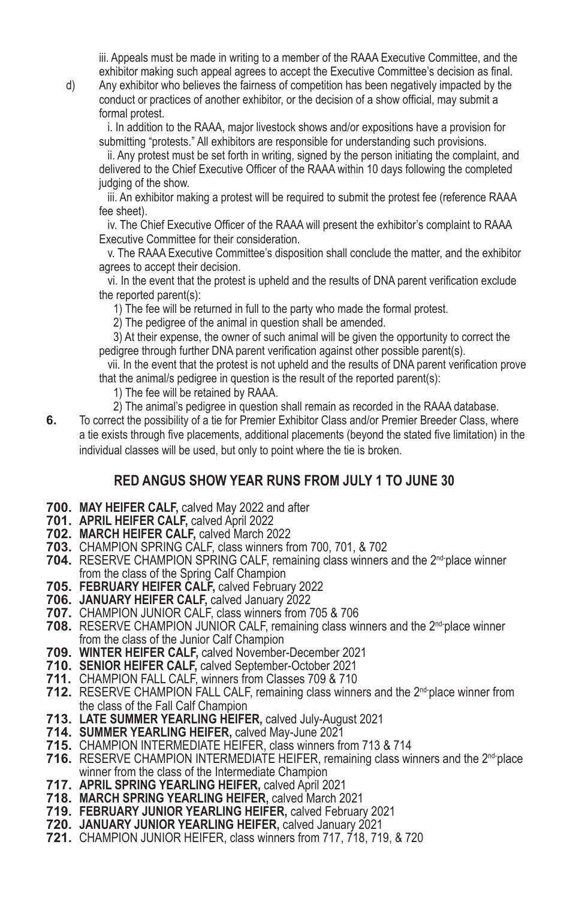iii. Appeals must be made in writing to a member of the RAAA Executive Committee, and the exhibitor making such appeal agrees to accept the Executive Committee's decision as final.

d) Any exhibitor who believes the fairness of competition has been negatively impacted by the conduct or practices of another exhibitor, or the decision of a show official, may submit a formal protest.

i. In addition to the RAAA, major livestock shows and/or expositions have a provision for submitting "protests." All exhibitors are responsible for understanding such provisions.

ii. Any protest must be set forth in writing, signed by the person initiating the complaint, and delivered to the Chief Executive Officer of the RAAA within 10 days following the completed judging of the show.

iii. An exhibitor making a protest will be required to submit the protest fee (reference RAAA fee sheet).

iv. The Chief Executive Officer of the RAAA will present the exhibitor's complaint to RAAA Executive Committee for their consideration.

v. The RAAA Executive Committee's disposition shall conclude the matter, and the exhibitor agrees to accept their decision.

vi. In the event that the protest is upheld and the results of DNA parent verification exclude the reported parent(s):

1) The fee will be returned in full to the party who made the formal protest.

2) The pedigree of the animal in question shall be amended.

3) At their expense, the owner of such animal will be given the opportunity to correct the pedigree through further DNA parent verification against other possible parent(s).

vii. In the event that the protest is not upheld and the results of DNA parent verification prove that the animal/s pedigree in question is the result of the reported parent(s):

1) The fee will be retained by RAAA.

2) The animal's pedigree in question shall remain as recorded in the RAAA database.

**6.** To correct the possibility of a tie for Premier Exhibitor Class and/or Premier Breeder Class, where a tie exists through five placements, additional placements (beyond the stated five limitation) in the individual classes will be used, but only to point where the tie is broken.

## RED ANGUS SHOW YEAR RUNS FROM JULY 1 TO JUNE 30

**700. MAY HEIFER CALF,** calved May 2022 and after

**701. APRIL HEIFER CALF,** calved April 2022

**702. MARCH HEIFER CALF,** calved March 2022

**703.** CHAMPION SPRING CALF, class winners from 700, 701, & 702

**704.** RESERVE CHAMPION SPRING CALF, remaining class winners and the 2nd-place winner from the class of the Spring Calf Champion

**705. FEBRUARY HEIFER CALF,** calved February 2022

**706. JANUARY HEIFER CALF,** calved January 2022

**707.** CHAMPION JUNIOR CALF, class winners from 705 & 706

**708.** RESERVE CHAMPION JUNIOR CALF, remaining class winners and the 2nd-place winner from the class of the Junior Calf Champion

**709. WINTER HEIFER CALF,** calved November-December 2021

**710. SENIOR HEIFER CALF,** calved September-October 2021

**711.** CHAMPION FALL CALF, winners from Classes 709 & 710

**712.** RESERVE CHAMPION FALL CALF, remaining class winners and the 2nd-place winner from the class of the Fall Calf Champion

**713. LATE SUMMER YEARLING HEIFER,** calved July-August 2021

**714. SUMMER YEARLING HEIFER,** calved May-June 2021

**715.** CHAMPION INTERMEDIATE HEIFER, class winners from 713 & 714

**716.** RESERVE CHAMPION INTERMEDIATE HEIFER, remaining class winners and the 2nd-place winner from the class of the Intermediate Champion

**717. APRIL SPRING YEARLING HEIFER,** calved April 2021

**718. MARCH SPRING YEARLING HEIFER,** calved March 2021

**719. FEBRUARY JUNIOR YEARLING HEIFER,** calved February 2021

**720. JANUARY JUNIOR YEARLING HEIFER,** calved January 2021

**721.** CHAMPION JUNIOR HEIFER, class winners from 717, 718, 719, & 720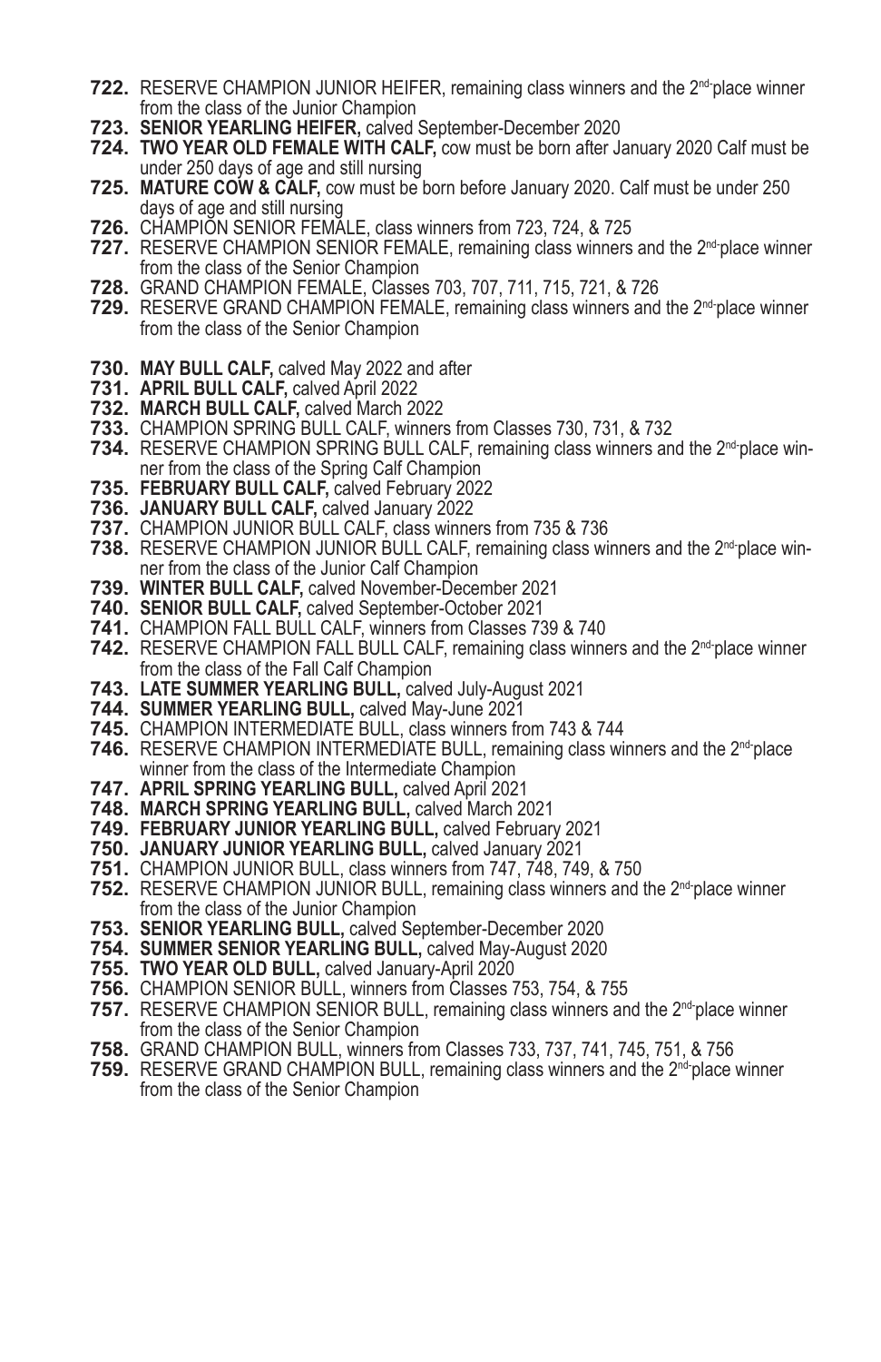**722.** RESERVE CHAMPION JUNIOR HEIFER, remaining class winners and the 2nd-place winner from the class of the Junior Champion
**723.** **SENIOR YEARLING HEIFER,** calved September-December 2020
**724.** **TWO YEAR OLD FEMALE WITH CALF,** cow must be born after January 2020 Calf must be under 250 days of age and still nursing
**725.** **MATURE COW & CALF,** cow must be born before January 2020. Calf must be under 250 days of age and still nursing
**726.** CHAMPION SENIOR FEMALE, class winners from 723, 724, & 725
**727.** RESERVE CHAMPION SENIOR FEMALE, remaining class winners and the 2nd-place winner from the class of the Senior Champion
**728.** GRAND CHAMPION FEMALE, Classes 703, 707, 711, 715, 721, & 726
**729.** RESERVE GRAND CHAMPION FEMALE, remaining class winners and the 2nd-place winner from the class of the Senior Champion

**730.** **MAY BULL CALF,** calved May 2022 and after
**731.** **APRIL BULL CALF,** calved April 2022
**732.** **MARCH BULL CALF,** calved March 2022
**733.** CHAMPION SPRING BULL CALF, winners from Classes 730, 731, & 732
**734.** RESERVE CHAMPION SPRING BULL CALF, remaining class winners and the 2nd-place winner from the class of the Spring Calf Champion
**735.** **FEBRUARY BULL CALF,** calved February 2022
**736.** **JANUARY BULL CALF,** calved January 2022
**737.** CHAMPION JUNIOR BULL CALF, class winners from 735 & 736
**738.** RESERVE CHAMPION JUNIOR BULL CALF, remaining class winners and the 2nd-place winner from the class of the Junior Calf Champion
**739.** **WINTER BULL CALF,** calved November-December 2021
**740.** **SENIOR BULL CALF,** calved September-October 2021
**741.** CHAMPION FALL BULL CALF, winners from Classes 739 & 740
**742.** RESERVE CHAMPION FALL BULL CALF, remaining class winners and the 2nd-place winner from the class of the Fall Calf Champion
**743.** **LATE SUMMER YEARLING BULL,** calved July-August 2021
**744.** **SUMMER YEARLING BULL,** calved May-June 2021
**745.** CHAMPION INTERMEDIATE BULL, class winners from 743 & 744
**746.** RESERVE CHAMPION INTERMEDIATE BULL, remaining class winners and the 2nd-place winner from the class of the Intermediate Champion
**747.** **APRIL SPRING YEARLING BULL,** calved April 2021
**748.** **MARCH SPRING YEARLING BULL,** calved March 2021
**749.** **FEBRUARY JUNIOR YEARLING BULL,** calved February 2021
**750.** **JANUARY JUNIOR YEARLING BULL,** calved January 2021
**751.** CHAMPION JUNIOR BULL, class winners from 747, 748, 749, & 750
**752.** RESERVE CHAMPION JUNIOR BULL, remaining class winners and the 2nd-place winner from the class of the Junior Champion
**753.** **SENIOR YEARLING BULL,** calved September-December 2020
**754.** **SUMMER SENIOR YEARLING BULL,** calved May-August 2020
**755.** **TWO YEAR OLD BULL,** calved January-April 2020
**756.** CHAMPION SENIOR BULL, winners from Classes 753, 754, & 755
**757.** RESERVE CHAMPION SENIOR BULL, remaining class winners and the 2nd-place winner from the class of the Senior Champion
**758.** GRAND CHAMPION BULL, winners from Classes 733, 737, 741, 745, 751, & 756
**759.** RESERVE GRAND CHAMPION BULL, remaining class winners and the 2nd-place winner from the class of the Senior Champion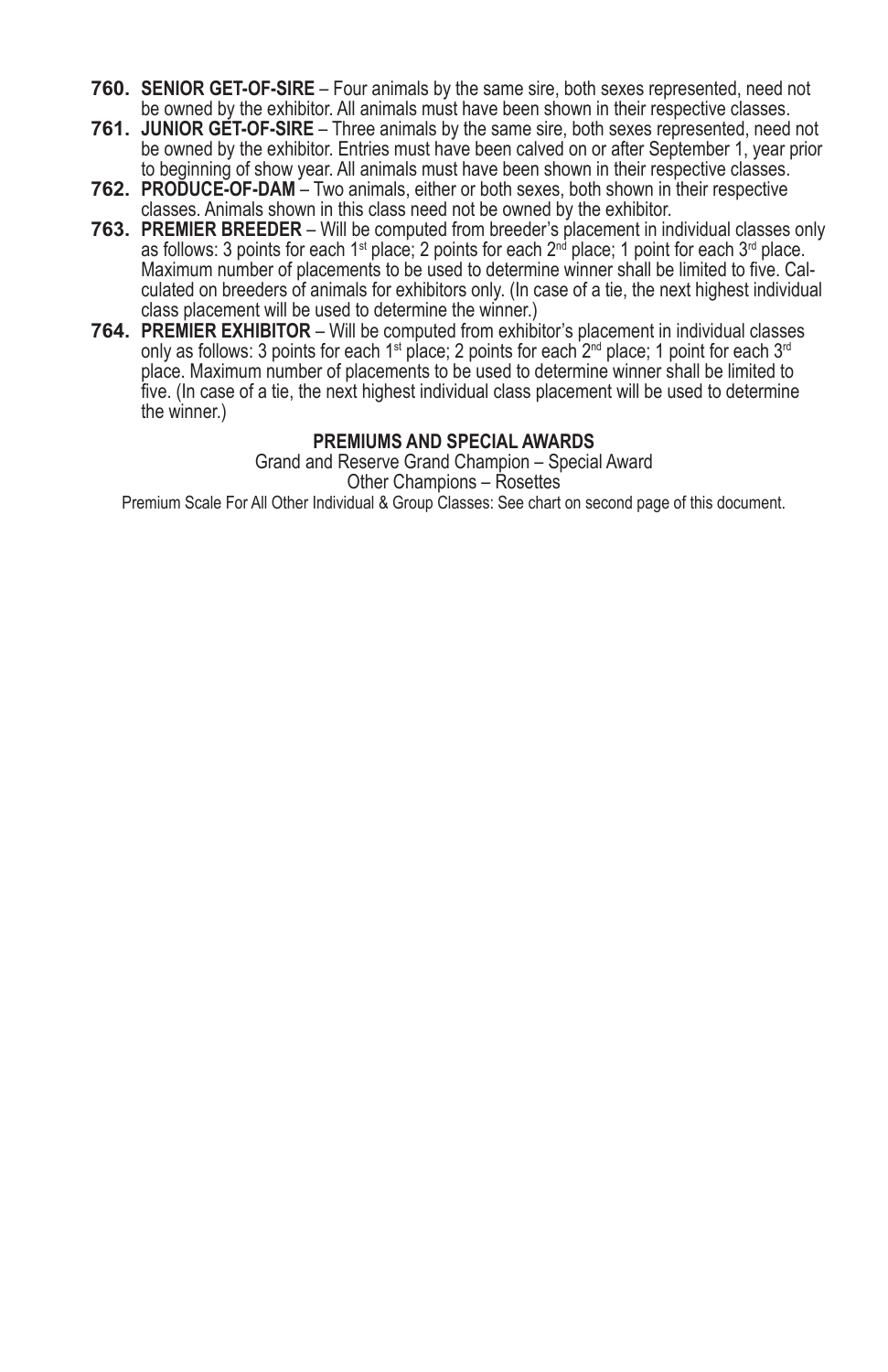**760. SENIOR GET-OF-SIRE** – Four animals by the same sire, both sexes represented, need not be owned by the exhibitor. All animals must have been shown in their respective classes.

**761. JUNIOR GET-OF-SIRE** – Three animals by the same sire, both sexes represented, need not be owned by the exhibitor. Entries must have been calved on or after September 1, year prior to beginning of show year. All animals must have been shown in their respective classes.

**762. PRODUCE-OF-DAM** – Two animals, either or both sexes, both shown in their respective classes. Animals shown in this class need not be owned by the exhibitor.

**763. PREMIER BREEDER** – Will be computed from breeder's placement in individual classes only as follows: 3 points for each 1st place; 2 points for each 2nd place; 1 point for each 3rd place. Maximum number of placements to be used to determine winner shall be limited to five. Calculated on breeders of animals for exhibitors only. (In case of a tie, the next highest individual class placement will be used to determine the winner.)

**764. PREMIER EXHIBITOR** – Will be computed from exhibitor's placement in individual classes only as follows: 3 points for each 1st place; 2 points for each 2nd place; 1 point for each 3rd place. Maximum number of placements to be used to determine winner shall be limited to five. (In case of a tie, the next highest individual class placement will be used to determine the winner.)

**PREMIUMS AND SPECIAL AWARDS**

Grand and Reserve Grand Champion – Special Award

Other Champions – Rosettes

Premium Scale For All Other Individual & Group Classes: See chart on second page of this document.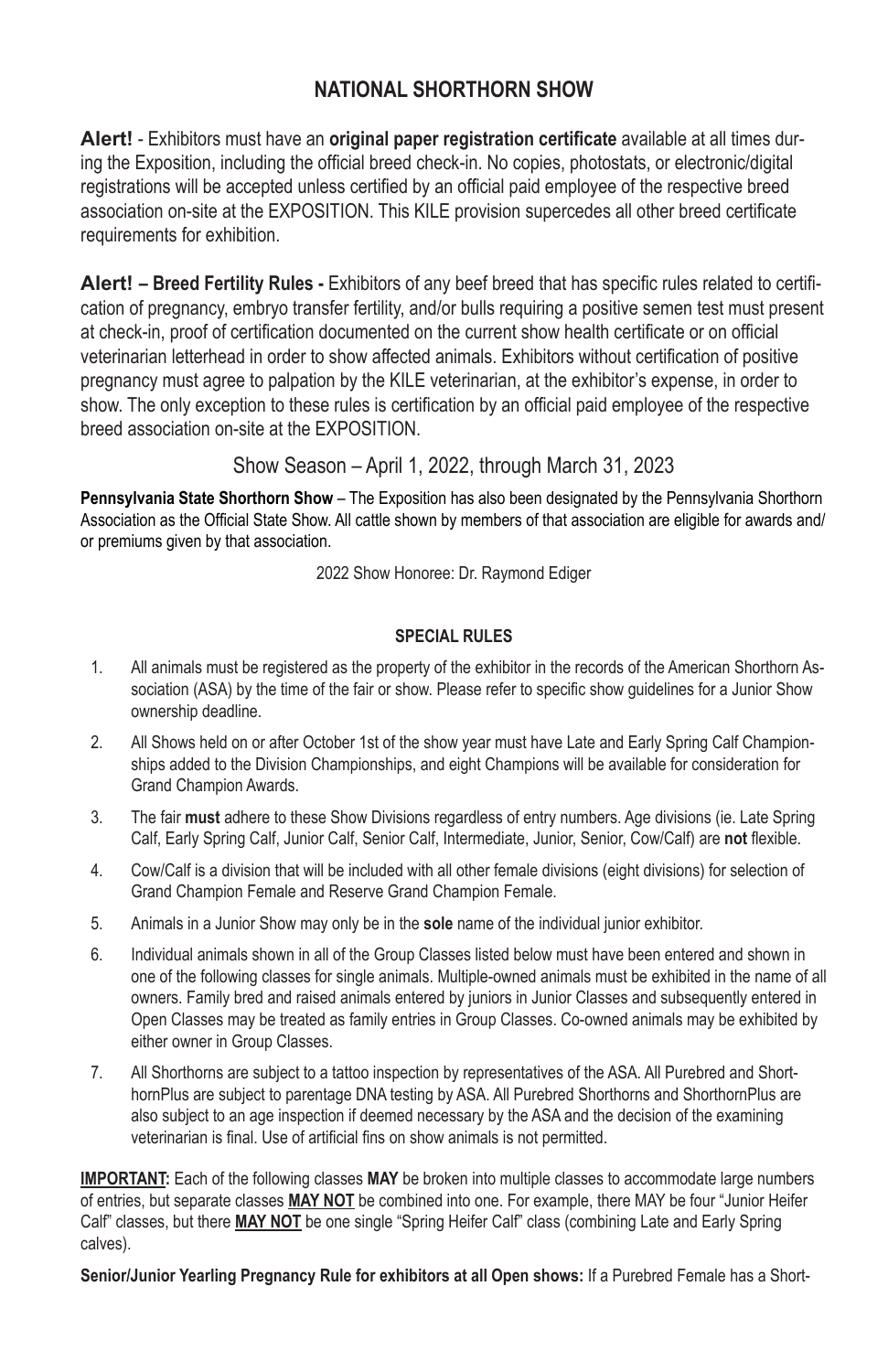# NATIONAL SHORTHORN SHOW

**Alert!** - Exhibitors must have an **original paper registration certificate** available at all times during the Exposition, including the official breed check-in. No copies, photostats, or electronic/digital registrations will be accepted unless certified by an official paid employee of the respective breed association on-site at the EXPOSITION. This KILE provision supercedes all other breed certificate requirements for exhibition.

**Alert! – Breed Fertility Rules -** Exhibitors of any beef breed that has specific rules related to certification of pregnancy, embryo transfer fertility, and/or bulls requiring a positive semen test must present at check-in, proof of certification documented on the current show health certificate or on official veterinarian letterhead in order to show affected animals. Exhibitors without certification of positive pregnancy must agree to palpation by the KILE veterinarian, at the exhibitor's expense, in order to show. The only exception to these rules is certification by an official paid employee of the respective breed association on-site at the EXPOSITION.

Show Season – April 1, 2022, through March 31, 2023

**Pennsylvania State Shorthorn Show** – The Exposition has also been designated by the Pennsylvania Shorthorn Association as the Official State Show. All cattle shown by members of that association are eligible for awards and/or premiums given by that association.

2022 Show Honoree: Dr. Raymond Ediger

### SPECIAL RULES

1. All animals must be registered as the property of the exhibitor in the records of the American Shorthorn Association (ASA) by the time of the fair or show. Please refer to specific show guidelines for a Junior Show ownership deadline.
2. All Shows held on or after October 1st of the show year must have Late and Early Spring Calf Championships added to the Division Championships, and eight Champions will be available for consideration for Grand Champion Awards.
3. The fair **must** adhere to these Show Divisions regardless of entry numbers. Age divisions (ie. Late Spring Calf, Early Spring Calf, Junior Calf, Senior Calf, Intermediate, Junior, Senior, Cow/Calf) are **not** flexible.
4. Cow/Calf is a division that will be included with all other female divisions (eight divisions) for selection of Grand Champion Female and Reserve Grand Champion Female.
5. Animals in a Junior Show may only be in the **sole** name of the individual junior exhibitor.
6. Individual animals shown in all of the Group Classes listed below must have been entered and shown in one of the following classes for single animals. Multiple-owned animals must be exhibited in the name of all owners. Family bred and raised animals entered by juniors in Junior Classes and subsequently entered in Open Classes may be treated as family entries in Group Classes. Co-owned animals may be exhibited by either owner in Group Classes.
7. All Shorthorns are subject to a tattoo inspection by representatives of the ASA. All Purebred and ShorthornPlus are subject to parentage DNA testing by ASA. All Purebred Shorthorns and ShorthornPlus are also subject to an age inspection if deemed necessary by the ASA and the decision of the examining veterinarian is final. Use of artificial fins on show animals is not permitted.

**IMPORTANT:** Each of the following classes **MAY** be broken into multiple classes to accommodate large numbers of entries, but separate classes **MAY NOT** be combined into one. For example, there MAY be four "Junior Heifer Calf" classes, but there **MAY NOT** be one single "Spring Heifer Calf" class (combining Late and Early Spring calves).

**Senior/Junior Yearling Pregnancy Rule for exhibitors at all Open shows:** If a Purebred Female has a Short-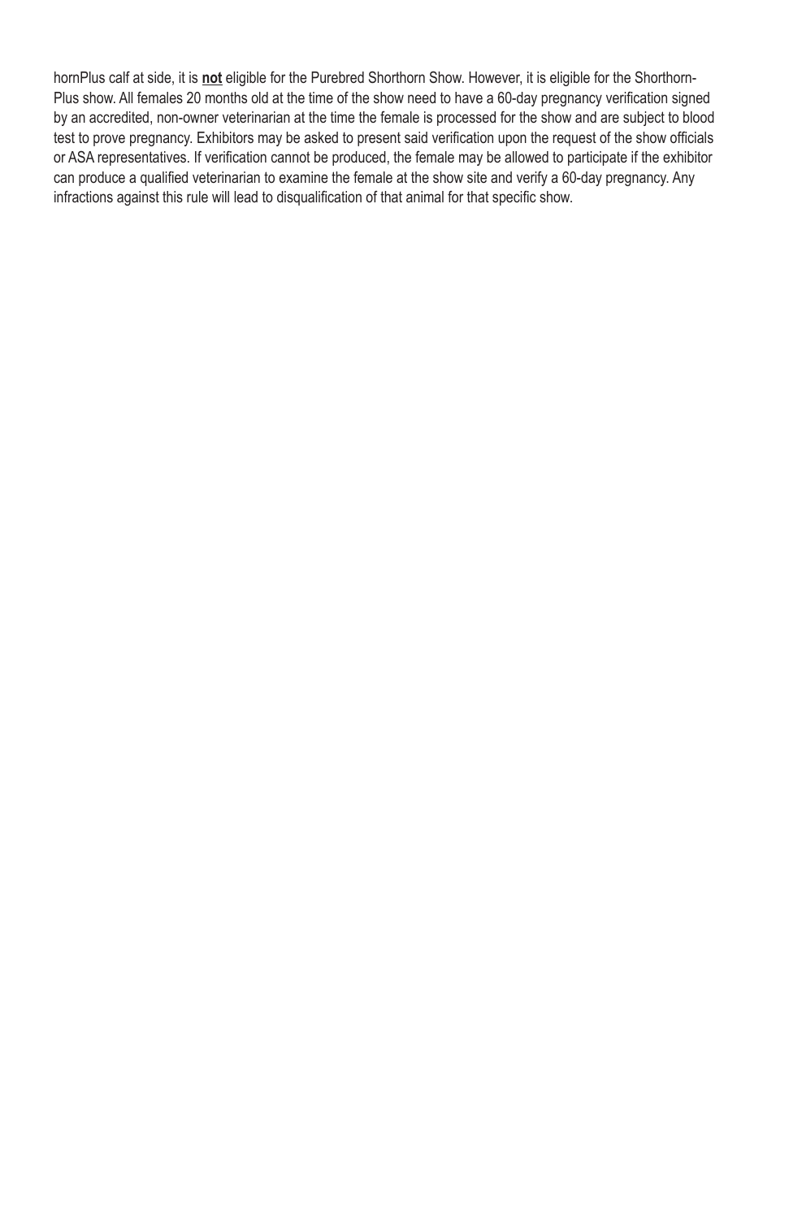hornPlus calf at side, it is **not** eligible for the Purebred Shorthorn Show. However, it is eligible for the Shorthorn-Plus show. All females 20 months old at the time of the show need to have a 60-day pregnancy verification signed by an accredited, non-owner veterinarian at the time the female is processed for the show and are subject to blood test to prove pregnancy. Exhibitors may be asked to present said verification upon the request of the show officials or ASA representatives. If verification cannot be produced, the female may be allowed to participate if the exhibitor can produce a qualified veterinarian to examine the female at the show site and verify a 60-day pregnancy. Any infractions against this rule will lead to disqualification of that animal for that specific show.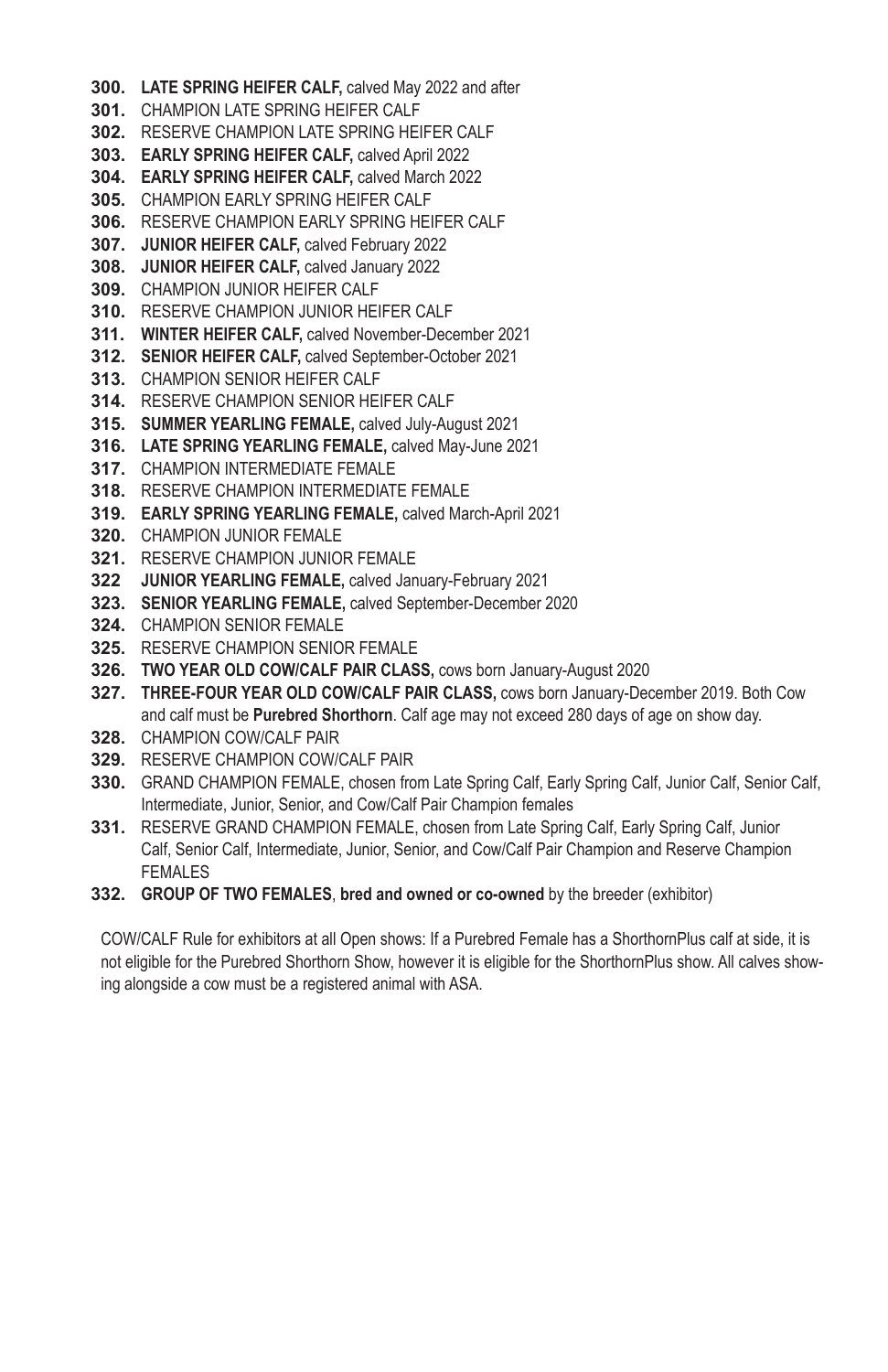**300.** **LATE SPRING HEIFER CALF,** calved May 2022 and after
**301.** CHAMPION LATE SPRING HEIFER CALF
**302.** RESERVE CHAMPION LATE SPRING HEIFER CALF
**303.** **EARLY SPRING HEIFER CALF,** calved April 2022
**304.** **EARLY SPRING HEIFER CALF,** calved March 2022
**305.** CHAMPION EARLY SPRING HEIFER CALF
**306.** RESERVE CHAMPION EARLY SPRING HEIFER CALF
**307.** **JUNIOR HEIFER CALF,** calved February 2022
**308.** **JUNIOR HEIFER CALF,** calved January 2022
**309.** CHAMPION JUNIOR HEIFER CALF
**310.** RESERVE CHAMPION JUNIOR HEIFER CALF
**311.** **WINTER HEIFER CALF,** calved November-December 2021
**312.** **SENIOR HEIFER CALF,** calved September-October 2021
**313.** CHAMPION SENIOR HEIFER CALF
**314.** RESERVE CHAMPION SENIOR HEIFER CALF
**315.** **SUMMER YEARLING FEMALE,** calved July-August 2021
**316.** **LATE SPRING YEARLING FEMALE,** calved May-June 2021
**317.** CHAMPION INTERMEDIATE FEMALE
**318.** RESERVE CHAMPION INTERMEDIATE FEMALE
**319.** **EARLY SPRING YEARLING FEMALE,** calved March-April 2021
**320.** CHAMPION JUNIOR FEMALE
**321.** RESERVE CHAMPION JUNIOR FEMALE
**322** **JUNIOR YEARLING FEMALE,** calved January-February 2021
**323.** **SENIOR YEARLING FEMALE,** calved September-December 2020
**324.** CHAMPION SENIOR FEMALE
**325.** RESERVE CHAMPION SENIOR FEMALE
**326.** **TWO YEAR OLD COW/CALF PAIR CLASS,** cows born January-August 2020
**327.** **THREE-FOUR YEAR OLD COW/CALF PAIR CLASS,** cows born January-December 2019. Both Cow and calf must be **Purebred Shorthorn**. Calf age may not exceed 280 days of age on show day.
**328.** CHAMPION COW/CALF PAIR
**329.** RESERVE CHAMPION COW/CALF PAIR
**330.** GRAND CHAMPION FEMALE, chosen from Late Spring Calf, Early Spring Calf, Junior Calf, Senior Calf, Intermediate, Junior, Senior, and Cow/Calf Pair Champion females
**331.** RESERVE GRAND CHAMPION FEMALE, chosen from Late Spring Calf, Early Spring Calf, Junior Calf, Senior Calf, Intermediate, Junior, Senior, and Cow/Calf Pair Champion and Reserve Champion FEMALES
**332.** **GROUP OF TWO FEMALES**, **bred and owned or co-owned** by the breeder (exhibitor)

COW/CALF Rule for exhibitors at all Open shows: If a Purebred Female has a ShorthornPlus calf at side, it is not eligible for the Purebred Shorthorn Show, however it is eligible for the ShorthornPlus show. All calves showing alongside a cow must be a registered animal with ASA.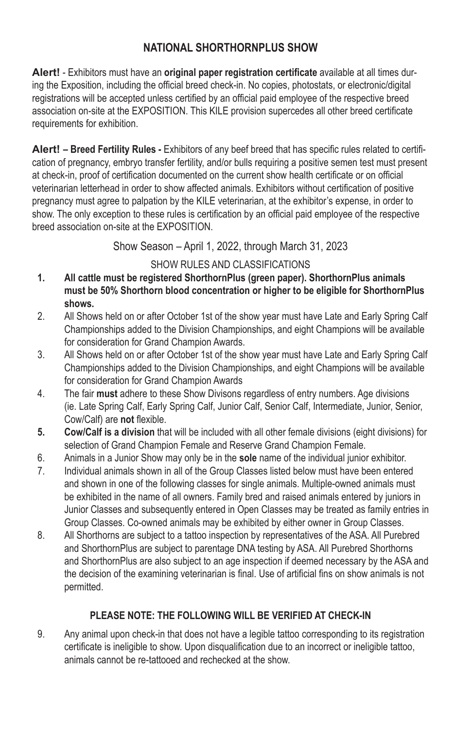## NATIONAL SHORTHORNPLUS SHOW

**Alert!** - Exhibitors must have an **original paper registration certificate** available at all times during the Exposition, including the official breed check-in. No copies, photostats, or electronic/digital registrations will be accepted unless certified by an official paid employee of the respective breed association on-site at the EXPOSITION. This KILE provision supercedes all other breed certificate requirements for exhibition.

**Alert! – Breed Fertility Rules -** Exhibitors of any beef breed that has specific rules related to certification of pregnancy, embryo transfer fertility, and/or bulls requiring a positive semen test must present at check-in, proof of certification documented on the current show health certificate or on official veterinarian letterhead in order to show affected animals. Exhibitors without certification of positive pregnancy must agree to palpation by the KILE veterinarian, at the exhibitor's expense, in order to show. The only exception to these rules is certification by an official paid employee of the respective breed association on-site at the EXPOSITION.

Show Season – April 1, 2022, through March 31, 2023

SHOW RULES AND CLASSIFICATIONS

1. **All cattle must be registered ShorthornPlus (green paper). ShorthornPlus animals must be 50% Shorthorn blood concentration or higher to be eligible for ShorthornPlus shows.**
2. All Shows held on or after October 1st of the show year must have Late and Early Spring Calf Championships added to the Division Championships, and eight Champions will be available for consideration for Grand Champion Awards.
3. All Shows held on or after October 1st of the show year must have Late and Early Spring Calf Championships added to the Division Championships, and eight Champions will be available for consideration for Grand Champion Awards
4. The fair **must** adhere to these Show Divisons regardless of entry numbers. Age divisions (ie. Late Spring Calf, Early Spring Calf, Junior Calf, Senior Calf, Intermediate, Junior, Senior, Cow/Calf) are **not** flexible.
5. **Cow/Calf is a division** that will be included with all other female divisions (eight divisions) for selection of Grand Champion Female and Reserve Grand Champion Female.
6. Animals in a Junior Show may only be in the **sole** name of the individual junior exhibitor.
7. Individual animals shown in all of the Group Classes listed below must have been entered and shown in one of the following classes for single animals. Multiple-owned animals must be exhibited in the name of all owners. Family bred and raised animals entered by juniors in Junior Classes and subsequently entered in Open Classes may be treated as family entries in Group Classes. Co-owned animals may be exhibited by either owner in Group Classes.
8. All Shorthorns are subject to a tattoo inspection by representatives of the ASA. All Purebred and ShorthornPlus are subject to parentage DNA testing by ASA. All Purebred Shorthorns and ShorthornPlus are also subject to an age inspection if deemed necessary by the ASA and the decision of the examining veterinarian is final. Use of artificial fins on show animals is not permitted.

**PLEASE NOTE: THE FOLLOWING WILL BE VERIFIED AT CHECK-IN**

9. Any animal upon check-in that does not have a legible tattoo corresponding to its registration certificate is ineligible to show. Upon disqualification due to an incorrect or ineligible tattoo, animals cannot be re-tattooed and rechecked at the show.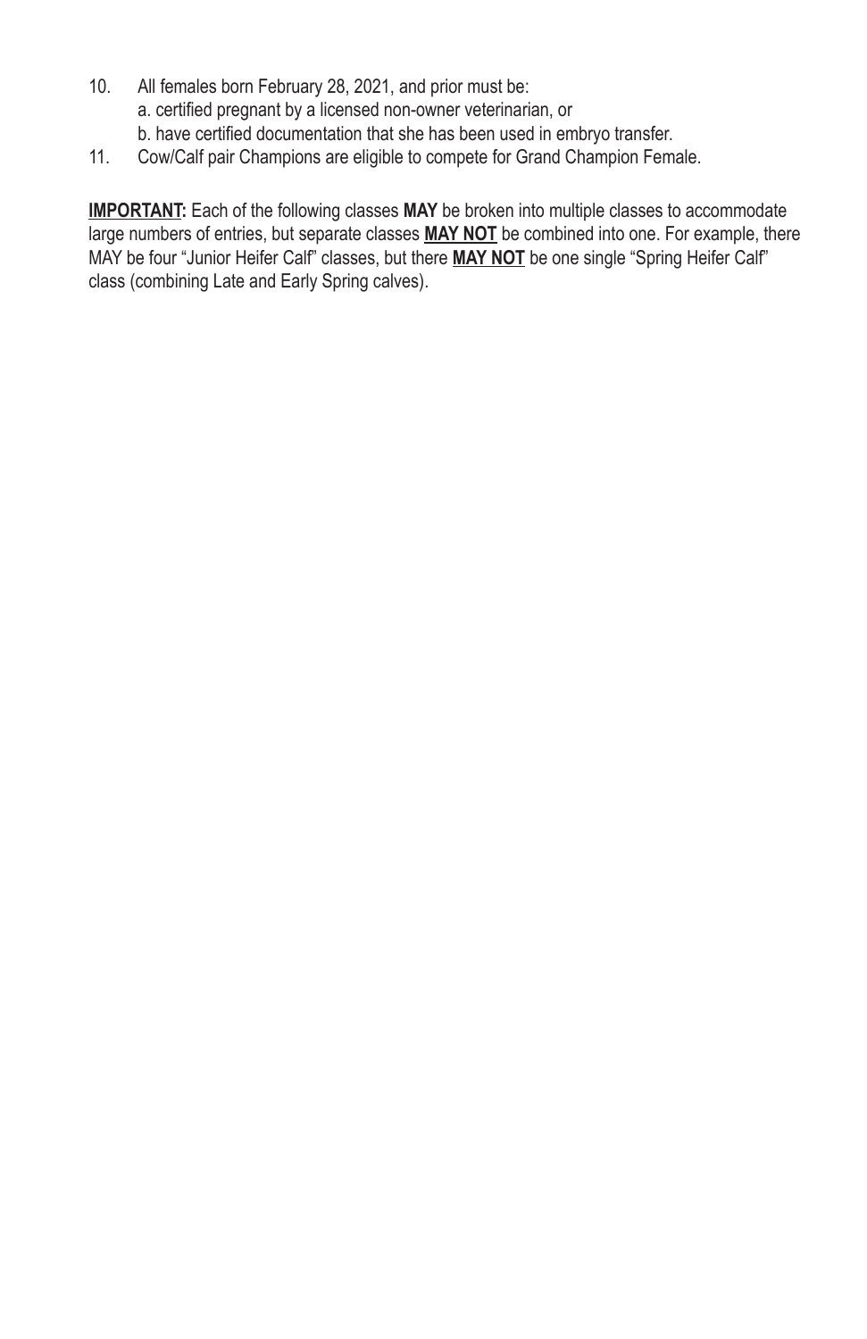10. All females born February 28, 2021, and prior must be:
    a. certified pregnant by a licensed non-owner veterinarian, or
    b. have certified documentation that she has been used in embryo transfer.
11. Cow/Calf pair Champions are eligible to compete for Grand Champion Female.

**<u>IMPORTANT</u>:** Each of the following classes **MAY** be broken into multiple classes to accommodate large numbers of entries, but separate classes **<u>MAY NOT</u>** be combined into one. For example, there MAY be four "Junior Heifer Calf" classes, but there **<u>MAY NOT</u>** be one single "Spring Heifer Calf" class (combining Late and Early Spring calves).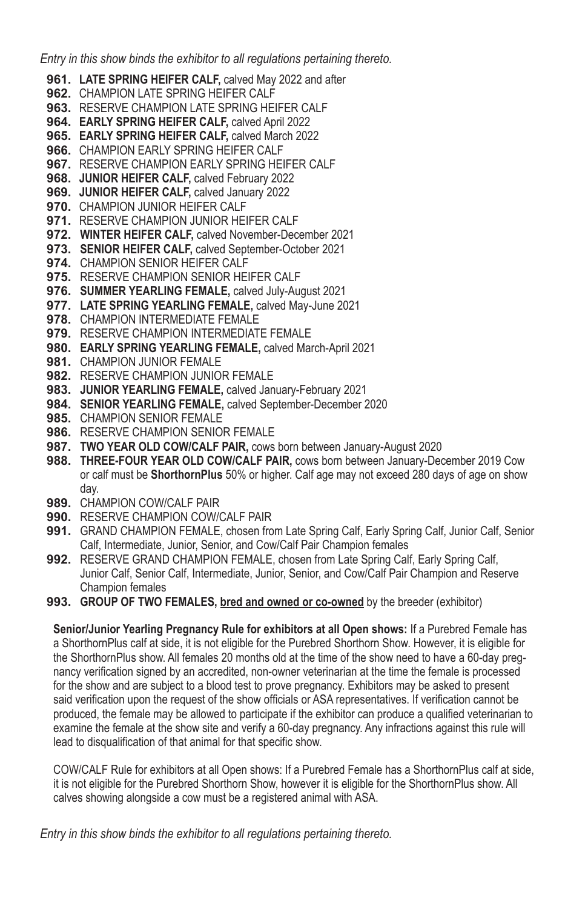*Entry in this show binds the exhibitor to all regulations pertaining thereto.*

**961. LATE SPRING HEIFER CALF,** calved May 2022 and after
**962.** CHAMPION LATE SPRING HEIFER CALF
**963.** RESERVE CHAMPION LATE SPRING HEIFER CALF
**964. EARLY SPRING HEIFER CALF,** calved April 2022
**965. EARLY SPRING HEIFER CALF,** calved March 2022
**966.** CHAMPION EARLY SPRING HEIFER CALF
**967.** RESERVE CHAMPION EARLY SPRING HEIFER CALF
**968. JUNIOR HEIFER CALF,** calved February 2022
**969. JUNIOR HEIFER CALF,** calved January 2022
**970.** CHAMPION JUNIOR HEIFER CALF
**971.** RESERVE CHAMPION JUNIOR HEIFER CALF
**972. WINTER HEIFER CALF,** calved November-December 2021
**973. SENIOR HEIFER CALF,** calved September-October 2021
**974.** CHAMPION SENIOR HEIFER CALF
**975.** RESERVE CHAMPION SENIOR HEIFER CALF
**976. SUMMER YEARLING FEMALE,** calved July-August 2021
**977. LATE SPRING YEARLING FEMALE,** calved May-June 2021
**978.** CHAMPION INTERMEDIATE FEMALE
**979.** RESERVE CHAMPION INTERMEDIATE FEMALE
**980. EARLY SPRING YEARLING FEMALE,** calved March-April 2021
**981.** CHAMPION JUNIOR FEMALE
**982.** RESERVE CHAMPION JUNIOR FEMALE
**983. JUNIOR YEARLING FEMALE,** calved January-February 2021
**984. SENIOR YEARLING FEMALE,** calved September-December 2020
**985.** CHAMPION SENIOR FEMALE
**986.** RESERVE CHAMPION SENIOR FEMALE
**987. TWO YEAR OLD COW/CALF PAIR,** cows born between January-August 2020
**988. THREE-FOUR YEAR OLD COW/CALF PAIR,** cows born between January-December 2019 Cow or calf must be **ShorthornPlus** 50% or higher. Calf age may not exceed 280 days of age on show day.
**989.** CHAMPION COW/CALF PAIR
**990.** RESERVE CHAMPION COW/CALF PAIR
**991.** GRAND CHAMPION FEMALE, chosen from Late Spring Calf, Early Spring Calf, Junior Calf, Senior Calf, Intermediate, Junior, Senior, and Cow/Calf Pair Champion females
**992.** RESERVE GRAND CHAMPION FEMALE, chosen from Late Spring Calf, Early Spring Calf, Junior Calf, Senior Calf, Intermediate, Junior, Senior, and Cow/Calf Pair Champion and Reserve Champion females
**993. GROUP OF TWO FEMALES, bred and owned or co-owned** by the breeder (exhibitor)

**Senior/Junior Yearling Pregnancy Rule for exhibitors at all Open shows:** If a Purebred Female has a ShorthornPlus calf at side, it is not eligible for the Purebred Shorthorn Show. However, it is eligible for the ShorthornPlus show. All females 20 months old at the time of the show need to have a 60-day pregnancy verification signed by an accredited, non-owner veterinarian at the time the female is processed for the show and are subject to a blood test to prove pregnancy. Exhibitors may be asked to present said verification upon the request of the show officials or ASA representatives. If verification cannot be produced, the female may be allowed to participate if the exhibitor can produce a qualified veterinarian to examine the female at the show site and verify a 60-day pregnancy. Any infractions against this rule will lead to disqualification of that animal for that specific show.

COW/CALF Rule for exhibitors at all Open shows: If a Purebred Female has a ShorthornPlus calf at side, it is not eligible for the Purebred Shorthorn Show, however it is eligible for the ShorthornPlus show. All calves showing alongside a cow must be a registered animal with ASA.

*Entry in this show binds the exhibitor to all regulations pertaining thereto.*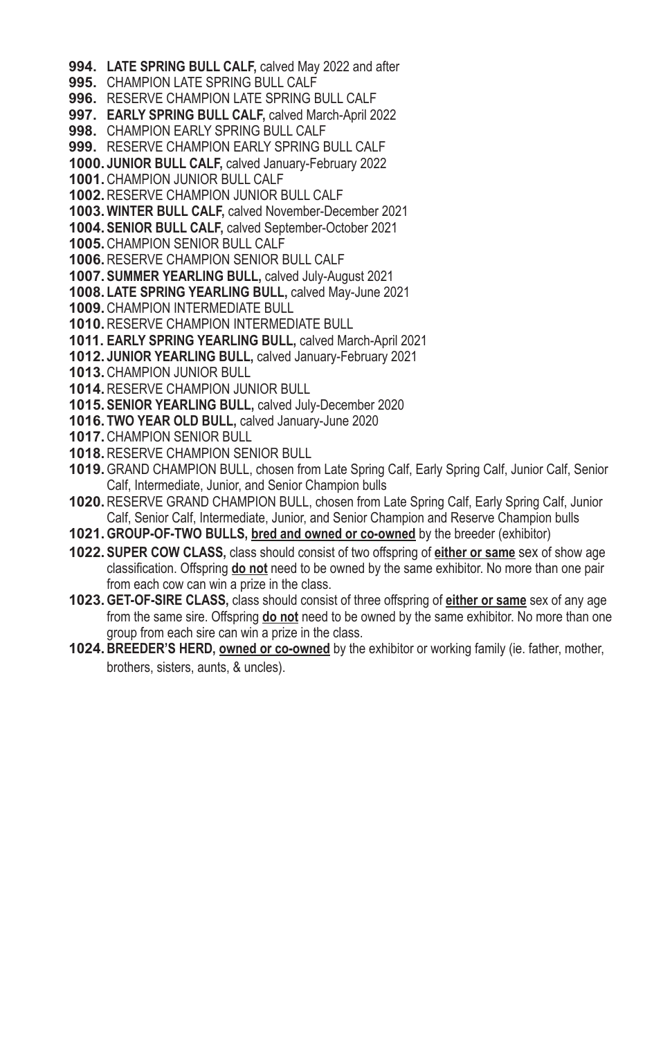**994. LATE SPRING BULL CALF,** calved May 2022 and after
**995.** CHAMPION LATE SPRING BULL CALF
**996.** RESERVE CHAMPION LATE SPRING BULL CALF
**997. EARLY SPRING BULL CALF,** calved March-April 2022
**998.** CHAMPION EARLY SPRING BULL CALF
**999.** RESERVE CHAMPION EARLY SPRING BULL CALF
**1000. JUNIOR BULL CALF,** calved January-February 2022
**1001.** CHAMPION JUNIOR BULL CALF
**1002.** RESERVE CHAMPION JUNIOR BULL CALF
**1003. WINTER BULL CALF,** calved November-December 2021
**1004. SENIOR BULL CALF,** calved September-October 2021
**1005.** CHAMPION SENIOR BULL CALF
**1006.** RESERVE CHAMPION SENIOR BULL CALF
**1007. SUMMER YEARLING BULL,** calved July-August 2021
**1008. LATE SPRING YEARLING BULL,** calved May-June 2021
**1009.** CHAMPION INTERMEDIATE BULL
**1010.** RESERVE CHAMPION INTERMEDIATE BULL
**1011. EARLY SPRING YEARLING BULL,** calved March-April 2021
**1012. JUNIOR YEARLING BULL,** calved January-February 2021
**1013.** CHAMPION JUNIOR BULL
**1014.** RESERVE CHAMPION JUNIOR BULL
**1015. SENIOR YEARLING BULL,** calved July-December 2020
**1016. TWO YEAR OLD BULL,** calved January-June 2020
**1017.** CHAMPION SENIOR BULL
**1018.** RESERVE CHAMPION SENIOR BULL
**1019.** GRAND CHAMPION BULL, chosen from Late Spring Calf, Early Spring Calf, Junior Calf, Senior Calf, Intermediate, Junior, and Senior Champion bulls
**1020.** RESERVE GRAND CHAMPION BULL, chosen from Late Spring Calf, Early Spring Calf, Junior Calf, Senior Calf, Intermediate, Junior, and Senior Champion and Reserve Champion bulls
**1021. GROUP-OF-TWO BULLS, <u>bred and owned or co-owned</u>** by the breeder (exhibitor)
**1022. SUPER COW CLASS,** class should consist of two offspring of **<u>either or same</u>** sex of show age classification. Offspring **<u>do not</u>** need to be owned by the same exhibitor. No more than one pair from each cow can win a prize in the class.
**1023. GET-OF-SIRE CLASS,** class should consist of three offspring of **<u>either or same</u>** sex of any age from the same sire. Offspring **<u>do not</u>** need to be owned by the same exhibitor. No more than one group from each sire can win a prize in the class.
**1024. BREEDER'S HERD, <u>owned or co-owned</u>** by the exhibitor or working family (ie. father, mother, brothers, sisters, aunts, & uncles).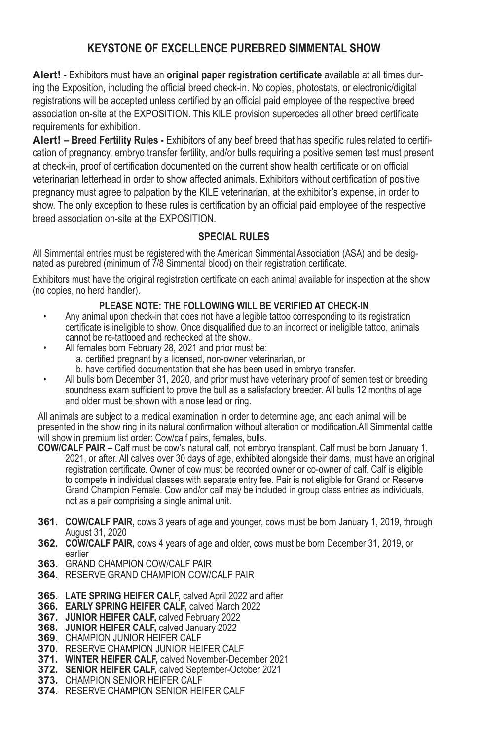## KEYSTONE OF EXCELLENCE PUREBRED SIMMENTAL SHOW

**Alert!** - Exhibitors must have an **original paper registration certificate** available at all times during the Exposition, including the official breed check-in. No copies, photostats, or electronic/digital registrations will be accepted unless certified by an official paid employee of the respective breed association on-site at the EXPOSITION. This KILE provision supercedes all other breed certificate requirements for exhibition.

**Alert! – Breed Fertility Rules -** Exhibitors of any beef breed that has specific rules related to certification of pregnancy, embryo transfer fertility, and/or bulls requiring a positive semen test must present at check-in, proof of certification documented on the current show health certificate or on official veterinarian letterhead in order to show affected animals. Exhibitors without certification of positive pregnancy must agree to palpation by the KILE veterinarian, at the exhibitor's expense, in order to show. The only exception to these rules is certification by an official paid employee of the respective breed association on-site at the EXPOSITION.

### SPECIAL RULES

All Simmental entries must be registered with the American Simmental Association (ASA) and be designated as purebred (minimum of 7/8 Simmental blood) on their registration certificate.

Exhibitors must have the original registration certificate on each animal available for inspection at the show (no copies, no herd handler).

**PLEASE NOTE: THE FOLLOWING WILL BE VERIFIED AT CHECK-IN**

- Any animal upon check-in that does not have a legible tattoo corresponding to its registration certificate is ineligible to show. Once disqualified due to an incorrect or ineligible tattoo, animals cannot be re-tattooed and rechecked at the show.
- All females born February 28, 2021 and prior must be:
  a. certified pregnant by a licensed, non-owner veterinarian, or
  b. have certified documentation that she has been used in embryo transfer.
- All bulls born December 31, 2020, and prior must have veterinary proof of semen test or breeding soundness exam sufficient to prove the bull as a satisfactory breeder. All bulls 12 months of age and older must be shown with a nose lead or ring.

All animals are subject to a medical examination in order to determine age, and each animal will be presented in the show ring in its natural confirmation without alteration or modification.All Simmental cattle will show in premium list order: Cow/calf pairs, females, bulls.

**COW/CALF PAIR** – Calf must be cow's natural calf, not embryo transplant. Calf must be born January 1, 2021, or after. All calves over 30 days of age, exhibited alongside their dams, must have an original registration certificate. Owner of cow must be recorded owner or co-owner of calf. Calf is eligible to compete in individual classes with separate entry fee. Pair is not eligible for Grand or Reserve Grand Champion Female. Cow and/or calf may be included in group class entries as individuals, not as a pair comprising a single animal unit.

**361. COW/CALF PAIR,** cows 3 years of age and younger, cows must be born January 1, 2019, through August 31, 2020
**362. COW/CALF PAIR,** cows 4 years of age and older, cows must be born December 31, 2019, or earlier
**363.** GRAND CHAMPION COW/CALF PAIR
**364.** RESERVE GRAND CHAMPION COW/CALF PAIR

**365. LATE SPRING HEIFER CALF,** calved April 2022 and after
**366. EARLY SPRING HEIFER CALF,** calved March 2022
**367. JUNIOR HEIFER CALF,** calved February 2022
**368. JUNIOR HEIFER CALF,** calved January 2022
**369.** CHAMPION JUNIOR HEIFER CALF
**370.** RESERVE CHAMPION JUNIOR HEIFER CALF
**371. WINTER HEIFER CALF,** calved November-December 2021
**372. SENIOR HEIFER CALF,** calved September-October 2021
**373.** CHAMPION SENIOR HEIFER CALF
**374.** RESERVE CHAMPION SENIOR HEIFER CALF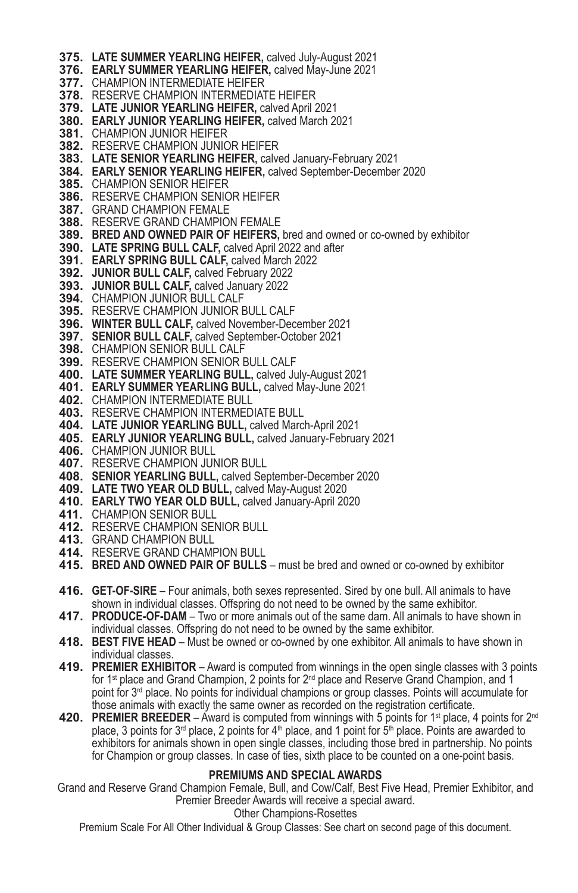**375. LATE SUMMER YEARLING HEIFER,** calved July-August 2021
**376. EARLY SUMMER YEARLING HEIFER,** calved May-June 2021
**377.** CHAMPION INTERMEDIATE HEIFER
**378.** RESERVE CHAMPION INTERMEDIATE HEIFER
**379. LATE JUNIOR YEARLING HEIFER,** calved April 2021
**380. EARLY JUNIOR YEARLING HEIFER,** calved March 2021
**381.** CHAMPION JUNIOR HEIFER
**382.** RESERVE CHAMPION JUNIOR HEIFER
**383. LATE SENIOR YEARLING HEIFER,** calved January-February 2021
**384. EARLY SENIOR YEARLING HEIFER,** calved September-December 2020
**385.** CHAMPION SENIOR HEIFER
**386.** RESERVE CHAMPION SENIOR HEIFER
**387.** GRAND CHAMPION FEMALE
**388.** RESERVE GRAND CHAMPION FEMALE
**389. BRED AND OWNED PAIR OF HEIFERS,** bred and owned or co-owned by exhibitor
**390. LATE SPRING BULL CALF,** calved April 2022 and after
**391. EARLY SPRING BULL CALF,** calved March 2022
**392. JUNIOR BULL CALF,** calved February 2022
**393. JUNIOR BULL CALF,** calved January 2022
**394.** CHAMPION JUNIOR BULL CALF
**395.** RESERVE CHAMPION JUNIOR BULL CALF
**396. WINTER BULL CALF,** calved November-December 2021
**397. SENIOR BULL CALF,** calved September-October 2021
**398.** CHAMPION SENIOR BULL CALF
**399.** RESERVE CHAMPION SENIOR BULL CALF
**400. LATE SUMMER YEARLING BULL,** calved July-August 2021
**401. EARLY SUMMER YEARLING BULL,** calved May-June 2021
**402.** CHAMPION INTERMEDIATE BULL
**403.** RESERVE CHAMPION INTERMEDIATE BULL
**404. LATE JUNIOR YEARLING BULL,** calved March-April 2021
**405. EARLY JUNIOR YEARLING BULL,** calved January-February 2021
**406.** CHAMPION JUNIOR BULL
**407.** RESERVE CHAMPION JUNIOR BULL
**408. SENIOR YEARLING BULL,** calved September-December 2020
**409. LATE TWO YEAR OLD BULL,** calved May-August 2020
**410. EARLY TWO YEAR OLD BULL,** calved January-April 2020
**411.** CHAMPION SENIOR BULL
**412.** RESERVE CHAMPION SENIOR BULL
**413.** GRAND CHAMPION BULL
**414.** RESERVE GRAND CHAMPION BULL
**415. BRED AND OWNED PAIR OF BULLS** – must be bred and owned or co-owned by exhibitor

**416. GET-OF-SIRE** – Four animals, both sexes represented. Sired by one bull. All animals to have shown in individual classes. Offspring do not need to be owned by the same exhibitor.
**417. PRODUCE-OF-DAM** – Two or more animals out of the same dam. All animals to have shown in individual classes. Offspring do not need to be owned by the same exhibitor.
**418. BEST FIVE HEAD** – Must be owned or co-owned by one exhibitor. All animals to have shown in individual classes.
**419. PREMIER EXHIBITOR** – Award is computed from winnings in the open single classes with 3 points for 1st place and Grand Champion, 2 points for 2nd place and Reserve Grand Champion, and 1 point for 3rd place. No points for individual champions or group classes. Points will accumulate for those animals with exactly the same owner as recorded on the registration certificate.
**420. PREMIER BREEDER** – Award is computed from winnings with 5 points for 1st place, 4 points for 2nd place, 3 points for 3rd place, 2 points for 4th place, and 1 point for 5th place. Points are awarded to exhibitors for animals shown in open single classes, including those bred in partnership. No points for Champion or group classes. In case of ties, sixth place to be counted on a one-point basis.

**PREMIUMS AND SPECIAL AWARDS**

Grand and Reserve Grand Champion Female, Bull, and Cow/Calf, Best Five Head, Premier Exhibitor, and Premier Breeder Awards will receive a special award.

Other Champions-Rosettes

Premium Scale For All Other Individual & Group Classes: See chart on second page of this document.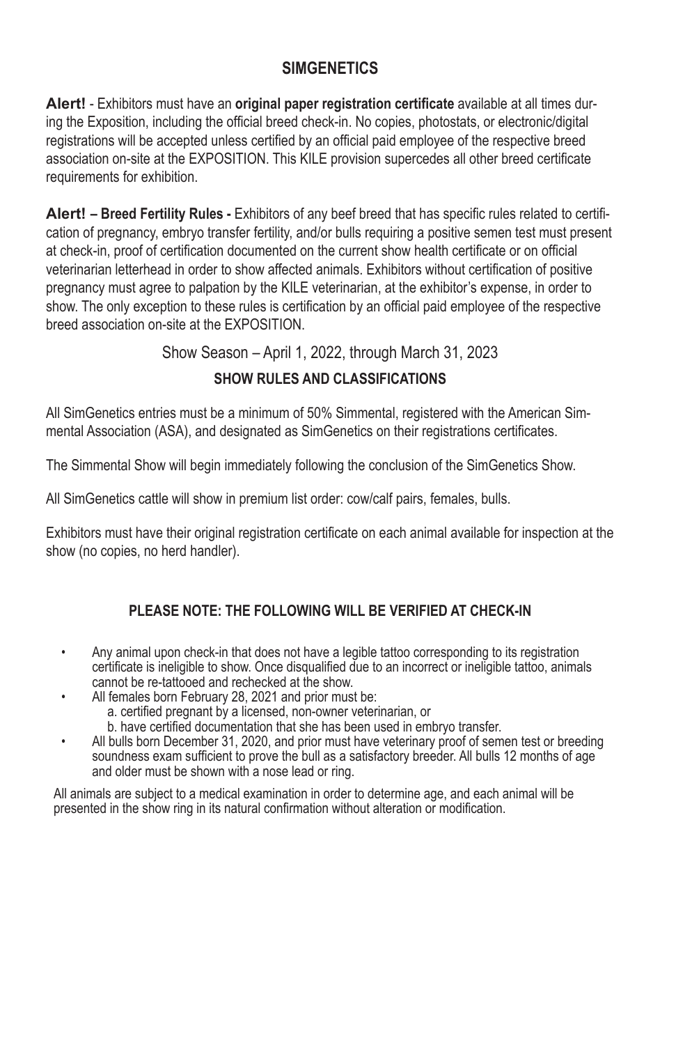## SIMGENETICS

**Alert!** - Exhibitors must have an **original paper registration certificate** available at all times during the Exposition, including the official breed check-in. No copies, photostats, or electronic/digital registrations will be accepted unless certified by an official paid employee of the respective breed association on-site at the EXPOSITION. This KILE provision supercedes all other breed certificate requirements for exhibition.

**Alert! – Breed Fertility Rules -** Exhibitors of any beef breed that has specific rules related to certification of pregnancy, embryo transfer fertility, and/or bulls requiring a positive semen test must present at check-in, proof of certification documented on the current show health certificate or on official veterinarian letterhead in order to show affected animals. Exhibitors without certification of positive pregnancy must agree to palpation by the KILE veterinarian, at the exhibitor's expense, in order to show. The only exception to these rules is certification by an official paid employee of the respective breed association on-site at the EXPOSITION.

Show Season – April 1, 2022, through March 31, 2023

### SHOW RULES AND CLASSIFICATIONS

All SimGenetics entries must be a minimum of 50% Simmental, registered with the American Simmental Association (ASA), and designated as SimGenetics on their registrations certificates.

The Simmental Show will begin immediately following the conclusion of the SimGenetics Show.

All SimGenetics cattle will show in premium list order: cow/calf pairs, females, bulls.

Exhibitors must have their original registration certificate on each animal available for inspection at the show (no copies, no herd handler).

### PLEASE NOTE: THE FOLLOWING WILL BE VERIFIED AT CHECK-IN

- Any animal upon check-in that does not have a legible tattoo corresponding to its registration certificate is ineligible to show. Once disqualified due to an incorrect or ineligible tattoo, animals cannot be re-tattooed and rechecked at the show.
- All females born February 28, 2021 and prior must be:
  - a. certified pregnant by a licensed, non-owner veterinarian, or
  - b. have certified documentation that she has been used in embryo transfer.
- All bulls born December 31, 2020, and prior must have veterinary proof of semen test or breeding soundness exam sufficient to prove the bull as a satisfactory breeder. All bulls 12 months of age and older must be shown with a nose lead or ring.

All animals are subject to a medical examination in order to determine age, and each animal will be presented in the show ring in its natural confirmation without alteration or modification.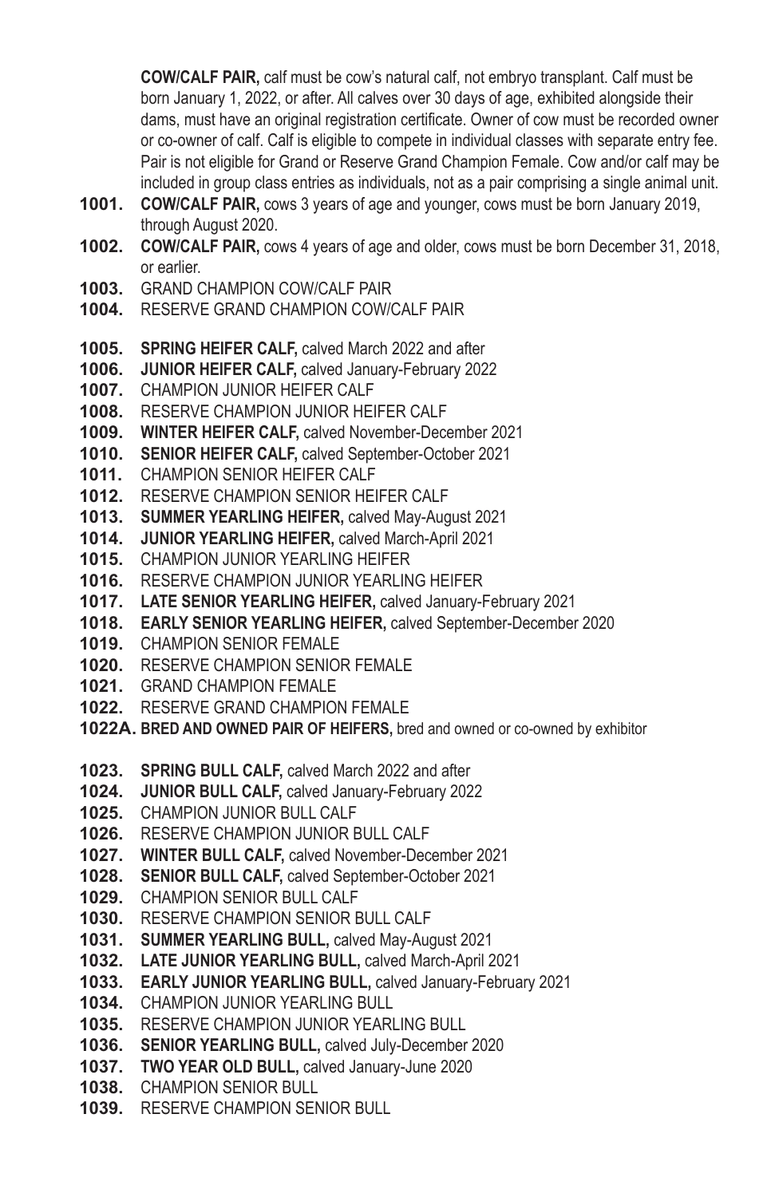**COW/CALF PAIR,** calf must be cow's natural calf, not embryo transplant. Calf must be born January 1, 2022, or after. All calves over 30 days of age, exhibited alongside their dams, must have an original registration certificate. Owner of cow must be recorded owner or co-owner of calf. Calf is eligible to compete in individual classes with separate entry fee. Pair is not eligible for Grand or Reserve Grand Champion Female. Cow and/or calf may be included in group class entries as individuals, not as a pair comprising a single animal unit.

**1001.** **COW/CALF PAIR,** cows 3 years of age and younger, cows must be born January 2019, through August 2020.
**1002.** **COW/CALF PAIR,** cows 4 years of age and older, cows must be born December 31, 2018, or earlier.
**1003.** GRAND CHAMPION COW/CALF PAIR
**1004.** RESERVE GRAND CHAMPION COW/CALF PAIR

**1005.** **SPRING HEIFER CALF,** calved March 2022 and after
**1006.** **JUNIOR HEIFER CALF,** calved January-February 2022
**1007.** CHAMPION JUNIOR HEIFER CALF
**1008.** RESERVE CHAMPION JUNIOR HEIFER CALF
**1009.** **WINTER HEIFER CALF,** calved November-December 2021
**1010.** **SENIOR HEIFER CALF,** calved September-October 2021
**1011.** CHAMPION SENIOR HEIFER CALF
**1012.** RESERVE CHAMPION SENIOR HEIFER CALF
**1013.** **SUMMER YEARLING HEIFER,** calved May-August 2021
**1014.** **JUNIOR YEARLING HEIFER,** calved March-April 2021
**1015.** CHAMPION JUNIOR YEARLING HEIFER
**1016.** RESERVE CHAMPION JUNIOR YEARLING HEIFER
**1017.** **LATE SENIOR YEARLING HEIFER,** calved January-February 2021
**1018.** **EARLY SENIOR YEARLING HEIFER,** calved September-December 2020
**1019.** CHAMPION SENIOR FEMALE
**1020.** RESERVE CHAMPION SENIOR FEMALE
**1021.** GRAND CHAMPION FEMALE
**1022.** RESERVE GRAND CHAMPION FEMALE
**1022A.** **BRED AND OWNED PAIR OF HEIFERS,** bred and owned or co-owned by exhibitor

**1023.** **SPRING BULL CALF,** calved March 2022 and after
**1024.** **JUNIOR BULL CALF,** calved January-February 2022
**1025.** CHAMPION JUNIOR BULL CALF
**1026.** RESERVE CHAMPION JUNIOR BULL CALF
**1027.** **WINTER BULL CALF,** calved November-December 2021
**1028.** **SENIOR BULL CALF,** calved September-October 2021
**1029.** CHAMPION SENIOR BULL CALF
**1030.** RESERVE CHAMPION SENIOR BULL CALF
**1031.** **SUMMER YEARLING BULL,** calved May-August 2021
**1032.** **LATE JUNIOR YEARLING BULL,** calved March-April 2021
**1033.** **EARLY JUNIOR YEARLING BULL,** calved January-February 2021
**1034.** CHAMPION JUNIOR YEARLING BULL
**1035.** RESERVE CHAMPION JUNIOR YEARLING BULL
**1036.** **SENIOR YEARLING BULL,** calved July-December 2020
**1037.** **TWO YEAR OLD BULL,** calved January-June 2020
**1038.** CHAMPION SENIOR BULL
**1039.** RESERVE CHAMPION SENIOR BULL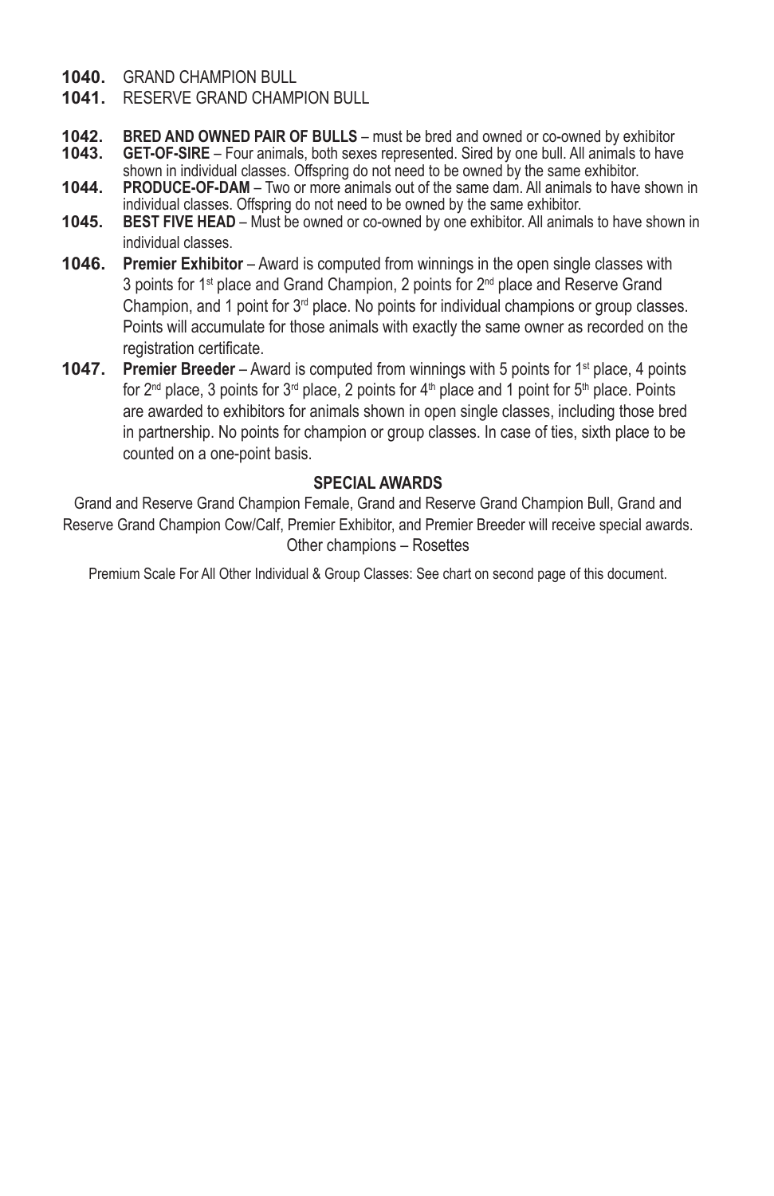**1040.** GRAND CHAMPION BULL

**1041.** RESERVE GRAND CHAMPION BULL

**1042.** **BRED AND OWNED PAIR OF BULLS** – must be bred and owned or co-owned by exhibitor

**1043.** **GET-OF-SIRE** – Four animals, both sexes represented. Sired by one bull. All animals to have shown in individual classes. Offspring do not need to be owned by the same exhibitor.

**1044.** **PRODUCE-OF-DAM** – Two or more animals out of the same dam. All animals to have shown in individual classes. Offspring do not need to be owned by the same exhibitor.

**1045.** **BEST FIVE HEAD** – Must be owned or co-owned by one exhibitor. All animals to have shown in individual classes.

**1046.** **Premier Exhibitor** – Award is computed from winnings in the open single classes with 3 points for 1st place and Grand Champion, 2 points for 2nd place and Reserve Grand Champion, and 1 point for 3rd place. No points for individual champions or group classes. Points will accumulate for those animals with exactly the same owner as recorded on the registration certificate.

**1047.** **Premier Breeder** – Award is computed from winnings with 5 points for 1st place, 4 points for 2nd place, 3 points for 3rd place, 2 points for 4th place and 1 point for 5th place. Points are awarded to exhibitors for animals shown in open single classes, including those bred in partnership. No points for champion or group classes. In case of ties, sixth place to be counted on a one-point basis.

### SPECIAL AWARDS

Grand and Reserve Grand Champion Female, Grand and Reserve Grand Champion Bull, Grand and Reserve Grand Champion Cow/Calf, Premier Exhibitor, and Premier Breeder will receive special awards.
Other champions – Rosettes

Premium Scale For All Other Individual & Group Classes: See chart on second page of this document.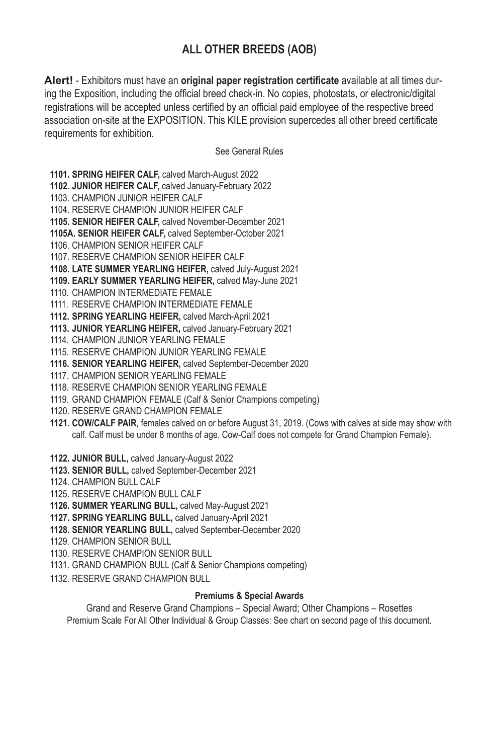## ALL OTHER BREEDS (AOB)

**Alert!** - Exhibitors must have an **original paper registration certificate** available at all times during the Exposition, including the official breed check-in. No copies, photostats, or electronic/digital registrations will be accepted unless certified by an official paid employee of the respective breed association on-site at the EXPOSITION. This KILE provision supercedes all other breed certificate requirements for exhibition.

See General Rules

**1101. SPRING HEIFER CALF,** calved March-August 2022
**1102. JUNIOR HEIFER CALF,** calved January-February 2022
1103. CHAMPION JUNIOR HEIFER CALF
1104. RESERVE CHAMPION JUNIOR HEIFER CALF
**1105. SENIOR HEIFER CALF,** calved November-December 2021
**1105A. SENIOR HEIFER CALF,** calved September-October 2021
1106. CHAMPION SENIOR HEIFER CALF
1107. RESERVE CHAMPION SENIOR HEIFER CALF
**1108. LATE SUMMER YEARLING HEIFER,** calved July-August 2021
**1109. EARLY SUMMER YEARLING HEIFER,** calved May-June 2021
1110. CHAMPION INTERMEDIATE FEMALE
1111. RESERVE CHAMPION INTERMEDIATE FEMALE
**1112. SPRING YEARLING HEIFER,** calved March-April 2021
**1113. JUNIOR YEARLING HEIFER,** calved January-February 2021
1114. CHAMPION JUNIOR YEARLING FEMALE
1115. RESERVE CHAMPION JUNIOR YEARLING FEMALE
**1116. SENIOR YEARLING HEIFER,** calved September-December 2020
1117. CHAMPION SENIOR YEARLING FEMALE
1118. RESERVE CHAMPION SENIOR YEARLING FEMALE
1119. GRAND CHAMPION FEMALE (Calf & Senior Champions competing)
1120. RESERVE GRAND CHAMPION FEMALE
**1121. COW/CALF PAIR,** females calved on or before August 31, 2019. (Cows with calves at side may show with calf. Calf must be under 8 months of age. Cow-Calf does not compete for Grand Champion Female).

**1122. JUNIOR BULL,** calved January-August 2022
**1123. SENIOR BULL,** calved September-December 2021
1124. CHAMPION BULL CALF
1125. RESERVE CHAMPION BULL CALF
**1126. SUMMER YEARLING BULL,** calved May-August 2021
**1127. SPRING YEARLING BULL,** calved January-April 2021
**1128. SENIOR YEARLING BULL,** calved September-December 2020
1129. CHAMPION SENIOR BULL
1130. RESERVE CHAMPION SENIOR BULL
1131. GRAND CHAMPION BULL (Calf & Senior Champions competing)
1132. RESERVE GRAND CHAMPION BULL

**Premiums & Special Awards**

Grand and Reserve Grand Champions – Special Award; Other Champions – Rosettes
Premium Scale For All Other Individual & Group Classes: See chart on second page of this document.